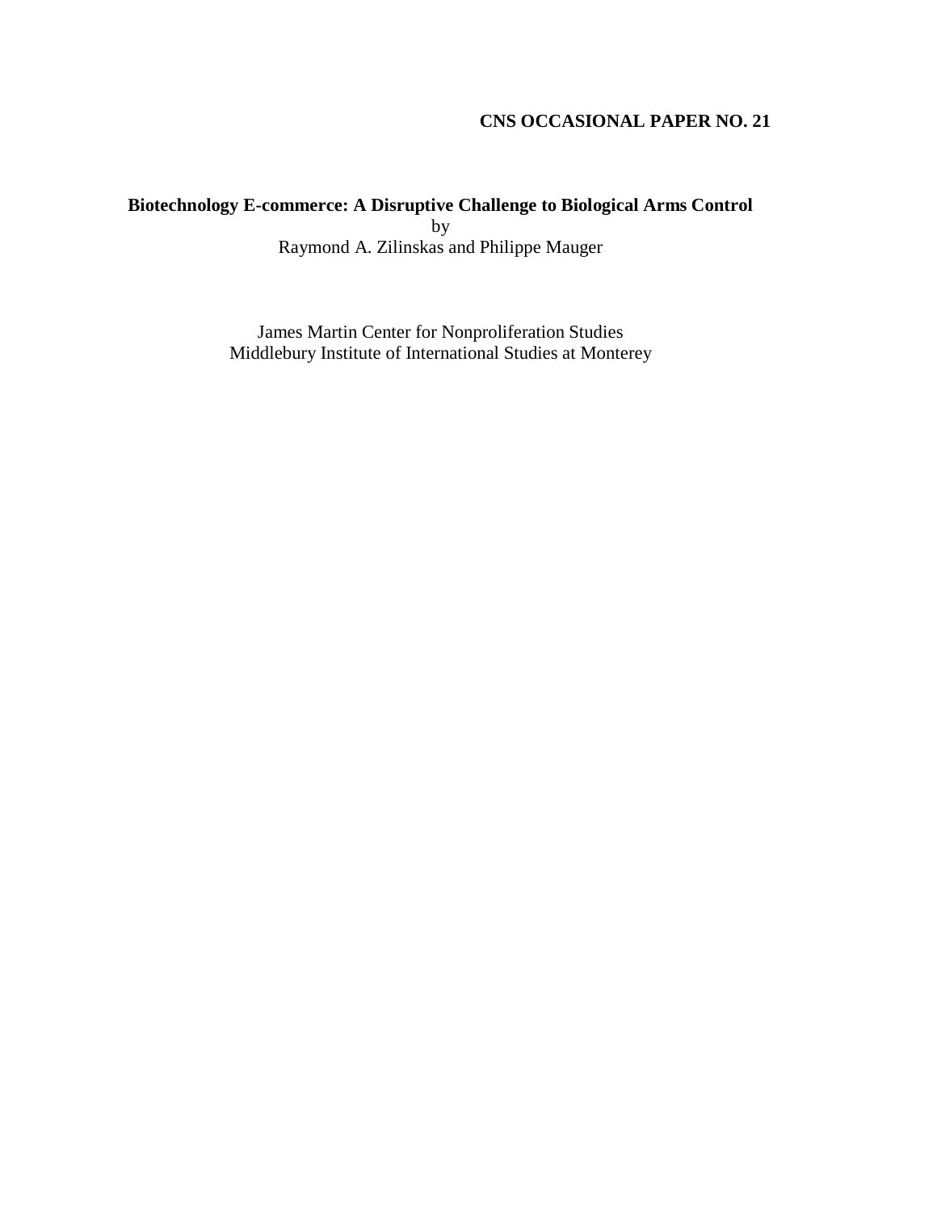**CNS OCCASIONAL PAPER NO. 21**

# Biotechnology E-commerce: A Disruptive Challenge to Biological Arms Control

by

Raymond A. Zilinskas and Philippe Mauger

James Martin Center for Nonproliferation Studies
Middlebury Institute of International Studies at Monterey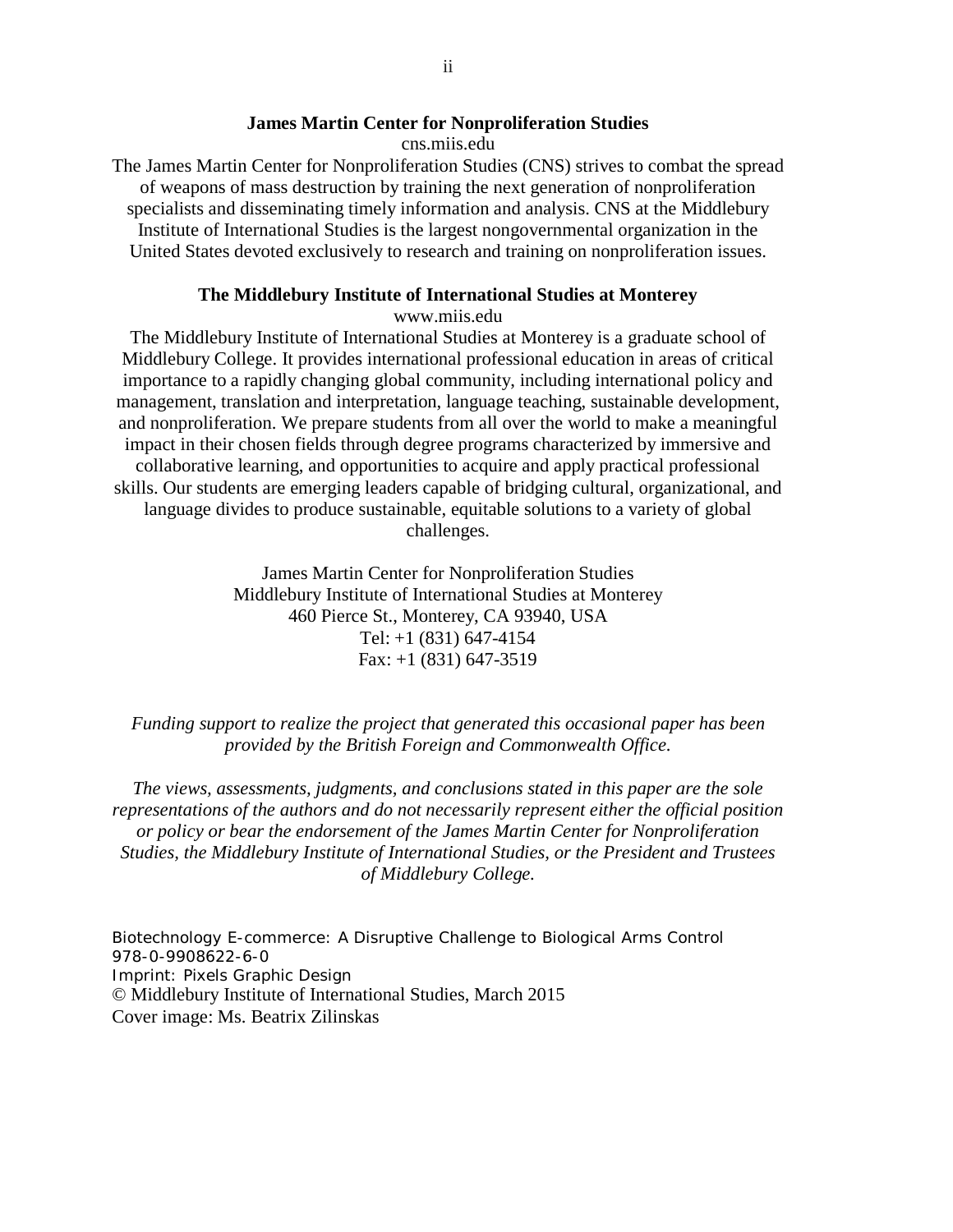**James Martin Center for Nonproliferation Studies**

cns.miis.edu

The James Martin Center for Nonproliferation Studies (CNS) strives to combat the spread of weapons of mass destruction by training the next generation of nonproliferation specialists and disseminating timely information and analysis. CNS at the Middlebury Institute of International Studies is the largest nongovernmental organization in the United States devoted exclusively to research and training on nonproliferation issues.

**The Middlebury Institute of International Studies at Monterey**

www.miis.edu

The Middlebury Institute of International Studies at Monterey is a graduate school of Middlebury College. It provides international professional education in areas of critical importance to a rapidly changing global community, including international policy and management, translation and interpretation, language teaching, sustainable development, and nonproliferation. We prepare students from all over the world to make a meaningful impact in their chosen fields through degree programs characterized by immersive and collaborative learning, and opportunities to acquire and apply practical professional skills. Our students are emerging leaders capable of bridging cultural, organizational, and language divides to produce sustainable, equitable solutions to a variety of global challenges.

James Martin Center for Nonproliferation Studies
Middlebury Institute of International Studies at Monterey
460 Pierce St., Monterey, CA 93940, USA
Tel: +1 (831) 647-4154
Fax: +1 (831) 647-3519

*Funding support to realize the project that generated this occasional paper has been provided by the British Foreign and Commonwealth Office.*

*The views, assessments, judgments, and conclusions stated in this paper are the sole representations of the authors and do not necessarily represent either the official position or policy or bear the endorsement of the James Martin Center for Nonproliferation Studies, the Middlebury Institute of International Studies, or the President and Trustees of Middlebury College.*

Biotechnology E-commerce: A Disruptive Challenge to Biological Arms Control
978-0-9908622-6-0
Imprint: Pixels Graphic Design
© Middlebury Institute of International Studies, March 2015
Cover image: Ms. Beatrix Zilinskas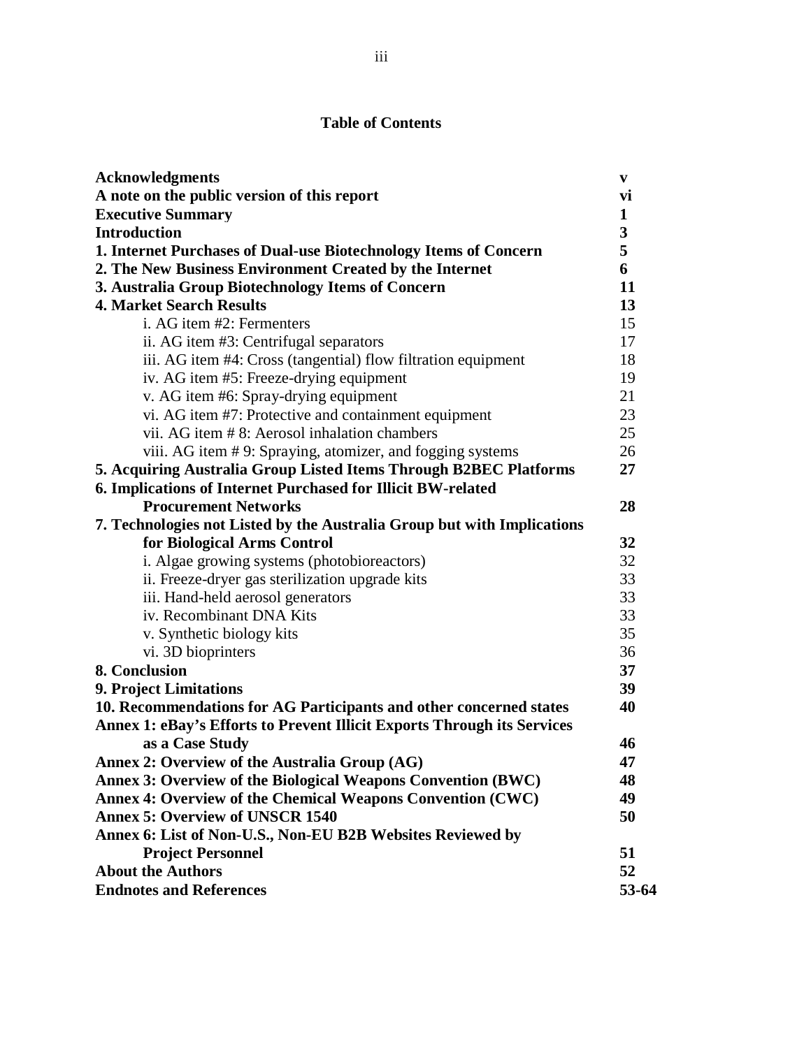# Table of Contents

| | |
|---|---|
| **Acknowledgments** | **v** |
| **A note on the public version of this report** | **vi** |
| **Executive Summary** | **1** |
| **Introduction** | **3** |
| **1. Internet Purchases of Dual-use Biotechnology Items of Concern** | **5** |
| **2. The New Business Environment Created by the Internet** | **6** |
| **3. Australia Group Biotechnology Items of Concern** | **11** |
| **4. Market Search Results** | **13** |
| i. AG item #2: Fermenters | 15 |
| ii. AG item #3: Centrifugal separators | 17 |
| iii. AG item #4: Cross (tangential) flow filtration equipment | 18 |
| iv. AG item #5: Freeze-drying equipment | 19 |
| v. AG item #6: Spray-drying equipment | 21 |
| vi. AG item #7: Protective and containment equipment | 23 |
| vii. AG item # 8: Aerosol inhalation chambers | 25 |
| viii. AG item # 9: Spraying, atomizer, and fogging systems | 26 |
| **5. Acquiring Australia Group Listed Items Through B2BEC Platforms** | **27** |
| **6. Implications of Internet Purchased for Illicit BW-related Procurement Networks** | **28** |
| **7. Technologies not Listed by the Australia Group but with Implications for Biological Arms Control** | **32** |
| i. Algae growing systems (photobioreactors) | 32 |
| ii. Freeze-dryer gas sterilization upgrade kits | 33 |
| iii. Hand-held aerosol generators | 33 |
| iv. Recombinant DNA Kits | 33 |
| v. Synthetic biology kits | 35 |
| vi. 3D bioprinters | 36 |
| **8. Conclusion** | **37** |
| **9. Project Limitations** | **39** |
| **10. Recommendations for AG Participants and other concerned states** | **40** |
| **Annex 1: eBay's Efforts to Prevent Illicit Exports Through its Services as a Case Study** | **46** |
| **Annex 2: Overview of the Australia Group (AG)** | **47** |
| **Annex 3: Overview of the Biological Weapons Convention (BWC)** | **48** |
| **Annex 4: Overview of the Chemical Weapons Convention (CWC)** | **49** |
| **Annex 5: Overview of UNSCR 1540** | **50** |
| **Annex 6: List of Non-U.S., Non-EU B2B Websites Reviewed by Project Personnel** | **51** |
| **About the Authors** | **52** |
| **Endnotes and References** | **53-64** |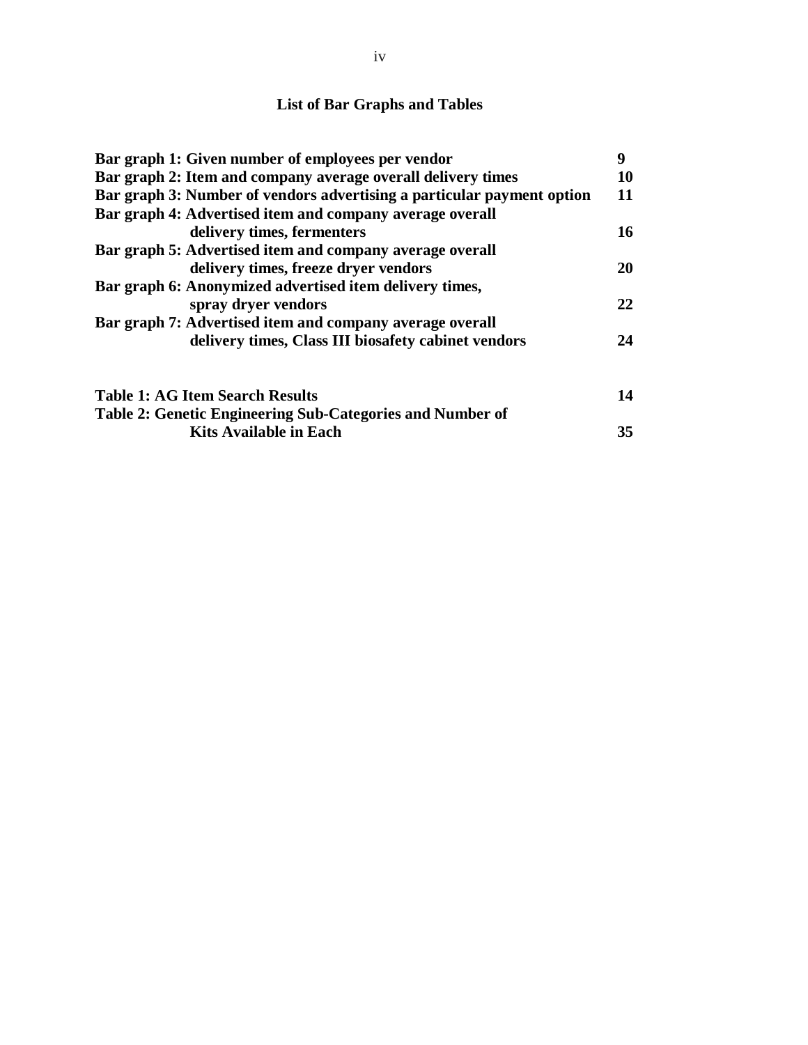# List of Bar Graphs and Tables

| | |
|---|---|
| **Bar graph 1: Given number of employees per vendor** | **9** |
| **Bar graph 2: Item and company average overall delivery times** | **10** |
| **Bar graph 3: Number of vendors advertising a particular payment option** | **11** |
| **Bar graph 4: Advertised item and company average overall delivery times, fermenters** | **16** |
| **Bar graph 5: Advertised item and company average overall delivery times, freeze dryer vendors** | **20** |
| **Bar graph 6: Anonymized advertised item delivery times, spray dryer vendors** | **22** |
| **Bar graph 7: Advertised item and company average overall delivery times, Class III biosafety cabinet vendors** | **24** |

| | |
|---|---|
| **Table 1: AG Item Search Results** | **14** |
| **Table 2: Genetic Engineering Sub-Categories and Number of Kits Available in Each** | **35** |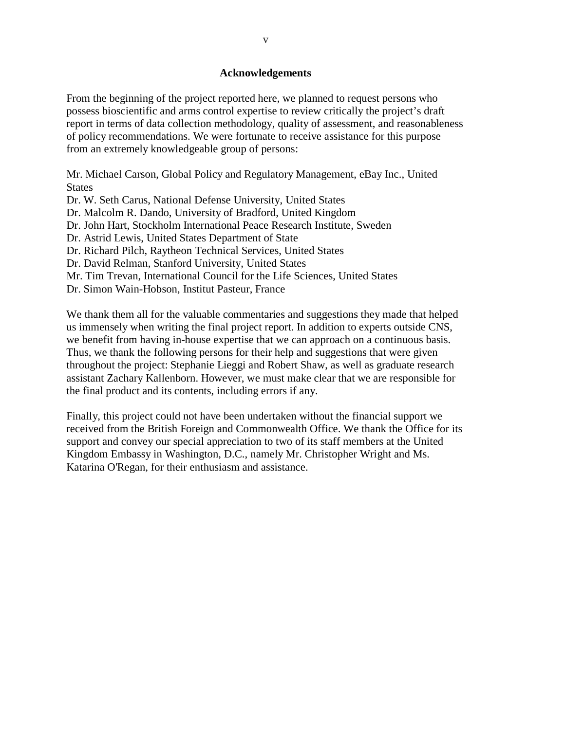## Acknowledgements

From the beginning of the project reported here, we planned to request persons who possess bioscientific and arms control expertise to review critically the project's draft report in terms of data collection methodology, quality of assessment, and reasonableness of policy recommendations. We were fortunate to receive assistance for this purpose from an extremely knowledgeable group of persons:

Mr. Michael Carson, Global Policy and Regulatory Management, eBay Inc., United States
Dr. W. Seth Carus, National Defense University, United States
Dr. Malcolm R. Dando, University of Bradford, United Kingdom
Dr. John Hart, Stockholm International Peace Research Institute, Sweden
Dr. Astrid Lewis, United States Department of State
Dr. Richard Pilch, Raytheon Technical Services, United States
Dr. David Relman, Stanford University, United States
Mr. Tim Trevan, International Council for the Life Sciences, United States
Dr. Simon Wain-Hobson, Institut Pasteur, France

We thank them all for the valuable commentaries and suggestions they made that helped us immensely when writing the final project report. In addition to experts outside CNS, we benefit from having in-house expertise that we can approach on a continuous basis. Thus, we thank the following persons for their help and suggestions that were given throughout the project: Stephanie Lieggi and Robert Shaw, as well as graduate research assistant Zachary Kallenborn. However, we must make clear that we are responsible for the final product and its contents, including errors if any.

Finally, this project could not have been undertaken without the financial support we received from the British Foreign and Commonwealth Office. We thank the Office for its support and convey our special appreciation to two of its staff members at the United Kingdom Embassy in Washington, D.C., namely Mr. Christopher Wright and Ms. Katarina O'Regan, for their enthusiasm and assistance.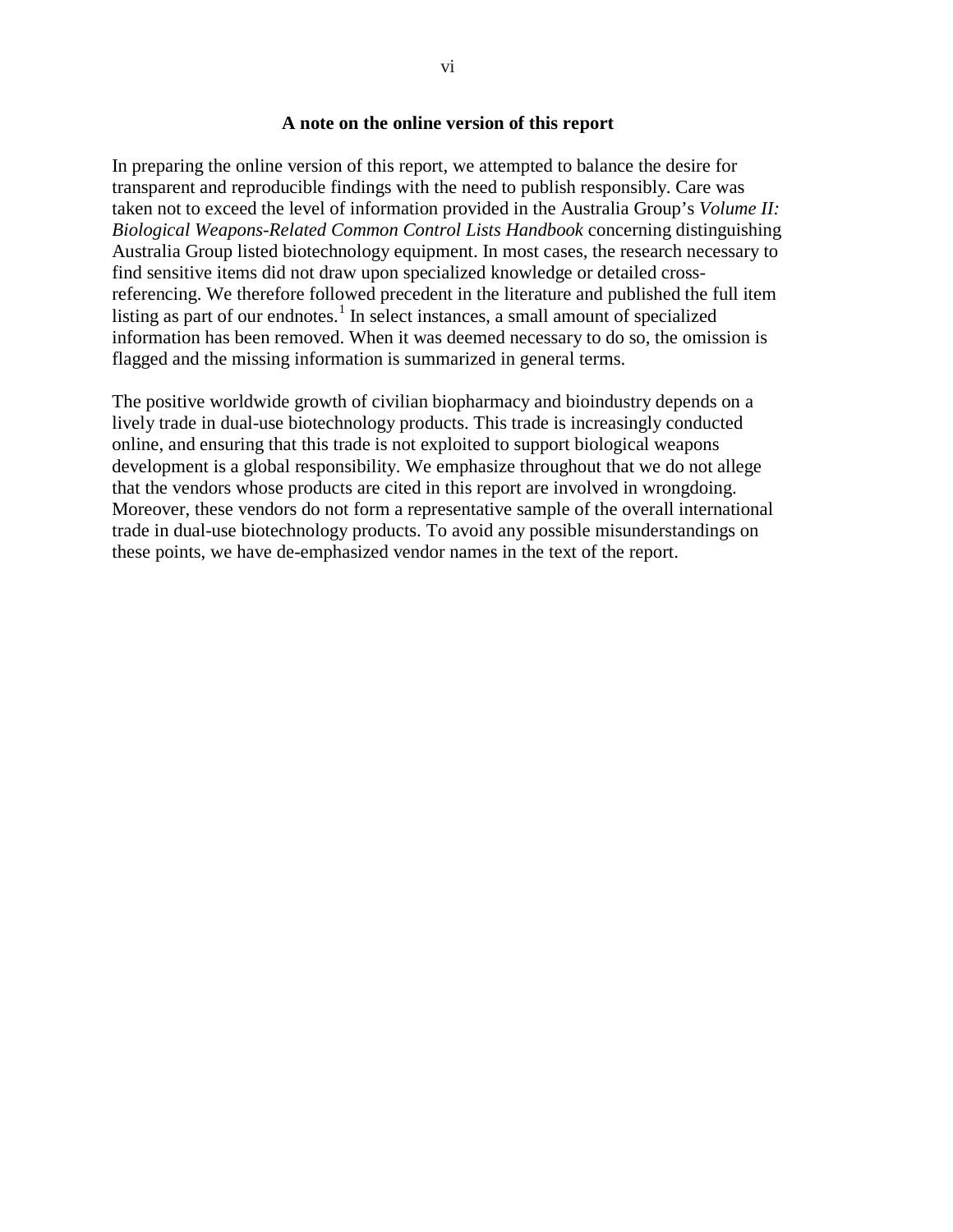## A note on the online version of this report

In preparing the online version of this report, we attempted to balance the desire for transparent and reproducible findings with the need to publish responsibly. Care was taken not to exceed the level of information provided in the Australia Group's *Volume II: Biological Weapons-Related Common Control Lists Handbook* concerning distinguishing Australia Group listed biotechnology equipment. In most cases, the research necessary to find sensitive items did not draw upon specialized knowledge or detailed cross-referencing. We therefore followed precedent in the literature and published the full item listing as part of our endnotes.[1] In select instances, a small amount of specialized information has been removed. When it was deemed necessary to do so, the omission is flagged and the missing information is summarized in general terms.

The positive worldwide growth of civilian biopharmacy and bioindustry depends on a lively trade in dual-use biotechnology products. This trade is increasingly conducted online, and ensuring that this trade is not exploited to support biological weapons development is a global responsibility. We emphasize throughout that we do not allege that the vendors whose products are cited in this report are involved in wrongdoing. Moreover, these vendors do not form a representative sample of the overall international trade in dual-use biotechnology products. To avoid any possible misunderstandings on these points, we have de-emphasized vendor names in the text of the report.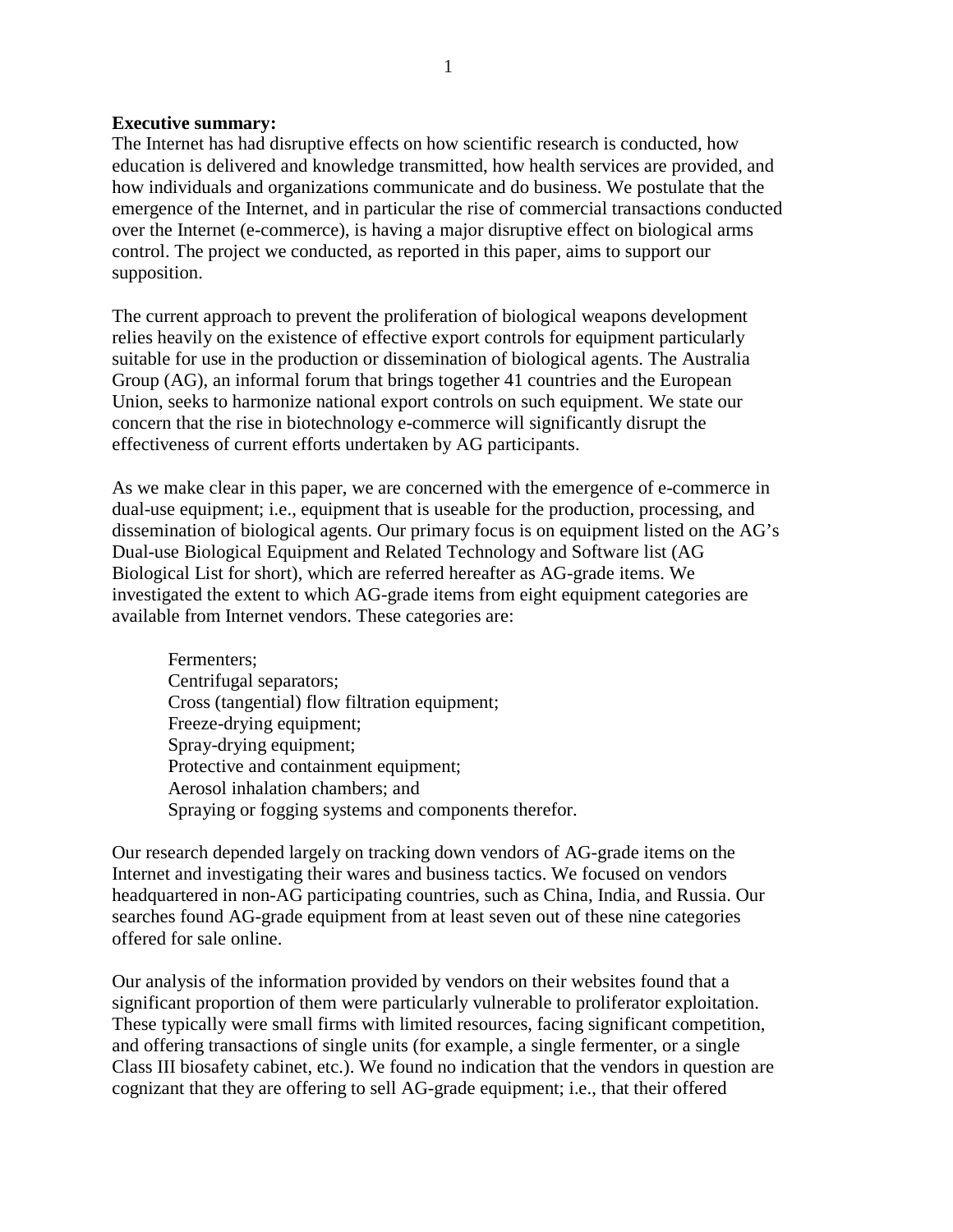**Executive summary:**

The Internet has had disruptive effects on how scientific research is conducted, how education is delivered and knowledge transmitted, how health services are provided, and how individuals and organizations communicate and do business. We postulate that the emergence of the Internet, and in particular the rise of commercial transactions conducted over the Internet (e-commerce), is having a major disruptive effect on biological arms control. The project we conducted, as reported in this paper, aims to support our supposition.

The current approach to prevent the proliferation of biological weapons development relies heavily on the existence of effective export controls for equipment particularly suitable for use in the production or dissemination of biological agents. The Australia Group (AG), an informal forum that brings together 41 countries and the European Union, seeks to harmonize national export controls on such equipment. We state our concern that the rise in biotechnology e-commerce will significantly disrupt the effectiveness of current efforts undertaken by AG participants.

As we make clear in this paper, we are concerned with the emergence of e-commerce in dual-use equipment; i.e., equipment that is useable for the production, processing, and dissemination of biological agents. Our primary focus is on equipment listed on the AG's Dual-use Biological Equipment and Related Technology and Software list (AG Biological List for short), which are referred hereafter as AG-grade items. We investigated the extent to which AG-grade items from eight equipment categories are available from Internet vendors. These categories are:

- Fermenters;
- Centrifugal separators;
- Cross (tangential) flow filtration equipment;
- Freeze-drying equipment;
- Spray-drying equipment;
- Protective and containment equipment;
- Aerosol inhalation chambers; and
- Spraying or fogging systems and components therefor.

Our research depended largely on tracking down vendors of AG-grade items on the Internet and investigating their wares and business tactics. We focused on vendors headquartered in non-AG participating countries, such as China, India, and Russia. Our searches found AG-grade equipment from at least seven out of these nine categories offered for sale online.

Our analysis of the information provided by vendors on their websites found that a significant proportion of them were particularly vulnerable to proliferator exploitation. These typically were small firms with limited resources, facing significant competition, and offering transactions of single units (for example, a single fermenter, or a single Class III biosafety cabinet, etc.). We found no indication that the vendors in question are cognizant that they are offering to sell AG-grade equipment; i.e., that their offered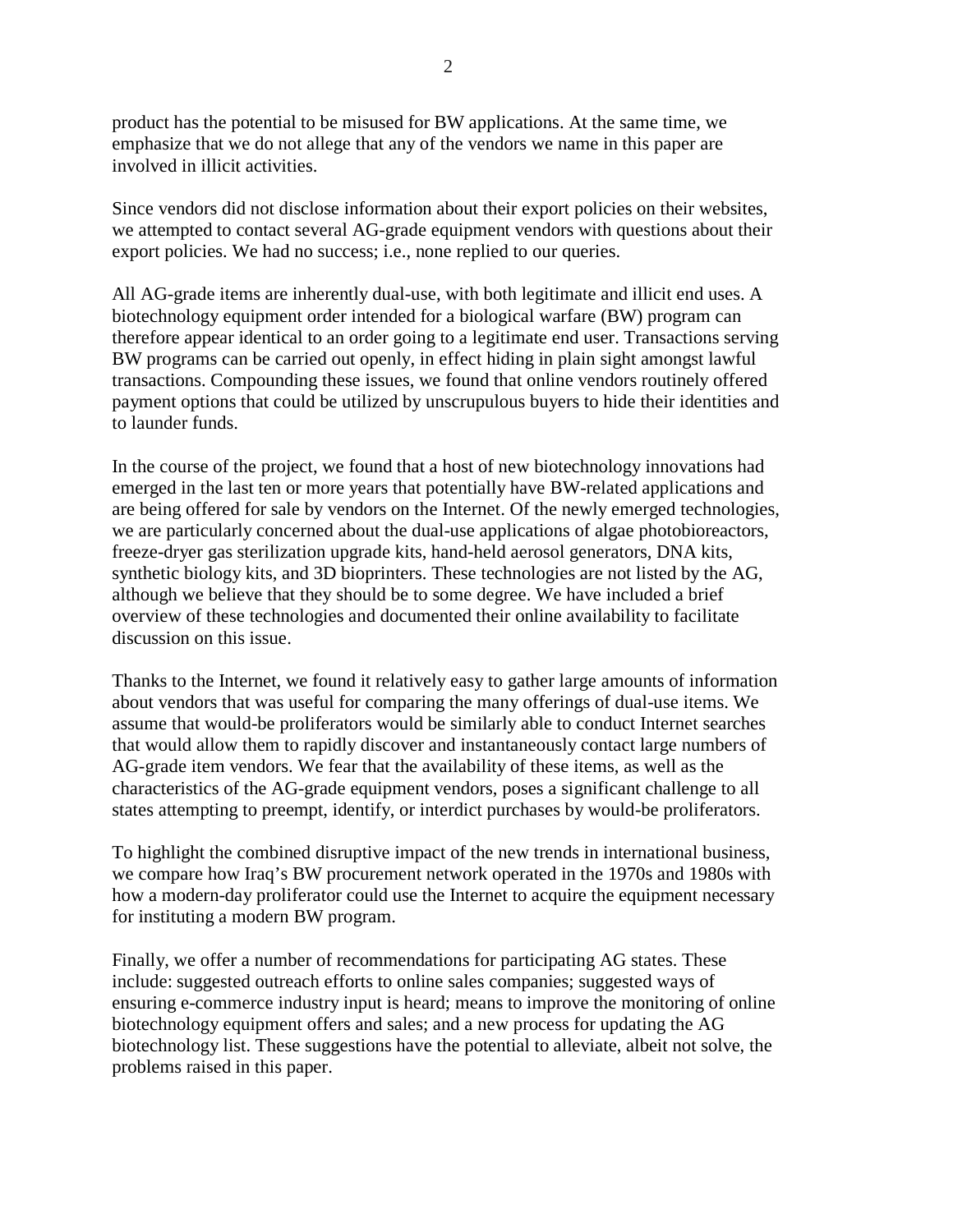product has the potential to be misused for BW applications. At the same time, we emphasize that we do not allege that any of the vendors we name in this paper are involved in illicit activities.

Since vendors did not disclose information about their export policies on their websites, we attempted to contact several AG-grade equipment vendors with questions about their export policies. We had no success; i.e., none replied to our queries.

All AG-grade items are inherently dual-use, with both legitimate and illicit end uses. A biotechnology equipment order intended for a biological warfare (BW) program can therefore appear identical to an order going to a legitimate end user. Transactions serving BW programs can be carried out openly, in effect hiding in plain sight amongst lawful transactions. Compounding these issues, we found that online vendors routinely offered payment options that could be utilized by unscrupulous buyers to hide their identities and to launder funds.

In the course of the project, we found that a host of new biotechnology innovations had emerged in the last ten or more years that potentially have BW-related applications and are being offered for sale by vendors on the Internet. Of the newly emerged technologies, we are particularly concerned about the dual-use applications of algae photobioreactors, freeze-dryer gas sterilization upgrade kits, hand-held aerosol generators, DNA kits, synthetic biology kits, and 3D bioprinters. These technologies are not listed by the AG, although we believe that they should be to some degree. We have included a brief overview of these technologies and documented their online availability to facilitate discussion on this issue.

Thanks to the Internet, we found it relatively easy to gather large amounts of information about vendors that was useful for comparing the many offerings of dual-use items. We assume that would-be proliferators would be similarly able to conduct Internet searches that would allow them to rapidly discover and instantaneously contact large numbers of AG-grade item vendors. We fear that the availability of these items, as well as the characteristics of the AG-grade equipment vendors, poses a significant challenge to all states attempting to preempt, identify, or interdict purchases by would-be proliferators.

To highlight the combined disruptive impact of the new trends in international business, we compare how Iraq's BW procurement network operated in the 1970s and 1980s with how a modern-day proliferator could use the Internet to acquire the equipment necessary for instituting a modern BW program.

Finally, we offer a number of recommendations for participating AG states. These include: suggested outreach efforts to online sales companies; suggested ways of ensuring e-commerce industry input is heard; means to improve the monitoring of online biotechnology equipment offers and sales; and a new process for updating the AG biotechnology list. These suggestions have the potential to alleviate, albeit not solve, the problems raised in this paper.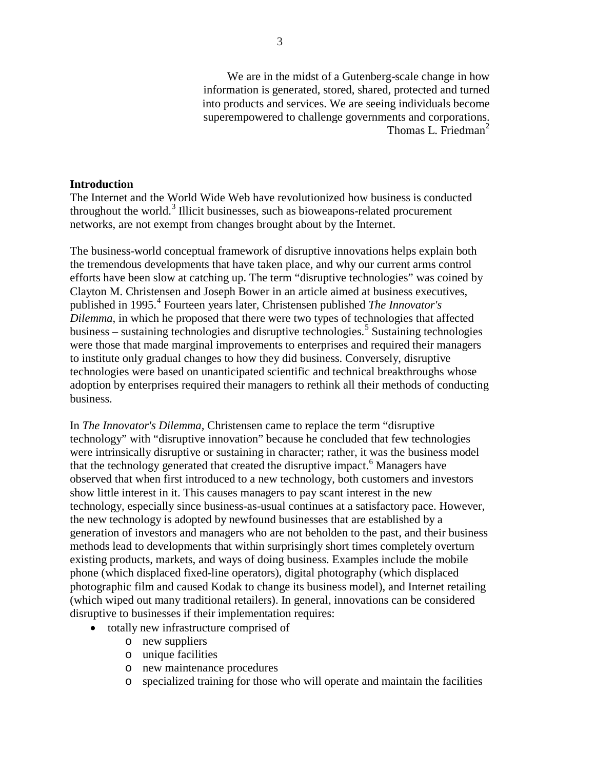> We are in the midst of a Gutenberg-scale change in how information is generated, stored, shared, protected and turned into products and services. We are seeing individuals become superempowered to challenge governments and corporations.
> Thomas L. Friedman[2]

**Introduction**

The Internet and the World Wide Web have revolutionized how business is conducted throughout the world.[3] Illicit businesses, such as bioweapons-related procurement networks, are not exempt from changes brought about by the Internet.

The business-world conceptual framework of disruptive innovations helps explain both the tremendous developments that have taken place, and why our current arms control efforts have been slow at catching up. The term "disruptive technologies" was coined by Clayton M. Christensen and Joseph Bower in an article aimed at business executives, published in 1995.[4] Fourteen years later, Christensen published *The Innovator's Dilemma*, in which he proposed that there were two types of technologies that affected business – sustaining technologies and disruptive technologies.[5] Sustaining technologies were those that made marginal improvements to enterprises and required their managers to institute only gradual changes to how they did business. Conversely, disruptive technologies were based on unanticipated scientific and technical breakthroughs whose adoption by enterprises required their managers to rethink all their methods of conducting business.

In *The Innovator's Dilemma*, Christensen came to replace the term "disruptive technology" with "disruptive innovation" because he concluded that few technologies were intrinsically disruptive or sustaining in character; rather, it was the business model that the technology generated that created the disruptive impact.[6] Managers have observed that when first introduced to a new technology, both customers and investors show little interest in it. This causes managers to pay scant interest in the new technology, especially since business-as-usual continues at a satisfactory pace. However, the new technology is adopted by newfound businesses that are established by a generation of investors and managers who are not beholden to the past, and their business methods lead to developments that within surprisingly short times completely overturn existing products, markets, and ways of doing business. Examples include the mobile phone (which displaced fixed-line operators), digital photography (which displaced photographic film and caused Kodak to change its business model), and Internet retailing (which wiped out many traditional retailers). In general, innovations can be considered disruptive to businesses if their implementation requires:

- totally new infrastructure comprised of
  - new suppliers
  - unique facilities
  - new maintenance procedures
  - specialized training for those who will operate and maintain the facilities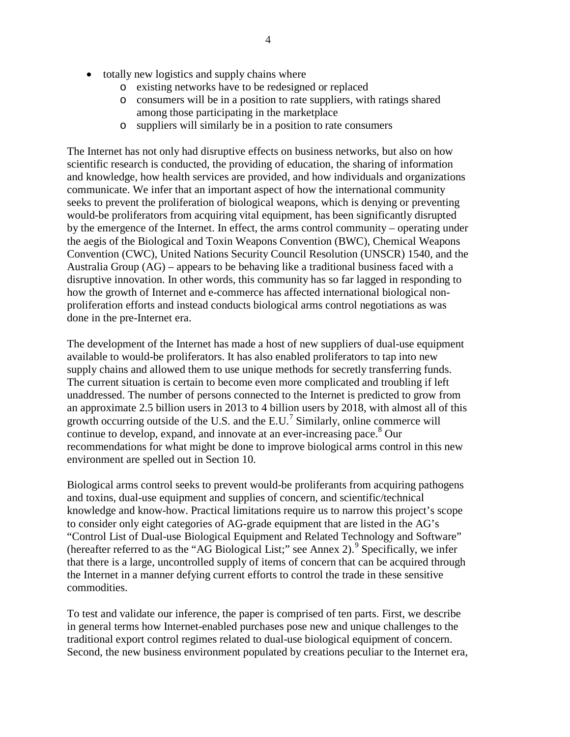- totally new logistics and supply chains where
  - existing networks have to be redesigned or replaced
  - consumers will be in a position to rate suppliers, with ratings shared among those participating in the marketplace
  - suppliers will similarly be in a position to rate consumers

The Internet has not only had disruptive effects on business networks, but also on how scientific research is conducted, the providing of education, the sharing of information and knowledge, how health services are provided, and how individuals and organizations communicate. We infer that an important aspect of how the international community seeks to prevent the proliferation of biological weapons, which is denying or preventing would-be proliferators from acquiring vital equipment, has been significantly disrupted by the emergence of the Internet. In effect, the arms control community – operating under the aegis of the Biological and Toxin Weapons Convention (BWC), Chemical Weapons Convention (CWC), United Nations Security Council Resolution (UNSCR) 1540, and the Australia Group (AG) – appears to be behaving like a traditional business faced with a disruptive innovation. In other words, this community has so far lagged in responding to how the growth of Internet and e-commerce has affected international biological non-proliferation efforts and instead conducts biological arms control negotiations as was done in the pre-Internet era.

The development of the Internet has made a host of new suppliers of dual-use equipment available to would-be proliferators. It has also enabled proliferators to tap into new supply chains and allowed them to use unique methods for secretly transferring funds. The current situation is certain to become even more complicated and troubling if left unaddressed. The number of persons connected to the Internet is predicted to grow from an approximate 2.5 billion users in 2013 to 4 billion users by 2018, with almost all of this growth occurring outside of the U.S. and the E.U.[7] Similarly, online commerce will continue to develop, expand, and innovate at an ever-increasing pace.[8] Our recommendations for what might be done to improve biological arms control in this new environment are spelled out in Section 10.

Biological arms control seeks to prevent would-be proliferants from acquiring pathogens and toxins, dual-use equipment and supplies of concern, and scientific/technical knowledge and know-how. Practical limitations require us to narrow this project's scope to consider only eight categories of AG-grade equipment that are listed in the AG's "Control List of Dual-use Biological Equipment and Related Technology and Software" (hereafter referred to as the "AG Biological List;" see Annex 2).[9] Specifically, we infer that there is a large, uncontrolled supply of items of concern that can be acquired through the Internet in a manner defying current efforts to control the trade in these sensitive commodities.

To test and validate our inference, the paper is comprised of ten parts. First, we describe in general terms how Internet-enabled purchases pose new and unique challenges to the traditional export control regimes related to dual-use biological equipment of concern. Second, the new business environment populated by creations peculiar to the Internet era,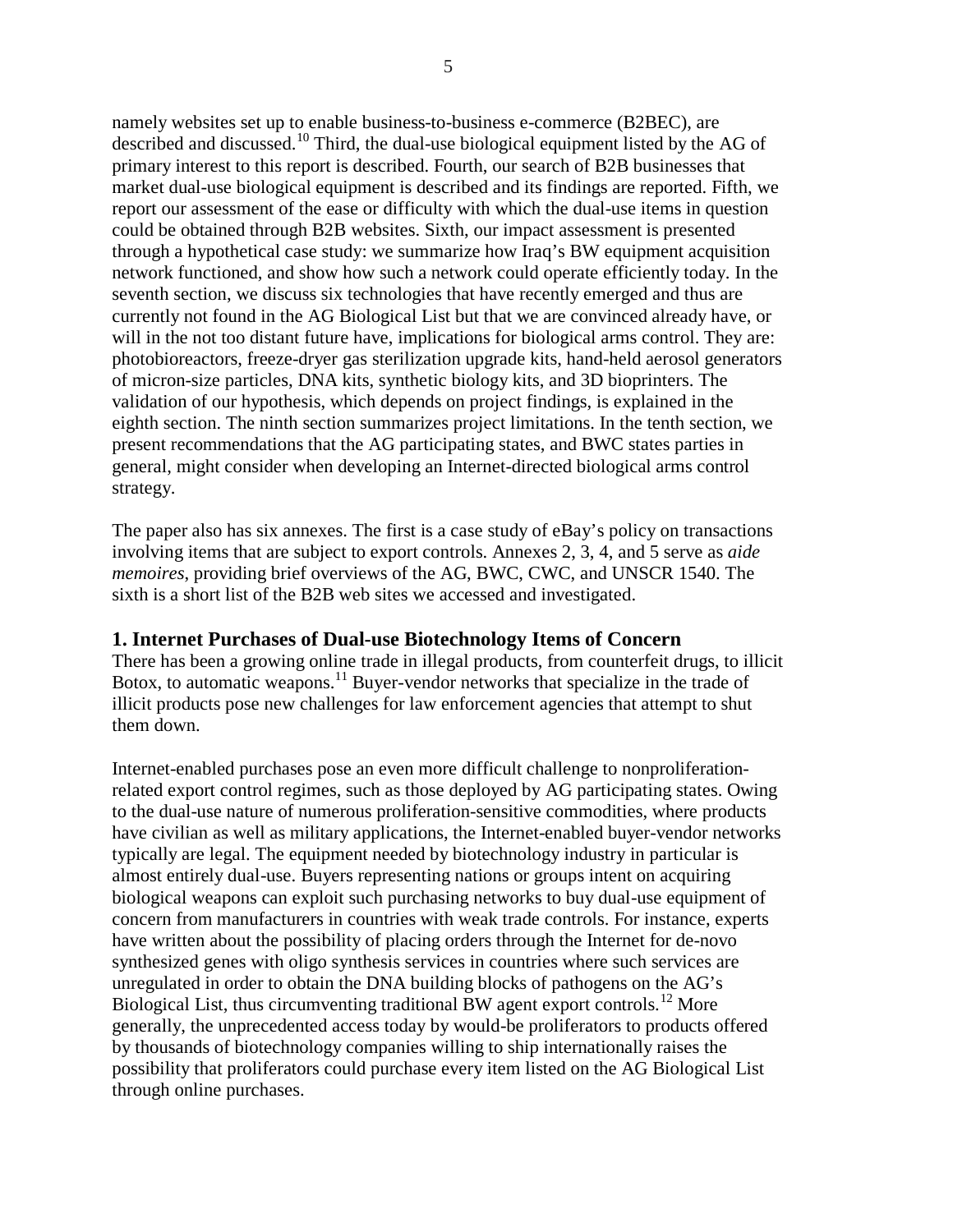namely websites set up to enable business-to-business e-commerce (B2BEC), are described and discussed.[10] Third, the dual-use biological equipment listed by the AG of primary interest to this report is described. Fourth, our search of B2B businesses that market dual-use biological equipment is described and its findings are reported. Fifth, we report our assessment of the ease or difficulty with which the dual-use items in question could be obtained through B2B websites. Sixth, our impact assessment is presented through a hypothetical case study: we summarize how Iraq's BW equipment acquisition network functioned, and show how such a network could operate efficiently today. In the seventh section, we discuss six technologies that have recently emerged and thus are currently not found in the AG Biological List but that we are convinced already have, or will in the not too distant future have, implications for biological arms control. They are: photobioreactors, freeze-dryer gas sterilization upgrade kits, hand-held aerosol generators of micron-size particles, DNA kits, synthetic biology kits, and 3D bioprinters. The validation of our hypothesis, which depends on project findings, is explained in the eighth section. The ninth section summarizes project limitations. In the tenth section, we present recommendations that the AG participating states, and BWC states parties in general, might consider when developing an Internet-directed biological arms control strategy.

The paper also has six annexes. The first is a case study of eBay's policy on transactions involving items that are subject to export controls. Annexes 2, 3, 4, and 5 serve as *aide memoires*, providing brief overviews of the AG, BWC, CWC, and UNSCR 1540. The sixth is a short list of the B2B web sites we accessed and investigated.

## 1. Internet Purchases of Dual-use Biotechnology Items of Concern

There has been a growing online trade in illegal products, from counterfeit drugs, to illicit Botox, to automatic weapons.[11] Buyer-vendor networks that specialize in the trade of illicit products pose new challenges for law enforcement agencies that attempt to shut them down.

Internet-enabled purchases pose an even more difficult challenge to nonproliferation-related export control regimes, such as those deployed by AG participating states. Owing to the dual-use nature of numerous proliferation-sensitive commodities, where products have civilian as well as military applications, the Internet-enabled buyer-vendor networks typically are legal. The equipment needed by biotechnology industry in particular is almost entirely dual-use. Buyers representing nations or groups intent on acquiring biological weapons can exploit such purchasing networks to buy dual-use equipment of concern from manufacturers in countries with weak trade controls. For instance, experts have written about the possibility of placing orders through the Internet for de-novo synthesized genes with oligo synthesis services in countries where such services are unregulated in order to obtain the DNA building blocks of pathogens on the AG's Biological List, thus circumventing traditional BW agent export controls.[12] More generally, the unprecedented access today by would-be proliferators to products offered by thousands of biotechnology companies willing to ship internationally raises the possibility that proliferators could purchase every item listed on the AG Biological List through online purchases.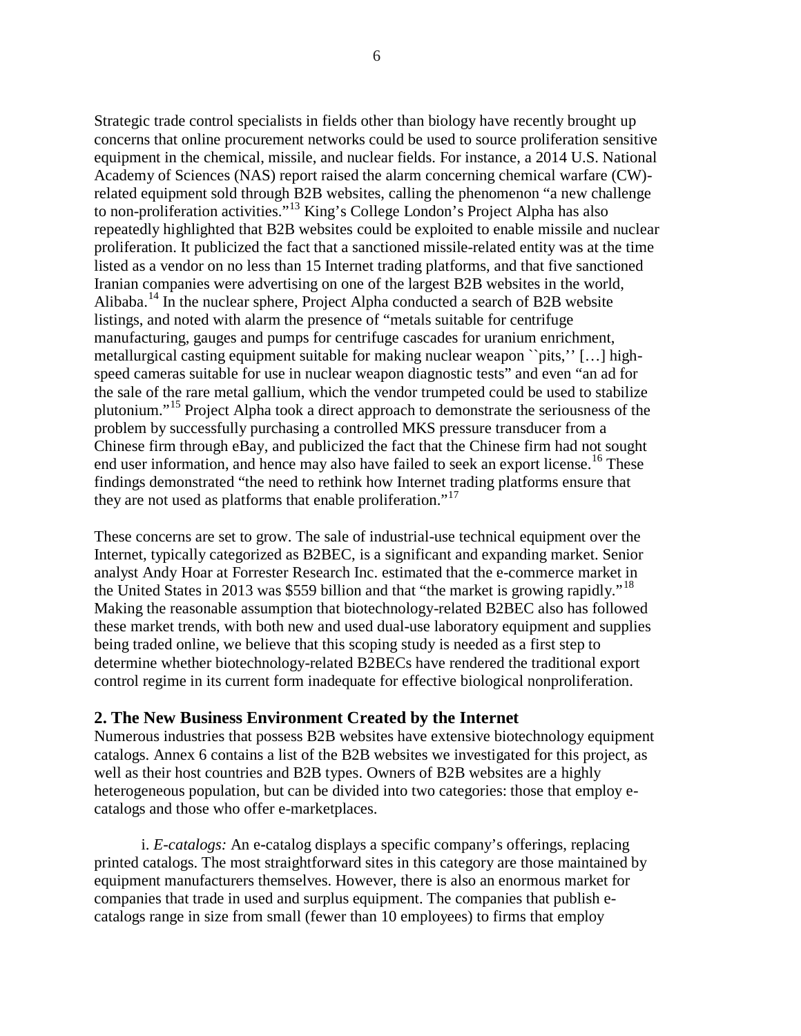Strategic trade control specialists in fields other than biology have recently brought up concerns that online procurement networks could be used to source proliferation sensitive equipment in the chemical, missile, and nuclear fields. For instance, a 2014 U.S. National Academy of Sciences (NAS) report raised the alarm concerning chemical warfare (CW)-related equipment sold through B2B websites, calling the phenomenon "a new challenge to non-proliferation activities."[13] King's College London's Project Alpha has also repeatedly highlighted that B2B websites could be exploited to enable missile and nuclear proliferation. It publicized the fact that a sanctioned missile-related entity was at the time listed as a vendor on no less than 15 Internet trading platforms, and that five sanctioned Iranian companies were advertising on one of the largest B2B websites in the world, Alibaba.[14] In the nuclear sphere, Project Alpha conducted a search of B2B website listings, and noted with alarm the presence of "metals suitable for centrifuge manufacturing, gauges and pumps for centrifuge cascades for uranium enrichment, metallurgical casting equipment suitable for making nuclear weapon ``pits,'' […] high-speed cameras suitable for use in nuclear weapon diagnostic tests" and even "an ad for the sale of the rare metal gallium, which the vendor trumpeted could be used to stabilize plutonium."[15] Project Alpha took a direct approach to demonstrate the seriousness of the problem by successfully purchasing a controlled MKS pressure transducer from a Chinese firm through eBay, and publicized the fact that the Chinese firm had not sought end user information, and hence may also have failed to seek an export license.[16] These findings demonstrated "the need to rethink how Internet trading platforms ensure that they are not used as platforms that enable proliferation."[17]

These concerns are set to grow. The sale of industrial-use technical equipment over the Internet, typically categorized as B2BEC, is a significant and expanding market. Senior analyst Andy Hoar at Forrester Research Inc. estimated that the e-commerce market in the United States in 2013 was $559 billion and that "the market is growing rapidly."[18] Making the reasonable assumption that biotechnology-related B2BEC also has followed these market trends, with both new and used dual-use laboratory equipment and supplies being traded online, we believe that this scoping study is needed as a first step to determine whether biotechnology-related B2BECs have rendered the traditional export control regime in its current form inadequate for effective biological nonproliferation.

## 2. The New Business Environment Created by the Internet

Numerous industries that possess B2B websites have extensive biotechnology equipment catalogs. Annex 6 contains a list of the B2B websites we investigated for this project, as well as their host countries and B2B types. Owners of B2B websites are a highly heterogeneous population, but can be divided into two categories: those that employ e-catalogs and those who offer e-marketplaces.

i. *E-catalogs:* An e-catalog displays a specific company's offerings, replacing printed catalogs. The most straightforward sites in this category are those maintained by equipment manufacturers themselves. However, there is also an enormous market for companies that trade in used and surplus equipment. The companies that publish e-catalogs range in size from small (fewer than 10 employees) to firms that employ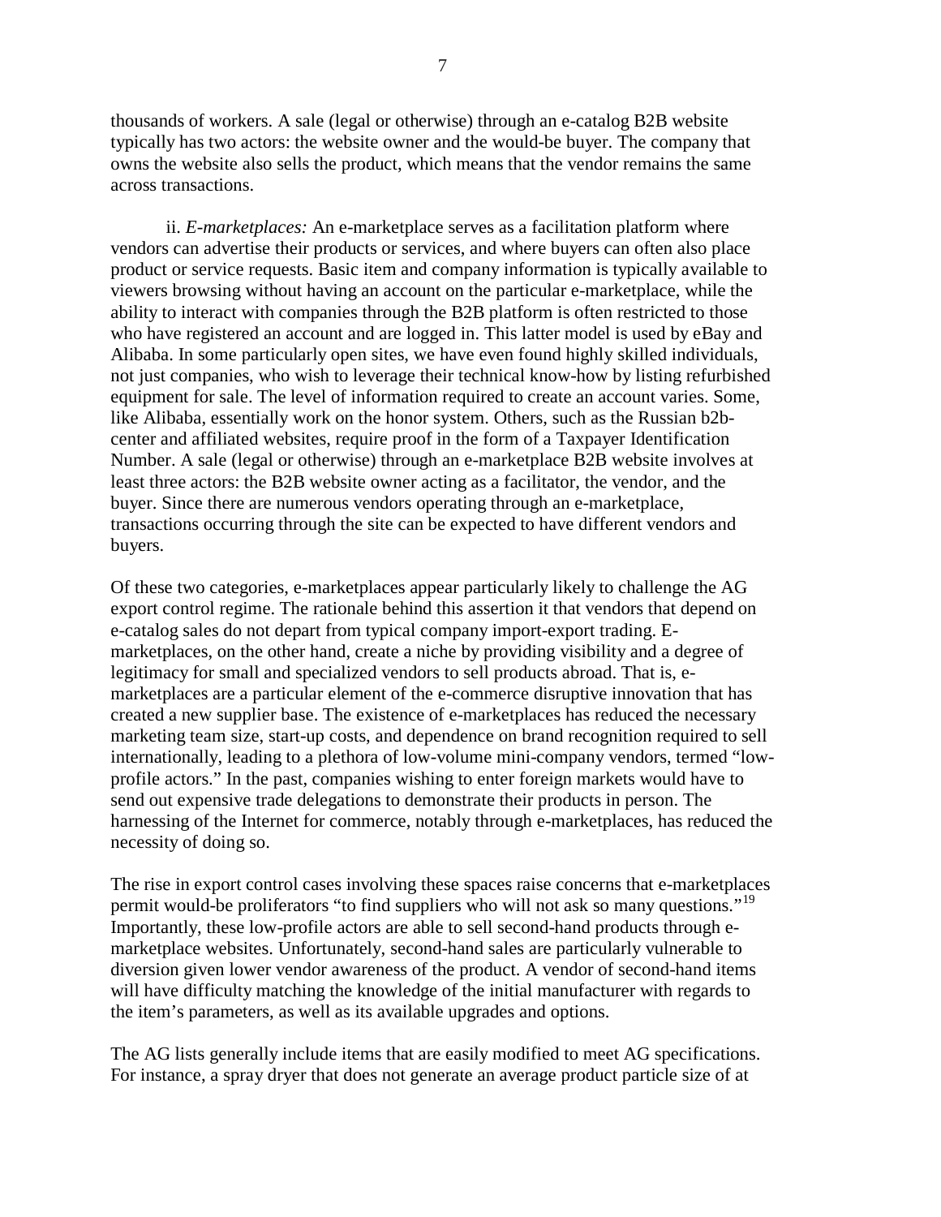thousands of workers. A sale (legal or otherwise) through an e-catalog B2B website typically has two actors: the website owner and the would-be buyer. The company that owns the website also sells the product, which means that the vendor remains the same across transactions.

ii. *E-marketplaces:* An e-marketplace serves as a facilitation platform where vendors can advertise their products or services, and where buyers can often also place product or service requests. Basic item and company information is typically available to viewers browsing without having an account on the particular e-marketplace, while the ability to interact with companies through the B2B platform is often restricted to those who have registered an account and are logged in. This latter model is used by eBay and Alibaba. In some particularly open sites, we have even found highly skilled individuals, not just companies, who wish to leverage their technical know-how by listing refurbished equipment for sale. The level of information required to create an account varies. Some, like Alibaba, essentially work on the honor system. Others, such as the Russian b2b-center and affiliated websites, require proof in the form of a Taxpayer Identification Number. A sale (legal or otherwise) through an e-marketplace B2B website involves at least three actors: the B2B website owner acting as a facilitator, the vendor, and the buyer. Since there are numerous vendors operating through an e-marketplace, transactions occurring through the site can be expected to have different vendors and buyers.

Of these two categories, e-marketplaces appear particularly likely to challenge the AG export control regime. The rationale behind this assertion it that vendors that depend on e-catalog sales do not depart from typical company import-export trading. E-marketplaces, on the other hand, create a niche by providing visibility and a degree of legitimacy for small and specialized vendors to sell products abroad. That is, e-marketplaces are a particular element of the e-commerce disruptive innovation that has created a new supplier base. The existence of e-marketplaces has reduced the necessary marketing team size, start-up costs, and dependence on brand recognition required to sell internationally, leading to a plethora of low-volume mini-company vendors, termed "low-profile actors." In the past, companies wishing to enter foreign markets would have to send out expensive trade delegations to demonstrate their products in person. The harnessing of the Internet for commerce, notably through e-marketplaces, has reduced the necessity of doing so.

The rise in export control cases involving these spaces raise concerns that e-marketplaces permit would-be proliferators "to find suppliers who will not ask so many questions."[19] Importantly, these low-profile actors are able to sell second-hand products through e-marketplace websites. Unfortunately, second-hand sales are particularly vulnerable to diversion given lower vendor awareness of the product. A vendor of second-hand items will have difficulty matching the knowledge of the initial manufacturer with regards to the item's parameters, as well as its available upgrades and options.

The AG lists generally include items that are easily modified to meet AG specifications. For instance, a spray dryer that does not generate an average product particle size of at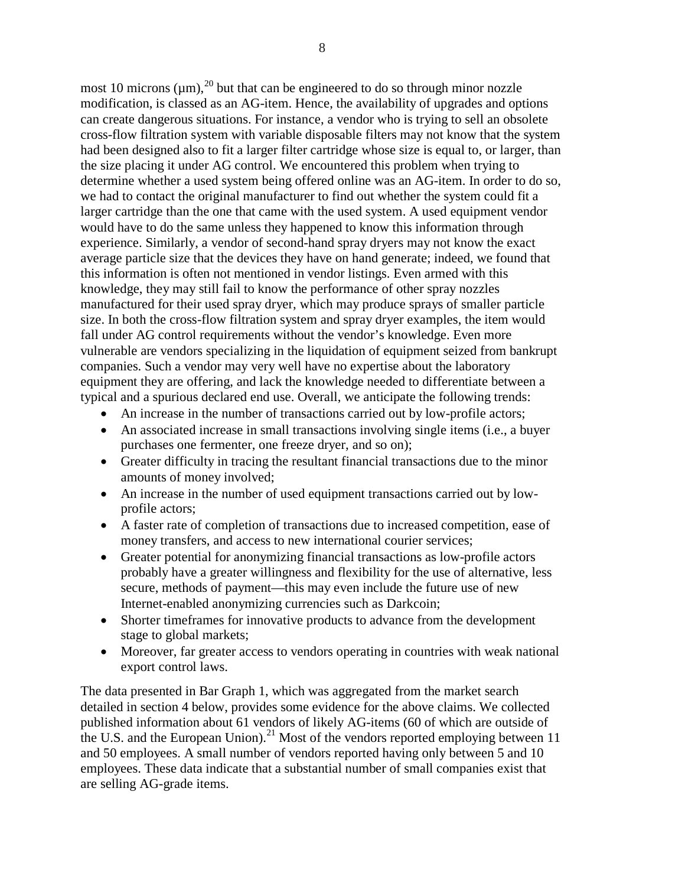most 10 microns (μm),[20] but that can be engineered to do so through minor nozzle modification, is classed as an AG-item. Hence, the availability of upgrades and options can create dangerous situations. For instance, a vendor who is trying to sell an obsolete cross-flow filtration system with variable disposable filters may not know that the system had been designed also to fit a larger filter cartridge whose size is equal to, or larger, than the size placing it under AG control. We encountered this problem when trying to determine whether a used system being offered online was an AG-item. In order to do so, we had to contact the original manufacturer to find out whether the system could fit a larger cartridge than the one that came with the used system. A used equipment vendor would have to do the same unless they happened to know this information through experience. Similarly, a vendor of second-hand spray dryers may not know the exact average particle size that the devices they have on hand generate; indeed, we found that this information is often not mentioned in vendor listings. Even armed with this knowledge, they may still fail to know the performance of other spray nozzles manufactured for their used spray dryer, which may produce sprays of smaller particle size. In both the cross-flow filtration system and spray dryer examples, the item would fall under AG control requirements without the vendor's knowledge. Even more vulnerable are vendors specializing in the liquidation of equipment seized from bankrupt companies. Such a vendor may very well have no expertise about the laboratory equipment they are offering, and lack the knowledge needed to differentiate between a typical and a spurious declared end use. Overall, we anticipate the following trends:

- An increase in the number of transactions carried out by low-profile actors;
- An associated increase in small transactions involving single items (i.e., a buyer purchases one fermenter, one freeze dryer, and so on);
- Greater difficulty in tracing the resultant financial transactions due to the minor amounts of money involved;
- An increase in the number of used equipment transactions carried out by low-profile actors;
- A faster rate of completion of transactions due to increased competition, ease of money transfers, and access to new international courier services;
- Greater potential for anonymizing financial transactions as low-profile actors probably have a greater willingness and flexibility for the use of alternative, less secure, methods of payment—this may even include the future use of new Internet-enabled anonymizing currencies such as Darkcoin;
- Shorter timeframes for innovative products to advance from the development stage to global markets;
- Moreover, far greater access to vendors operating in countries with weak national export control laws.

The data presented in Bar Graph 1, which was aggregated from the market search detailed in section 4 below, provides some evidence for the above claims. We collected published information about 61 vendors of likely AG-items (60 of which are outside of the U.S. and the European Union).[21] Most of the vendors reported employing between 11 and 50 employees. A small number of vendors reported having only between 5 and 10 employees. These data indicate that a substantial number of small companies exist that are selling AG-grade items.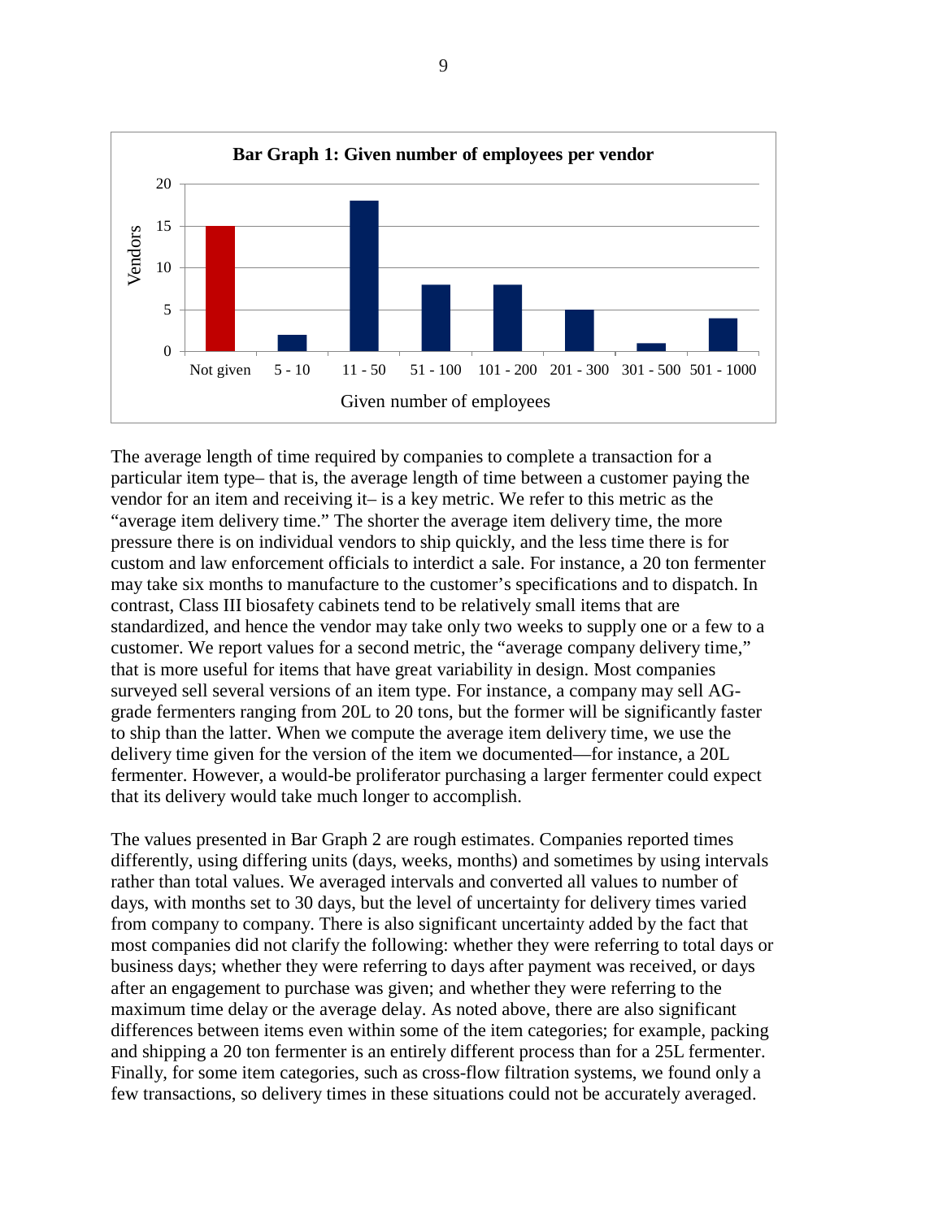**Bar Graph 1: Given number of employees per vendor**

| Given number of employees | Vendors |
|---|---|
| Not given | 15 |
| 5 - 10 | 2 |
| 11 - 50 | 18 |
| 51 - 100 | 8 |
| 101 - 200 | 8 |
| 201 - 300 | 5 |
| 301 - 500 | 1 |
| 501 - 1000 | 4 |

The average length of time required by companies to complete a transaction for a particular item type– that is, the average length of time between a customer paying the vendor for an item and receiving it– is a key metric. We refer to this metric as the "average item delivery time." The shorter the average item delivery time, the more pressure there is on individual vendors to ship quickly, and the less time there is for custom and law enforcement officials to interdict a sale. For instance, a 20 ton fermenter may take six months to manufacture to the customer's specifications and to dispatch. In contrast, Class III biosafety cabinets tend to be relatively small items that are standardized, and hence the vendor may take only two weeks to supply one or a few to a customer. We report values for a second metric, the "average company delivery time," that is more useful for items that have great variability in design. Most companies surveyed sell several versions of an item type. For instance, a company may sell AG-grade fermenters ranging from 20L to 20 tons, but the former will be significantly faster to ship than the latter. When we compute the average item delivery time, we use the delivery time given for the version of the item we documented—for instance, a 20L fermenter. However, a would-be proliferator purchasing a larger fermenter could expect that its delivery would take much longer to accomplish.

The values presented in Bar Graph 2 are rough estimates. Companies reported times differently, using differing units (days, weeks, months) and sometimes by using intervals rather than total values. We averaged intervals and converted all values to number of days, with months set to 30 days, but the level of uncertainty for delivery times varied from company to company. There is also significant uncertainty added by the fact that most companies did not clarify the following: whether they were referring to total days or business days; whether they were referring to days after payment was received, or days after an engagement to purchase was given; and whether they were referring to the maximum time delay or the average delay. As noted above, there are also significant differences between items even within some of the item categories; for example, packing and shipping a 20 ton fermenter is an entirely different process than for a 25L fermenter. Finally, for some item categories, such as cross-flow filtration systems, we found only a few transactions, so delivery times in these situations could not be accurately averaged.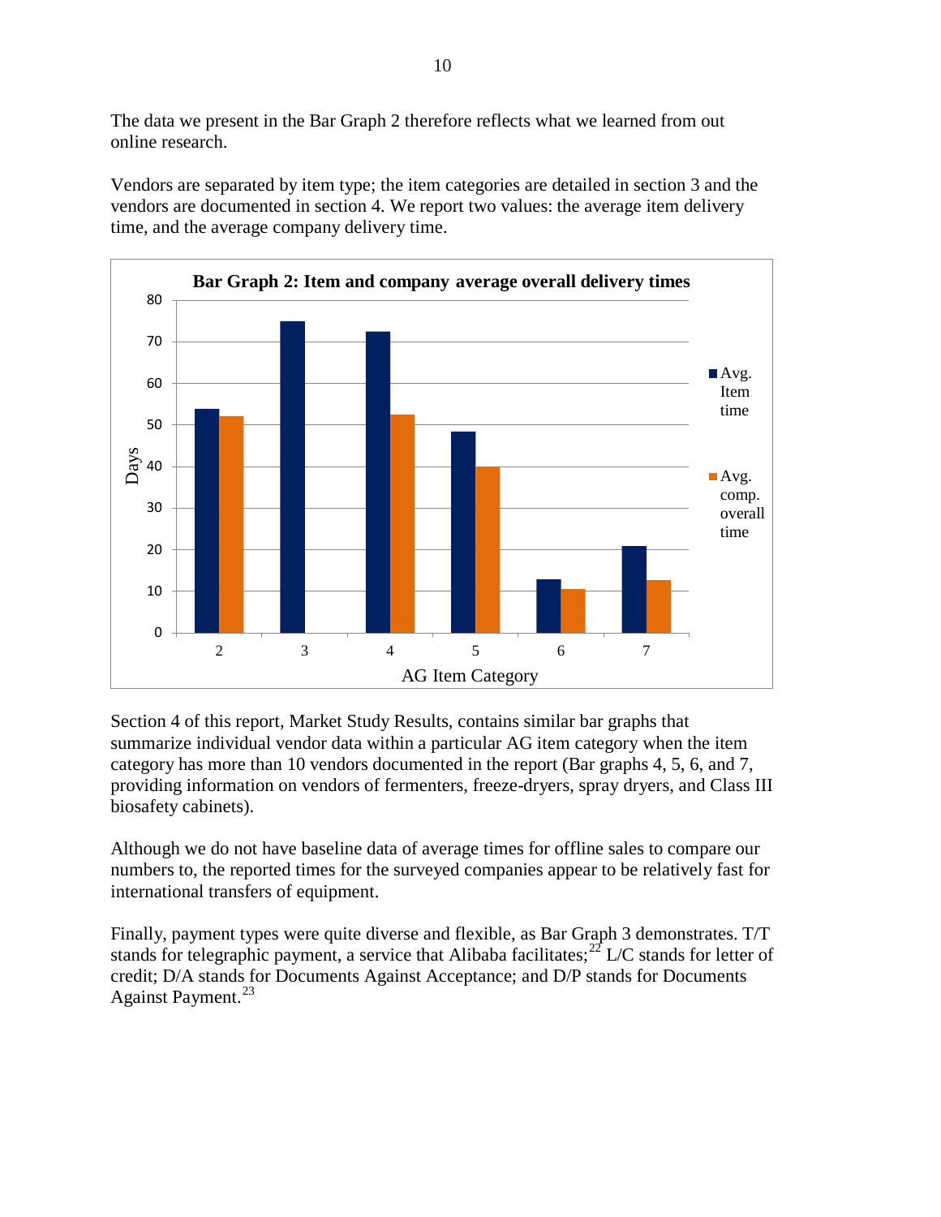The data we present in the Bar Graph 2 therefore reflects what we learned from out online research.

Vendors are separated by item type; the item categories are detailed in section 3 and the vendors are documented in section 4. We report two values: the average item delivery time, and the average company delivery time.

**Bar Graph 2: Item and company average overall delivery times**

Section 4 of this report, Market Study Results, contains similar bar graphs that summarize individual vendor data within a particular AG item category when the item category has more than 10 vendors documented in the report (Bar graphs 4, 5, 6, and 7, providing information on vendors of fermenters, freeze-dryers, spray dryers, and Class III biosafety cabinets).

Although we do not have baseline data of average times for offline sales to compare our numbers to, the reported times for the surveyed companies appear to be relatively fast for international transfers of equipment.

Finally, payment types were quite diverse and flexible, as Bar Graph 3 demonstrates. T/T stands for telegraphic payment, a service that Alibaba facilitates;[22] L/C stands for letter of credit; D/A stands for Documents Against Acceptance; and D/P stands for Documents Against Payment.[23]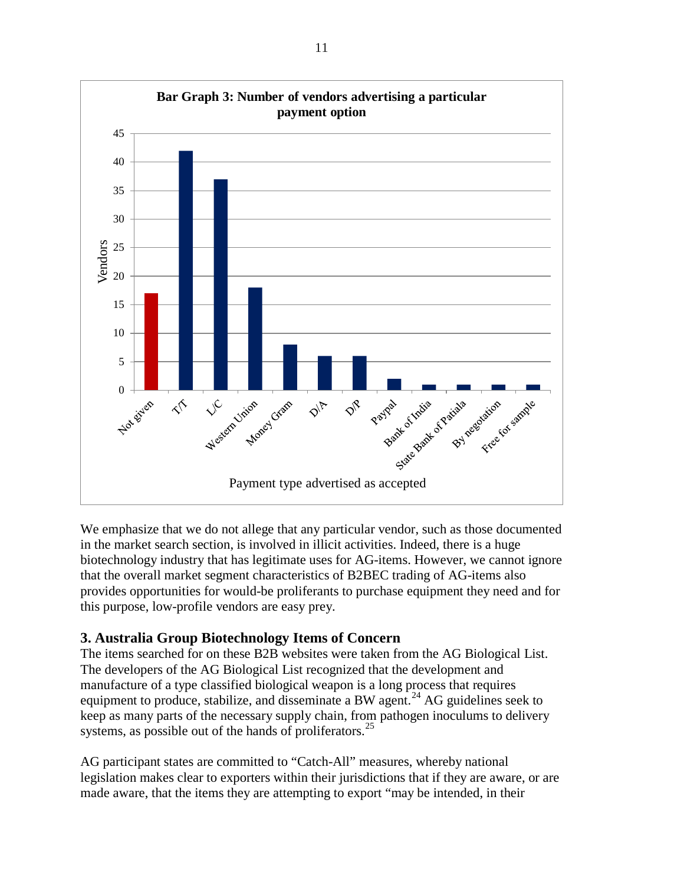**Bar Graph 3: Number of vendors advertising a particular payment option**

| Payment type advertised as accepted | Vendors |
|---|---|
| Not given | 17 |
| T/T | 42 |
| L/C | 37 |
| Western Union | 18 |
| Money Gram | 8 |
| D/A | 6 |
| D/P | 6 |
| Paypal | 2 |
| Bank of India | 1 |
| State Bank of Patiala | 1 |
| By negotiation | 1 |
| Free for sample | 1 |

We emphasize that we do not allege that any particular vendor, such as those documented in the market search section, is involved in illicit activities. Indeed, there is a huge biotechnology industry that has legitimate uses for AG-items. However, we cannot ignore that the overall market segment characteristics of B2BEC trading of AG-items also provides opportunities for would-be proliferants to purchase equipment they need and for this purpose, low-profile vendors are easy prey.

## 3. Australia Group Biotechnology Items of Concern

The items searched for on these B2B websites were taken from the AG Biological List. The developers of the AG Biological List recognized that the development and manufacture of a type classified biological weapon is a long process that requires equipment to produce, stabilize, and disseminate a BW agent.[24] AG guidelines seek to keep as many parts of the necessary supply chain, from pathogen inoculums to delivery systems, as possible out of the hands of proliferators.[25]

AG participant states are committed to "Catch-All" measures, whereby national legislation makes clear to exporters within their jurisdictions that if they are aware, or are made aware, that the items they are attempting to export "may be intended, in their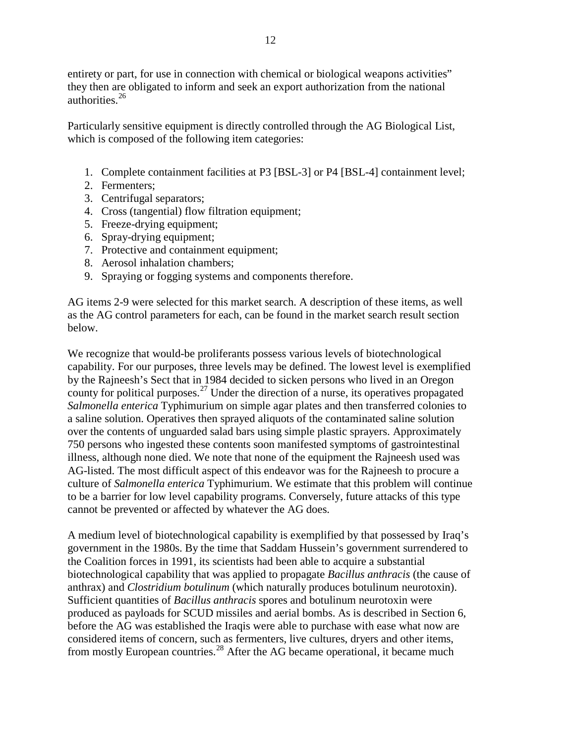entirety or part, for use in connection with chemical or biological weapons activities" they then are obligated to inform and seek an export authorization from the national authorities.[26]

Particularly sensitive equipment is directly controlled through the AG Biological List, which is composed of the following item categories:

1. Complete containment facilities at P3 [BSL-3] or P4 [BSL-4] containment level;
2. Fermenters;
3. Centrifugal separators;
4. Cross (tangential) flow filtration equipment;
5. Freeze-drying equipment;
6. Spray-drying equipment;
7. Protective and containment equipment;
8. Aerosol inhalation chambers;
9. Spraying or fogging systems and components therefore.

AG items 2-9 were selected for this market search. A description of these items, as well as the AG control parameters for each, can be found in the market search result section below.

We recognize that would-be proliferants possess various levels of biotechnological capability. For our purposes, three levels may be defined. The lowest level is exemplified by the Rajneesh's Sect that in 1984 decided to sicken persons who lived in an Oregon county for political purposes.[27] Under the direction of a nurse, its operatives propagated *Salmonella enterica* Typhimurium on simple agar plates and then transferred colonies to a saline solution. Operatives then sprayed aliquots of the contaminated saline solution over the contents of unguarded salad bars using simple plastic sprayers. Approximately 750 persons who ingested these contents soon manifested symptoms of gastrointestinal illness, although none died. We note that none of the equipment the Rajneesh used was AG-listed. The most difficult aspect of this endeavor was for the Rajneesh to procure a culture of *Salmonella enterica* Typhimurium. We estimate that this problem will continue to be a barrier for low level capability programs. Conversely, future attacks of this type cannot be prevented or affected by whatever the AG does.

A medium level of biotechnological capability is exemplified by that possessed by Iraq's government in the 1980s. By the time that Saddam Hussein's government surrendered to the Coalition forces in 1991, its scientists had been able to acquire a substantial biotechnological capability that was applied to propagate *Bacillus anthracis* (the cause of anthrax) and *Clostridium botulinum* (which naturally produces botulinum neurotoxin). Sufficient quantities of *Bacillus anthracis* spores and botulinum neurotoxin were produced as payloads for SCUD missiles and aerial bombs. As is described in Section 6, before the AG was established the Iraqis were able to purchase with ease what now are considered items of concern, such as fermenters, live cultures, dryers and other items, from mostly European countries.[28] After the AG became operational, it became much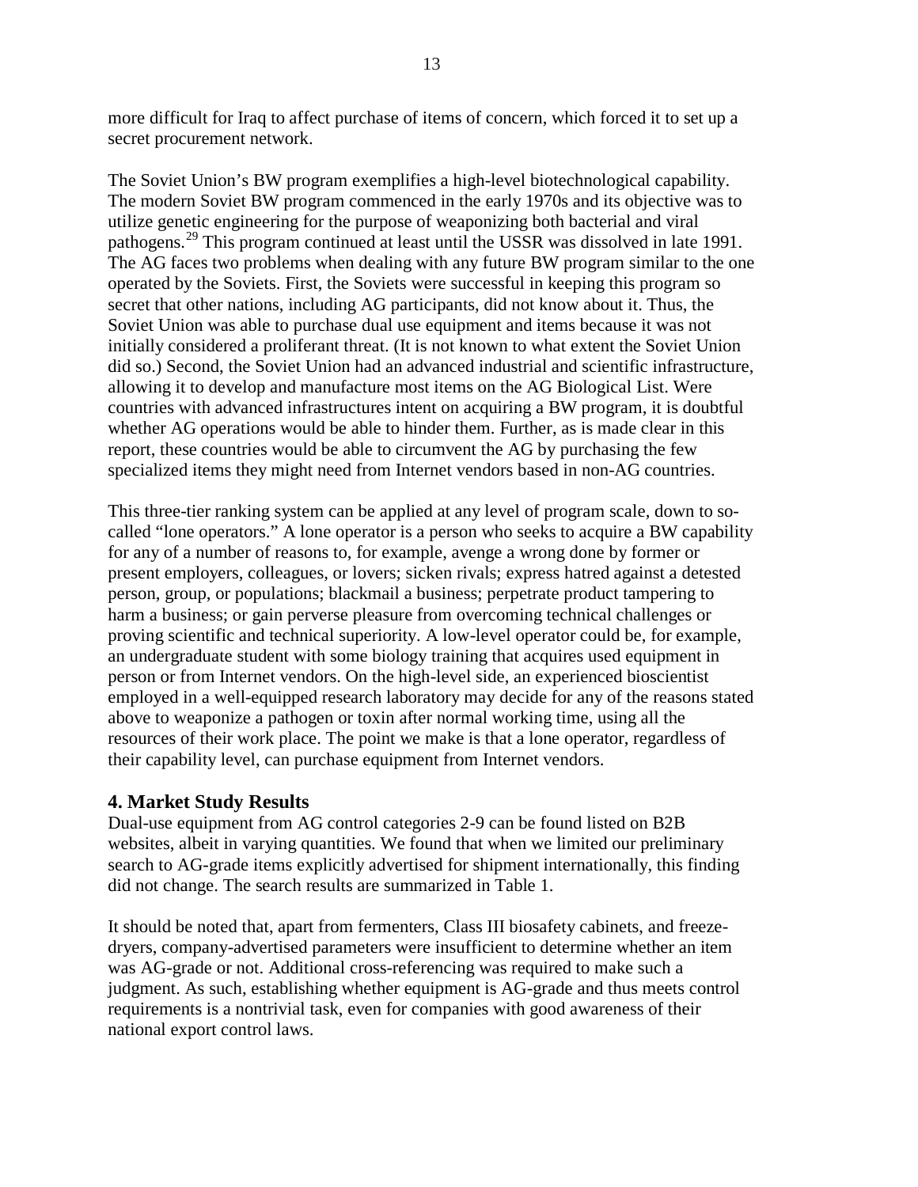more difficult for Iraq to affect purchase of items of concern, which forced it to set up a secret procurement network.

The Soviet Union's BW program exemplifies a high-level biotechnological capability. The modern Soviet BW program commenced in the early 1970s and its objective was to utilize genetic engineering for the purpose of weaponizing both bacterial and viral pathogens.[29] This program continued at least until the USSR was dissolved in late 1991. The AG faces two problems when dealing with any future BW program similar to the one operated by the Soviets. First, the Soviets were successful in keeping this program so secret that other nations, including AG participants, did not know about it. Thus, the Soviet Union was able to purchase dual use equipment and items because it was not initially considered a proliferant threat. (It is not known to what extent the Soviet Union did so.) Second, the Soviet Union had an advanced industrial and scientific infrastructure, allowing it to develop and manufacture most items on the AG Biological List. Were countries with advanced infrastructures intent on acquiring a BW program, it is doubtful whether AG operations would be able to hinder them. Further, as is made clear in this report, these countries would be able to circumvent the AG by purchasing the few specialized items they might need from Internet vendors based in non-AG countries.

This three-tier ranking system can be applied at any level of program scale, down to so-called "lone operators." A lone operator is a person who seeks to acquire a BW capability for any of a number of reasons to, for example, avenge a wrong done by former or present employers, colleagues, or lovers; sicken rivals; express hatred against a detested person, group, or populations; blackmail a business; perpetrate product tampering to harm a business; or gain perverse pleasure from overcoming technical challenges or proving scientific and technical superiority. A low-level operator could be, for example, an undergraduate student with some biology training that acquires used equipment in person or from Internet vendors. On the high-level side, an experienced bioscientist employed in a well-equipped research laboratory may decide for any of the reasons stated above to weaponize a pathogen or toxin after normal working time, using all the resources of their work place. The point we make is that a lone operator, regardless of their capability level, can purchase equipment from Internet vendors.

## 4. Market Study Results

Dual-use equipment from AG control categories 2-9 can be found listed on B2B websites, albeit in varying quantities. We found that when we limited our preliminary search to AG-grade items explicitly advertised for shipment internationally, this finding did not change. The search results are summarized in Table 1.

It should be noted that, apart from fermenters, Class III biosafety cabinets, and freeze-dryers, company-advertised parameters were insufficient to determine whether an item was AG-grade or not. Additional cross-referencing was required to make such a judgment. As such, establishing whether equipment is AG-grade and thus meets control requirements is a nontrivial task, even for companies with good awareness of their national export control laws.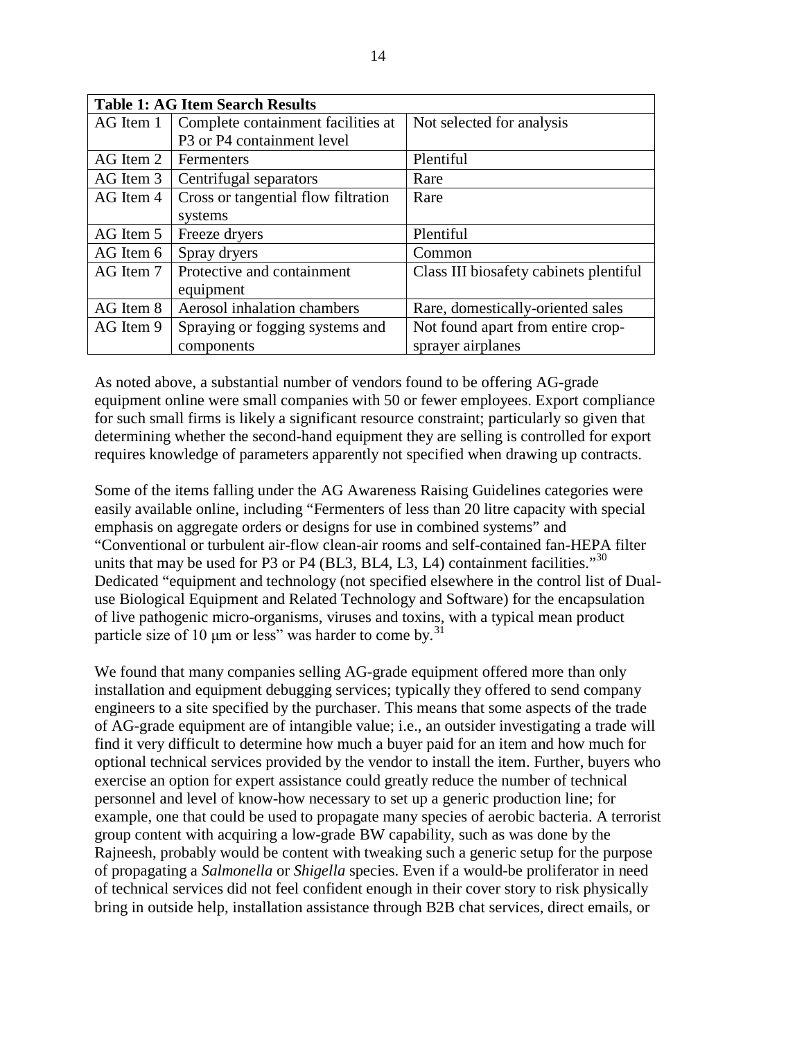| Table 1: AG Item Search Results | | |
|---|---|---|
| AG Item 1 | Complete containment facilities at P3 or P4 containment level | Not selected for analysis |
| AG Item 2 | Fermenters | Plentiful |
| AG Item 3 | Centrifugal separators | Rare |
| AG Item 4 | Cross or tangential flow filtration systems | Rare |
| AG Item 5 | Freeze dryers | Plentiful |
| AG Item 6 | Spray dryers | Common |
| AG Item 7 | Protective and containment equipment | Class III biosafety cabinets plentiful |
| AG Item 8 | Aerosol inhalation chambers | Rare, domestically-oriented sales |
| AG Item 9 | Spraying or fogging systems and components | Not found apart from entire crop-sprayer airplanes |

As noted above, a substantial number of vendors found to be offering AG-grade equipment online were small companies with 50 or fewer employees. Export compliance for such small firms is likely a significant resource constraint; particularly so given that determining whether the second-hand equipment they are selling is controlled for export requires knowledge of parameters apparently not specified when drawing up contracts.

Some of the items falling under the AG Awareness Raising Guidelines categories were easily available online, including "Fermenters of less than 20 litre capacity with special emphasis on aggregate orders or designs for use in combined systems" and "Conventional or turbulent air-flow clean-air rooms and self-contained fan-HEPA filter units that may be used for P3 or P4 (BL3, BL4, L3, L4) containment facilities."[30] Dedicated "equipment and technology (not specified elsewhere in the control list of Dual-use Biological Equipment and Related Technology and Software) for the encapsulation of live pathogenic micro-organisms, viruses and toxins, with a typical mean product particle size of 10 μm or less" was harder to come by.[31]

We found that many companies selling AG-grade equipment offered more than only installation and equipment debugging services; typically they offered to send company engineers to a site specified by the purchaser. This means that some aspects of the trade of AG-grade equipment are of intangible value; i.e., an outsider investigating a trade will find it very difficult to determine how much a buyer paid for an item and how much for optional technical services provided by the vendor to install the item. Further, buyers who exercise an option for expert assistance could greatly reduce the number of technical personnel and level of know-how necessary to set up a generic production line; for example, one that could be used to propagate many species of aerobic bacteria. A terrorist group content with acquiring a low-grade BW capability, such as was done by the Rajneesh, probably would be content with tweaking such a generic setup for the purpose of propagating a *Salmonella* or *Shigella* species. Even if a would-be proliferator in need of technical services did not feel confident enough in their cover story to risk physically bring in outside help, installation assistance through B2B chat services, direct emails, or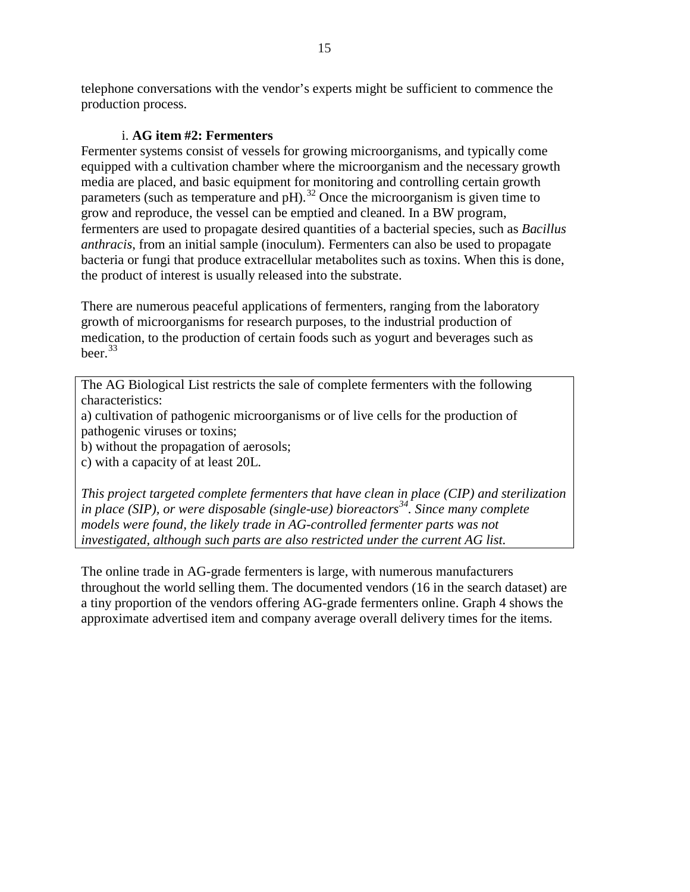telephone conversations with the vendor's experts might be sufficient to commence the production process.

### i. **AG item #2: Fermenters**

Fermenter systems consist of vessels for growing microorganisms, and typically come equipped with a cultivation chamber where the microorganism and the necessary growth media are placed, and basic equipment for monitoring and controlling certain growth parameters (such as temperature and pH).[32] Once the microorganism is given time to grow and reproduce, the vessel can be emptied and cleaned. In a BW program, fermenters are used to propagate desired quantities of a bacterial species, such as *Bacillus anthracis*, from an initial sample (inoculum). Fermenters can also be used to propagate bacteria or fungi that produce extracellular metabolites such as toxins. When this is done, the product of interest is usually released into the substrate.

There are numerous peaceful applications of fermenters, ranging from the laboratory growth of microorganisms for research purposes, to the industrial production of medication, to the production of certain foods such as yogurt and beverages such as beer.[33]

> The AG Biological List restricts the sale of complete fermenters with the following characteristics:
> a) cultivation of pathogenic microorganisms or of live cells for the production of pathogenic viruses or toxins;
> b) without the propagation of aerosols;
> c) with a capacity of at least 20L.
>
> *This project targeted complete fermenters that have clean in place (CIP) and sterilization in place (SIP), or were disposable (single-use) bioreactors[34]. Since many complete models were found, the likely trade in AG-controlled fermenter parts was not investigated, although such parts are also restricted under the current AG list.*

The online trade in AG-grade fermenters is large, with numerous manufacturers throughout the world selling them. The documented vendors (16 in the search dataset) are a tiny proportion of the vendors offering AG-grade fermenters online. Graph 4 shows the approximate advertised item and company average overall delivery times for the items.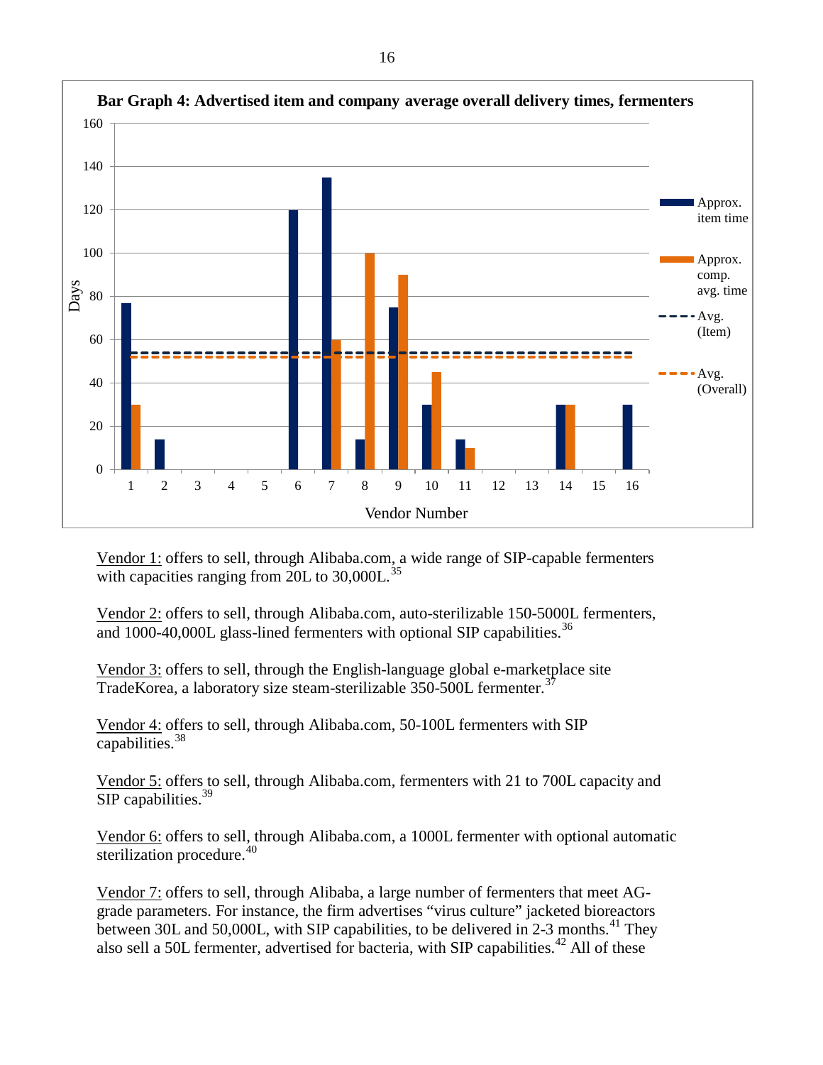**Bar Graph 4: Advertised item and company average overall delivery times, fermenters**

| Vendor Number | Approx. item time (Days) | Approx. comp. avg. time (Days) |
|---|---|---|
| 1 | 77 | 30 |
| 2 | 14 | |
| 3 | | |
| 4 | | |
| 5 | | |
| 6 | 120 | |
| 7 | 135 | 60 |
| 8 | 14 | 100 |
| 9 | 75 | 90 |
| 10 | 30 | 45 |
| 11 | 14 | 10 |
| 12 | | |
| 13 | | |
| 14 | 30 | 30 |
| 15 | | |
| 16 | 30 | |

Avg. (Item): ~54 days; Avg. (Overall): ~52 days

Vendor 1: offers to sell, through Alibaba.com, a wide range of SIP-capable fermenters with capacities ranging from 20L to 30,000L.[35]

Vendor 2: offers to sell, through Alibaba.com, auto-sterilizable 150-5000L fermenters, and 1000-40,000L glass-lined fermenters with optional SIP capabilities.[36]

Vendor 3: offers to sell, through the English-language global e-marketplace site TradeKorea, a laboratory size steam-sterilizable 350-500L fermenter.[37]

Vendor 4: offers to sell, through Alibaba.com, 50-100L fermenters with SIP capabilities.[38]

Vendor 5: offers to sell, through Alibaba.com, fermenters with 21 to 700L capacity and SIP capabilities.[39]

Vendor 6: offers to sell, through Alibaba.com, a 1000L fermenter with optional automatic sterilization procedure.[40]

Vendor 7: offers to sell, through Alibaba, a large number of fermenters that meet AG-grade parameters. For instance, the firm advertises "virus culture" jacketed bioreactors between 30L and 50,000L, with SIP capabilities, to be delivered in 2-3 months.[41] They also sell a 50L fermenter, advertised for bacteria, with SIP capabilities.[42] All of these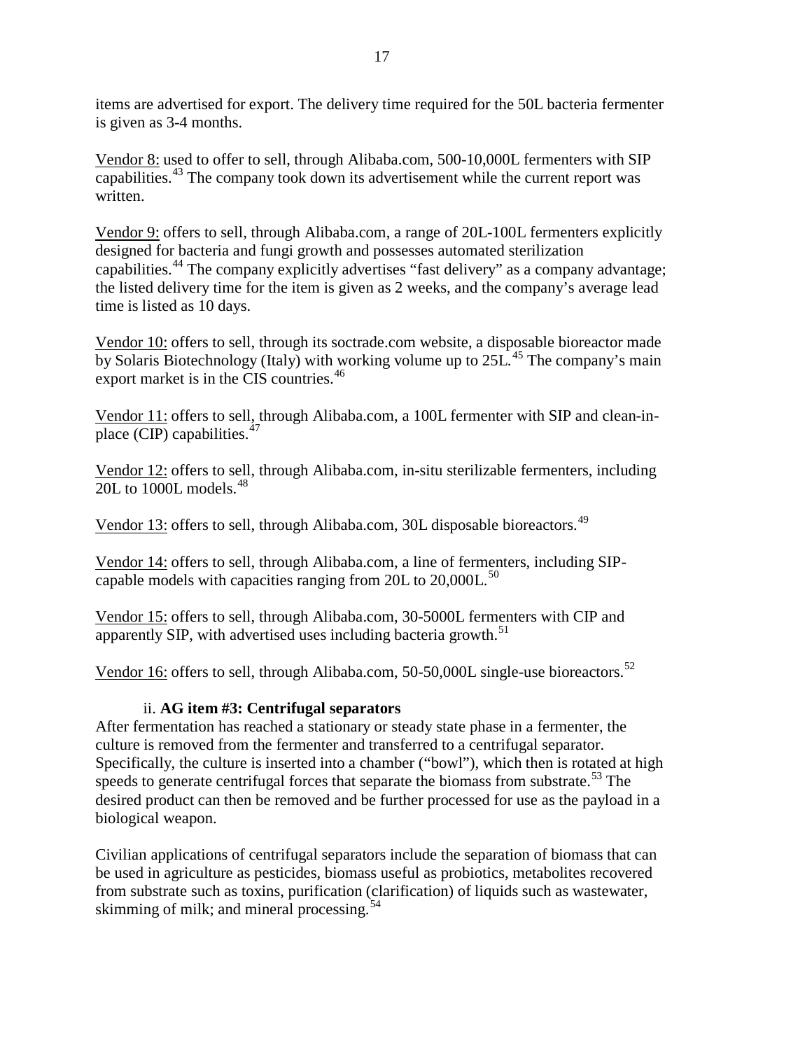items are advertised for export. The delivery time required for the 50L bacteria fermenter is given as 3-4 months.

Vendor 8: used to offer to sell, through Alibaba.com, 500-10,000L fermenters with SIP capabilities.[43] The company took down its advertisement while the current report was written.

Vendor 9: offers to sell, through Alibaba.com, a range of 20L-100L fermenters explicitly designed for bacteria and fungi growth and possesses automated sterilization capabilities.[44] The company explicitly advertises "fast delivery" as a company advantage; the listed delivery time for the item is given as 2 weeks, and the company's average lead time is listed as 10 days.

Vendor 10: offers to sell, through its soctrade.com website, a disposable bioreactor made by Solaris Biotechnology (Italy) with working volume up to 25L.[45] The company's main export market is in the CIS countries.[46]

Vendor 11: offers to sell, through Alibaba.com, a 100L fermenter with SIP and clean-in-place (CIP) capabilities.[47]

Vendor 12: offers to sell, through Alibaba.com, in-situ sterilizable fermenters, including 20L to 1000L models.[48]

Vendor 13: offers to sell, through Alibaba.com, 30L disposable bioreactors.[49]

Vendor 14: offers to sell, through Alibaba.com, a line of fermenters, including SIP-capable models with capacities ranging from 20L to 20,000L.[50]

Vendor 15: offers to sell, through Alibaba.com, 30-5000L fermenters with CIP and apparently SIP, with advertised uses including bacteria growth.[51]

Vendor 16: offers to sell, through Alibaba.com, 50-50,000L single-use bioreactors.[52]

### ii. AG item #3: Centrifugal separators

After fermentation has reached a stationary or steady state phase in a fermenter, the culture is removed from the fermenter and transferred to a centrifugal separator. Specifically, the culture is inserted into a chamber ("bowl"), which then is rotated at high speeds to generate centrifugal forces that separate the biomass from substrate.[53] The desired product can then be removed and be further processed for use as the payload in a biological weapon.

Civilian applications of centrifugal separators include the separation of biomass that can be used in agriculture as pesticides, biomass useful as probiotics, metabolites recovered from substrate such as toxins, purification (clarification) of liquids such as wastewater, skimming of milk; and mineral processing.[54]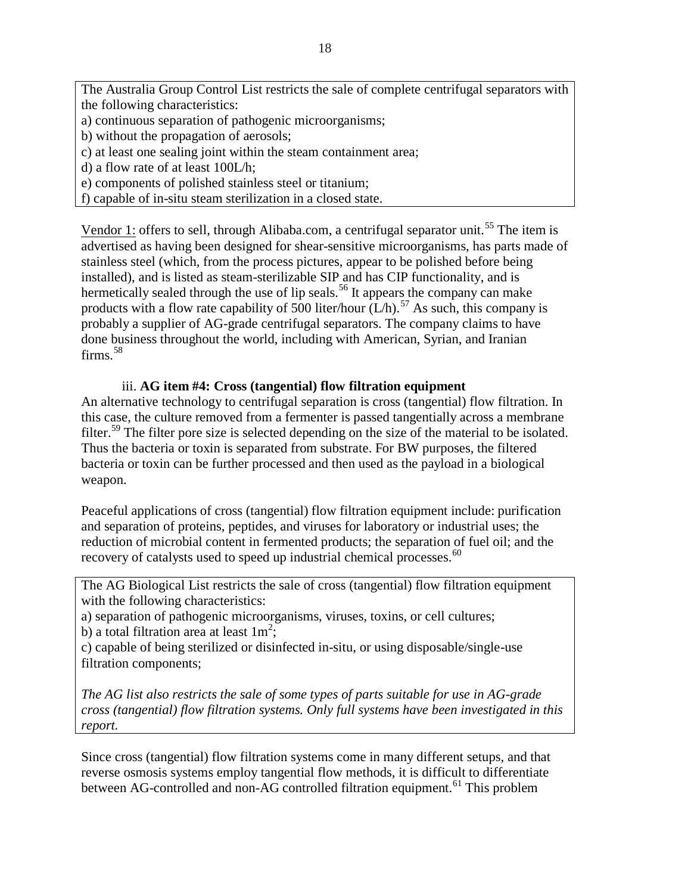The Australia Group Control List restricts the sale of complete centrifugal separators with the following characteristics:
a) continuous separation of pathogenic microorganisms;
b) without the propagation of aerosols;
c) at least one sealing joint within the steam containment area;
d) a flow rate of at least 100L/h;
e) components of polished stainless steel or titanium;
f) capable of in-situ steam sterilization in a closed state.

Vendor 1: offers to sell, through Alibaba.com, a centrifugal separator unit.[55] The item is advertised as having been designed for shear-sensitive microorganisms, has parts made of stainless steel (which, from the process pictures, appear to be polished before being installed), and is listed as steam-sterilizable SIP and has CIP functionality, and is hermetically sealed through the use of lip seals.[56] It appears the company can make products with a flow rate capability of 500 liter/hour (L/h).[57] As such, this company is probably a supplier of AG-grade centrifugal separators. The company claims to have done business throughout the world, including with American, Syrian, and Iranian firms.[58]

### iii. **AG item #4: Cross (tangential) flow filtration equipment**

An alternative technology to centrifugal separation is cross (tangential) flow filtration. In this case, the culture removed from a fermenter is passed tangentially across a membrane filter.[59] The filter pore size is selected depending on the size of the material to be isolated. Thus the bacteria or toxin is separated from substrate. For BW purposes, the filtered bacteria or toxin can be further processed and then used as the payload in a biological weapon.

Peaceful applications of cross (tangential) flow filtration equipment include: purification and separation of proteins, peptides, and viruses for laboratory or industrial uses; the reduction of microbial content in fermented products; the separation of fuel oil; and the recovery of catalysts used to speed up industrial chemical processes.[60]

The AG Biological List restricts the sale of cross (tangential) flow filtration equipment with the following characteristics:
a) separation of pathogenic microorganisms, viruses, toxins, or cell cultures;
b) a total filtration area at least $1m^2$;
c) capable of being sterilized or disinfected in-situ, or using disposable/single-use filtration components;

*The AG list also restricts the sale of some types of parts suitable for use in AG-grade cross (tangential) flow filtration systems. Only full systems have been investigated in this report.*

Since cross (tangential) flow filtration systems come in many different setups, and that reverse osmosis systems employ tangential flow methods, it is difficult to differentiate between AG-controlled and non-AG controlled filtration equipment.[61] This problem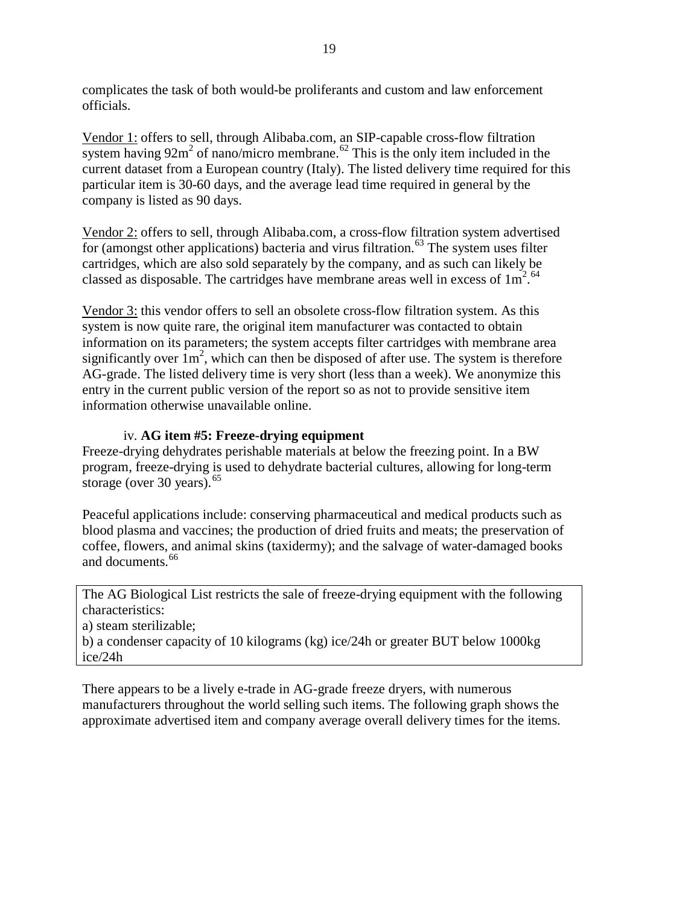complicates the task of both would-be proliferants and custom and law enforcement officials.

Vendor 1: offers to sell, through Alibaba.com, an SIP-capable cross-flow filtration system having $92m^2$ of nano/micro membrane.[62] This is the only item included in the current dataset from a European country (Italy). The listed delivery time required for this particular item is 30-60 days, and the average lead time required in general by the company is listed as 90 days.

Vendor 2: offers to sell, through Alibaba.com, a cross-flow filtration system advertised for (amongst other applications) bacteria and virus filtration.[63] The system uses filter cartridges, which are also sold separately by the company, and as such can likely be classed as disposable. The cartridges have membrane areas well in excess of $1m^2$.[64]

Vendor 3: this vendor offers to sell an obsolete cross-flow filtration system. As this system is now quite rare, the original item manufacturer was contacted to obtain information on its parameters; the system accepts filter cartridges with membrane area significantly over $1m^2$, which can then be disposed of after use. The system is therefore AG-grade. The listed delivery time is very short (less than a week). We anonymize this entry in the current public version of the report so as not to provide sensitive item information otherwise unavailable online.

#### iv. **AG item #5: Freeze-drying equipment**

Freeze-drying dehydrates perishable materials at below the freezing point. In a BW program, freeze-drying is used to dehydrate bacterial cultures, allowing for long-term storage (over 30 years).[65]

Peaceful applications include: conserving pharmaceutical and medical products such as blood plasma and vaccines; the production of dried fruits and meats; the preservation of coffee, flowers, and animal skins (taxidermy); and the salvage of water-damaged books and documents.[66]

> The AG Biological List restricts the sale of freeze-drying equipment with the following characteristics:
> a) steam sterilizable;
> b) a condenser capacity of 10 kilograms (kg) ice/24h or greater BUT below 1000kg ice/24h

There appears to be a lively e-trade in AG-grade freeze dryers, with numerous manufacturers throughout the world selling such items. The following graph shows the approximate advertised item and company average overall delivery times for the items.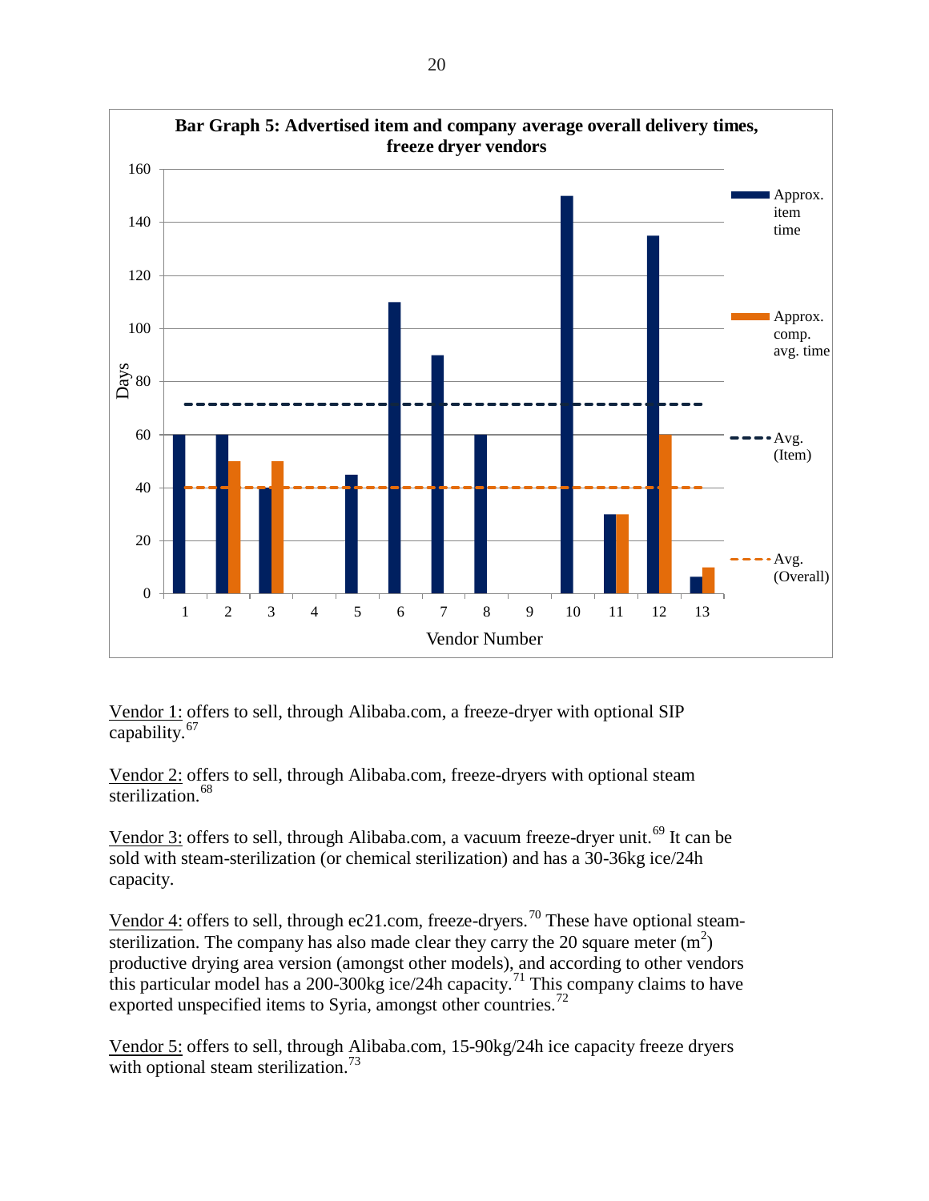**Bar Graph 5: Advertised item and company average overall delivery times, freeze dryer vendors**

| Vendor Number | Approx. item time (Days) | Approx. comp. avg. time (Days) |
|---|---|---|
| 1 | 60 | |
| 2 | 60 | 50 |
| 3 | 40 | 50 |
| 4 | | |
| 5 | 45 | |
| 6 | 110 | |
| 7 | 90 | |
| 8 | 60 | |
| 9 | | |
| 10 | 150 | |
| 11 | 30 | 30 |
| 12 | 135 | 60 |
| 13 | 6 | 10 |

Avg. (Item): approx. 71.5 days; Avg. (Overall): approx. 40 days

Vendor 1: offers to sell, through Alibaba.com, a freeze-dryer with optional SIP capability.[67]

Vendor 2: offers to sell, through Alibaba.com, freeze-dryers with optional steam sterilization.[68]

Vendor 3: offers to sell, through Alibaba.com, a vacuum freeze-dryer unit.[69] It can be sold with steam-sterilization (or chemical sterilization) and has a 30-36kg ice/24h capacity.

Vendor 4: offers to sell, through ec21.com, freeze-dryers.[70] These have optional steam-sterilization. The company has also made clear they carry the 20 square meter ($m^2$) productive drying area version (amongst other models), and according to other vendors this particular model has a 200-300kg ice/24h capacity.[71] This company claims to have exported unspecified items to Syria, amongst other countries.[72]

Vendor 5: offers to sell, through Alibaba.com, 15-90kg/24h ice capacity freeze dryers with optional steam sterilization.[73]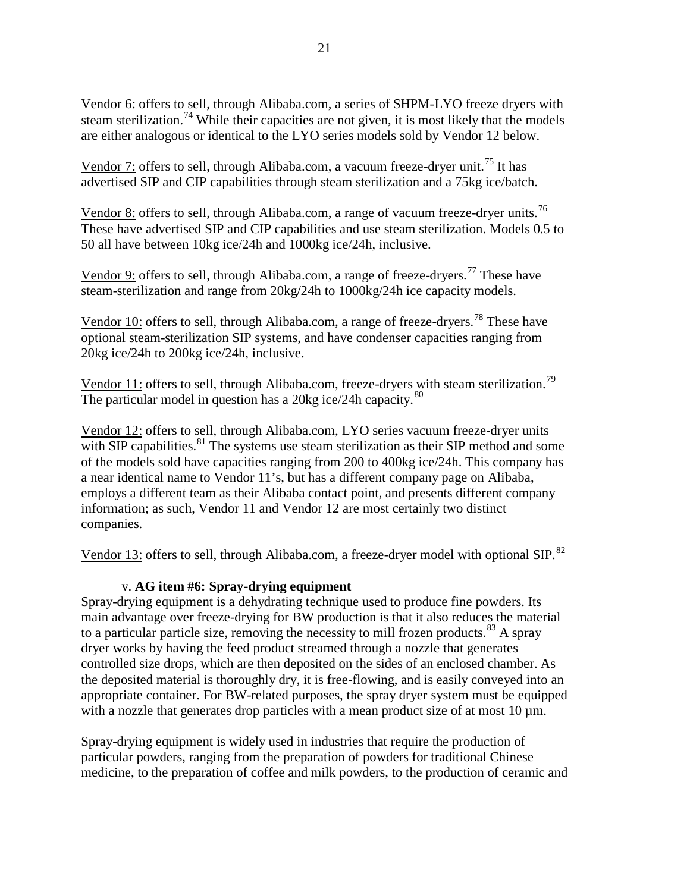Vendor 6: offers to sell, through Alibaba.com, a series of SHPM-LYO freeze dryers with steam sterilization.[74] While their capacities are not given, it is most likely that the models are either analogous or identical to the LYO series models sold by Vendor 12 below.

Vendor 7: offers to sell, through Alibaba.com, a vacuum freeze-dryer unit.[75] It has advertised SIP and CIP capabilities through steam sterilization and a 75kg ice/batch.

Vendor 8: offers to sell, through Alibaba.com, a range of vacuum freeze-dryer units.[76] These have advertised SIP and CIP capabilities and use steam sterilization. Models 0.5 to 50 all have between 10kg ice/24h and 1000kg ice/24h, inclusive.

Vendor 9: offers to sell, through Alibaba.com, a range of freeze-dryers.[77] These have steam-sterilization and range from 20kg/24h to 1000kg/24h ice capacity models.

Vendor 10: offers to sell, through Alibaba.com, a range of freeze-dryers.[78] These have optional steam-sterilization SIP systems, and have condenser capacities ranging from 20kg ice/24h to 200kg ice/24h, inclusive.

Vendor 11: offers to sell, through Alibaba.com, freeze-dryers with steam sterilization.[79] The particular model in question has a 20kg ice/24h capacity.[80]

Vendor 12: offers to sell, through Alibaba.com, LYO series vacuum freeze-dryer units with SIP capabilities.[81] The systems use steam sterilization as their SIP method and some of the models sold have capacities ranging from 200 to 400kg ice/24h. This company has a near identical name to Vendor 11's, but has a different company page on Alibaba, employs a different team as their Alibaba contact point, and presents different company information; as such, Vendor 11 and Vendor 12 are most certainly two distinct companies.

Vendor 13: offers to sell, through Alibaba.com, a freeze-dryer model with optional SIP.[82]

### v. AG item #6: Spray-drying equipment

Spray-drying equipment is a dehydrating technique used to produce fine powders. Its main advantage over freeze-drying for BW production is that it also reduces the material to a particular particle size, removing the necessity to mill frozen products.[83] A spray dryer works by having the feed product streamed through a nozzle that generates controlled size drops, which are then deposited on the sides of an enclosed chamber. As the deposited material is thoroughly dry, it is free-flowing, and is easily conveyed into an appropriate container. For BW-related purposes, the spray dryer system must be equipped with a nozzle that generates drop particles with a mean product size of at most 10 µm.

Spray-drying equipment is widely used in industries that require the production of particular powders, ranging from the preparation of powders for traditional Chinese medicine, to the preparation of coffee and milk powders, to the production of ceramic and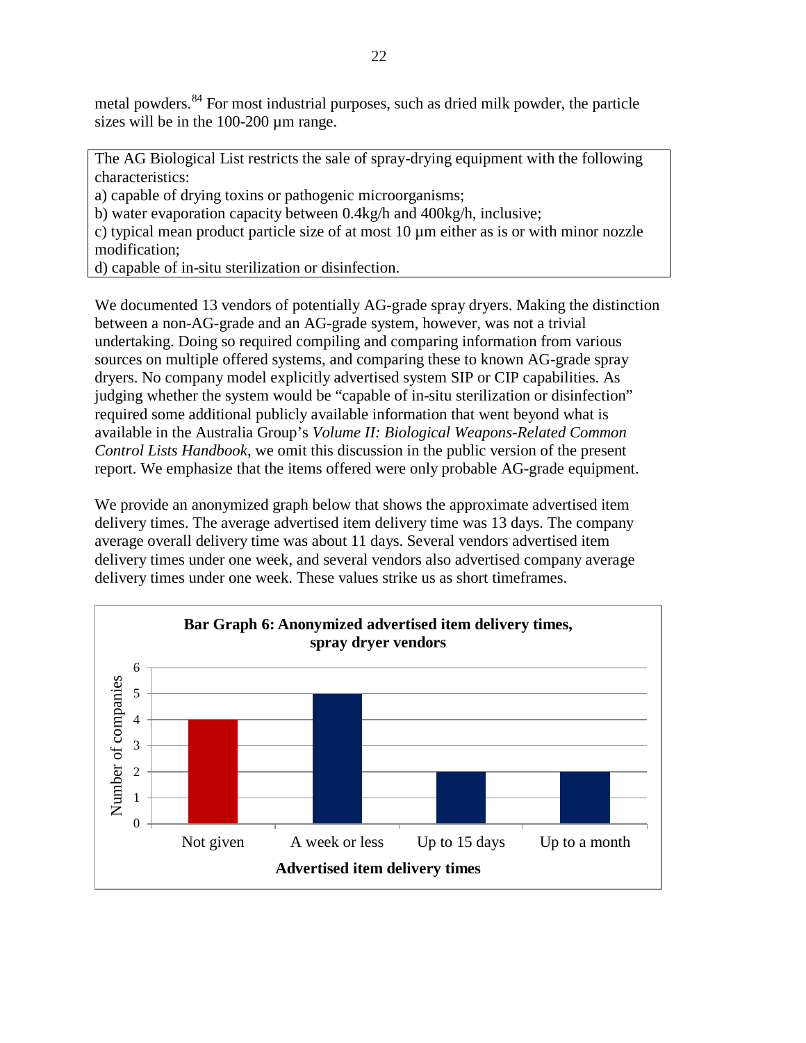metal powders.[84] For most industrial purposes, such as dried milk powder, the particle sizes will be in the 100-200 µm range.

> The AG Biological List restricts the sale of spray-drying equipment with the following characteristics:
> a) capable of drying toxins or pathogenic microorganisms;
> b) water evaporation capacity between 0.4kg/h and 400kg/h, inclusive;
> c) typical mean product particle size of at most 10 µm either as is or with minor nozzle modification;
> d) capable of in-situ sterilization or disinfection.

We documented 13 vendors of potentially AG-grade spray dryers. Making the distinction between a non-AG-grade and an AG-grade system, however, was not a trivial undertaking. Doing so required compiling and comparing information from various sources on multiple offered systems, and comparing these to known AG-grade spray dryers. No company model explicitly advertised system SIP or CIP capabilities. As judging whether the system would be "capable of in-situ sterilization or disinfection" required some additional publicly available information that went beyond what is available in the Australia Group's *Volume II: Biological Weapons-Related Common Control Lists Handbook*, we omit this discussion in the public version of the present report. We emphasize that the items offered were only probable AG-grade equipment.

We provide an anonymized graph below that shows the approximate advertised item delivery times. The average advertised item delivery time was 13 days. The company average overall delivery time was about 11 days. Several vendors advertised item delivery times under one week, and several vendors also advertised company average delivery times under one week. These values strike us as short timeframes.

**Bar Graph 6: Anonymized advertised item delivery times, spray dryer vendors**

| Advertised item delivery times | Number of companies |
|---|---|
| Not given | 4 |
| A week or less | 5 |
| Up to 15 days | 2 |
| Up to a month | 2 |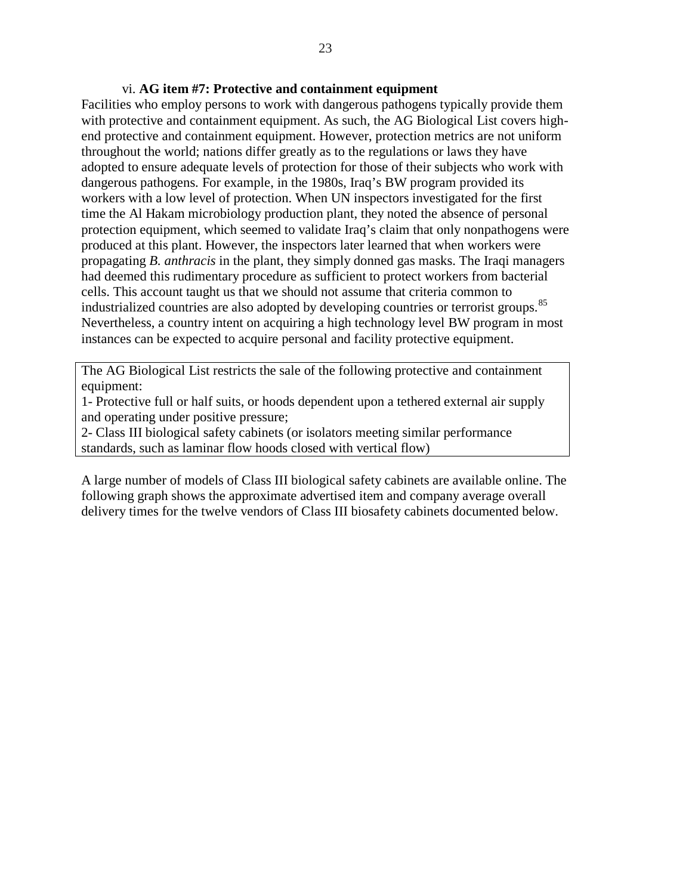### vi. **AG item #7: Protective and containment equipment**

Facilities who employ persons to work with dangerous pathogens typically provide them with protective and containment equipment. As such, the AG Biological List covers high-end protective and containment equipment. However, protection metrics are not uniform throughout the world; nations differ greatly as to the regulations or laws they have adopted to ensure adequate levels of protection for those of their subjects who work with dangerous pathogens. For example, in the 1980s, Iraq's BW program provided its workers with a low level of protection. When UN inspectors investigated for the first time the Al Hakam microbiology production plant, they noted the absence of personal protection equipment, which seemed to validate Iraq's claim that only nonpathogens were produced at this plant. However, the inspectors later learned that when workers were propagating *B. anthracis* in the plant, they simply donned gas masks. The Iraqi managers had deemed this rudimentary procedure as sufficient to protect workers from bacterial cells. This account taught us that we should not assume that criteria common to industrialized countries are also adopted by developing countries or terrorist groups.[85] Nevertheless, a country intent on acquiring a high technology level BW program in most instances can be expected to acquire personal and facility protective equipment.

> The AG Biological List restricts the sale of the following protective and containment equipment:
> 1- Protective full or half suits, or hoods dependent upon a tethered external air supply and operating under positive pressure;
> 2- Class III biological safety cabinets (or isolators meeting similar performance standards, such as laminar flow hoods closed with vertical flow)

A large number of models of Class III biological safety cabinets are available online. The following graph shows the approximate advertised item and company average overall delivery times for the twelve vendors of Class III biosafety cabinets documented below.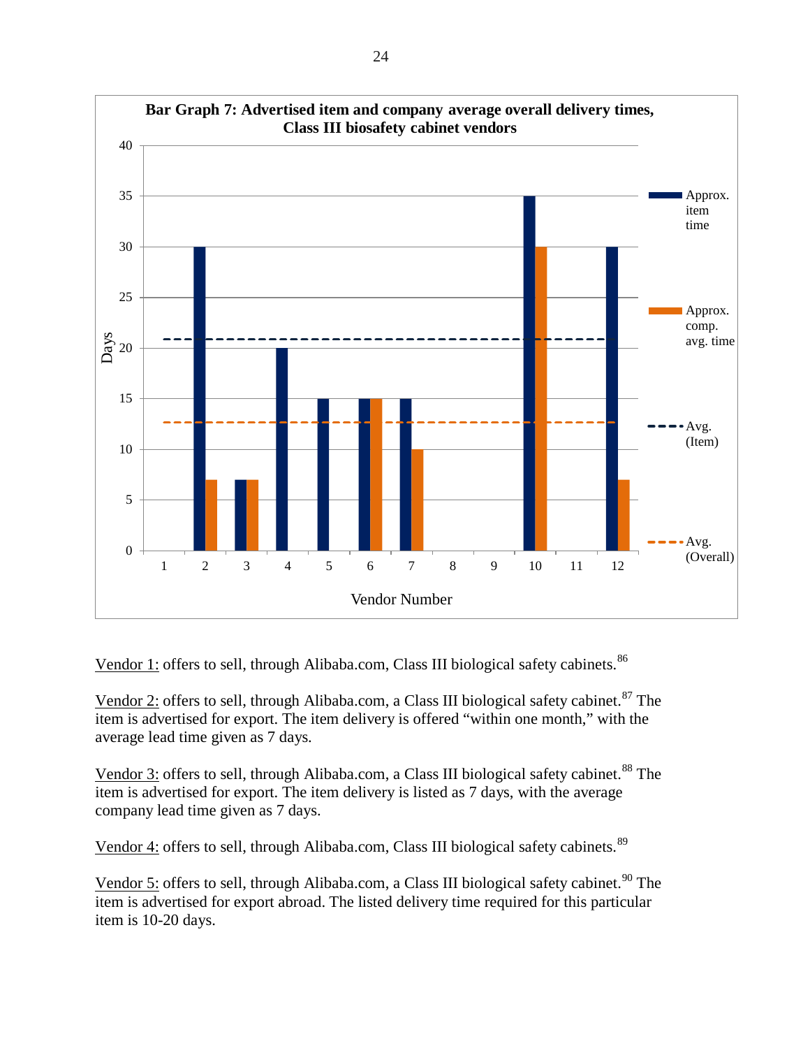**Bar Graph 7: Advertised item and company average overall delivery times, Class III biosafety cabinet vendors**

| Vendor Number | Approx. item time (Days) | Approx. comp. avg. time (Days) |
|---|---|---|
| 1 | | |
| 2 | 30 | 7 |
| 3 | 7 | 7 |
| 4 | 20 | |
| 5 | 15 | |
| 6 | 15 | 15 |
| 7 | 15 | 10 |
| 8 | | |
| 9 | | |
| 10 | 35 | 30 |
| 11 | | |
| 12 | 30 | 7 |

Avg. (Item): ~21 days; Avg. (Overall): ~12.7 days

Vendor 1: offers to sell, through Alibaba.com, Class III biological safety cabinets.[86]

Vendor 2: offers to sell, through Alibaba.com, a Class III biological safety cabinet.[87] The item is advertised for export. The item delivery is offered "within one month," with the average lead time given as 7 days.

Vendor 3: offers to sell, through Alibaba.com, a Class III biological safety cabinet.[88] The item is advertised for export. The item delivery is listed as 7 days, with the average company lead time given as 7 days.

Vendor 4: offers to sell, through Alibaba.com, Class III biological safety cabinets.[89]

Vendor 5: offers to sell, through Alibaba.com, a Class III biological safety cabinet.[90] The item is advertised for export abroad. The listed delivery time required for this particular item is 10-20 days.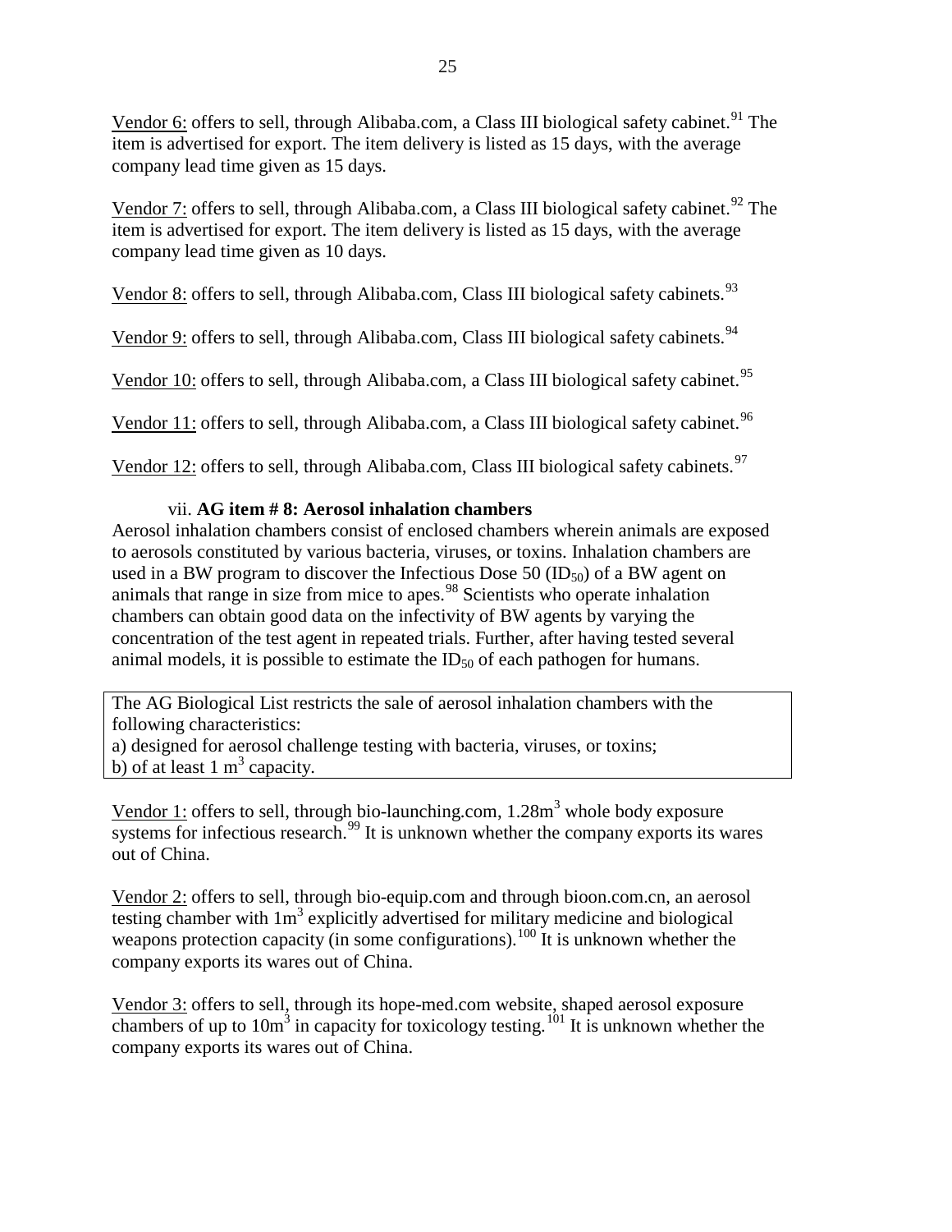Vendor 6: offers to sell, through Alibaba.com, a Class III biological safety cabinet.[91] The item is advertised for export. The item delivery is listed as 15 days, with the average company lead time given as 15 days.

Vendor 7: offers to sell, through Alibaba.com, a Class III biological safety cabinet.[92] The item is advertised for export. The item delivery is listed as 15 days, with the average company lead time given as 10 days.

Vendor 8: offers to sell, through Alibaba.com, Class III biological safety cabinets.[93]

Vendor 9: offers to sell, through Alibaba.com, Class III biological safety cabinets.[94]

Vendor 10: offers to sell, through Alibaba.com, a Class III biological safety cabinet.[95]

Vendor 11: offers to sell, through Alibaba.com, a Class III biological safety cabinet.[96]

Vendor 12: offers to sell, through Alibaba.com, Class III biological safety cabinets.[97]

#### vii. **AG item # 8: Aerosol inhalation chambers**

Aerosol inhalation chambers consist of enclosed chambers wherein animals are exposed to aerosols constituted by various bacteria, viruses, or toxins. Inhalation chambers are used in a BW program to discover the Infectious Dose 50 ($ID_{50}$) of a BW agent on animals that range in size from mice to apes.[98] Scientists who operate inhalation chambers can obtain good data on the infectivity of BW agents by varying the concentration of the test agent in repeated trials. Further, after having tested several animal models, it is possible to estimate the $ID_{50}$ of each pathogen for humans.

| The AG Biological List restricts the sale of aerosol inhalation chambers with the following characteristics:<br>a) designed for aerosol challenge testing with bacteria, viruses, or toxins;<br>b) of at least 1 $m^3$ capacity. |
|---|

Vendor 1: offers to sell, through bio-launching.com, 1.28$m^3$ whole body exposure systems for infectious research.[99] It is unknown whether the company exports its wares out of China.

Vendor 2: offers to sell, through bio-equip.com and through bioon.com.cn, an aerosol testing chamber with 1$m^3$ explicitly advertised for military medicine and biological weapons protection capacity (in some configurations).[100] It is unknown whether the company exports its wares out of China.

Vendor 3: offers to sell, through its hope-med.com website, shaped aerosol exposure chambers of up to 10$m^3$ in capacity for toxicology testing.[101] It is unknown whether the company exports its wares out of China.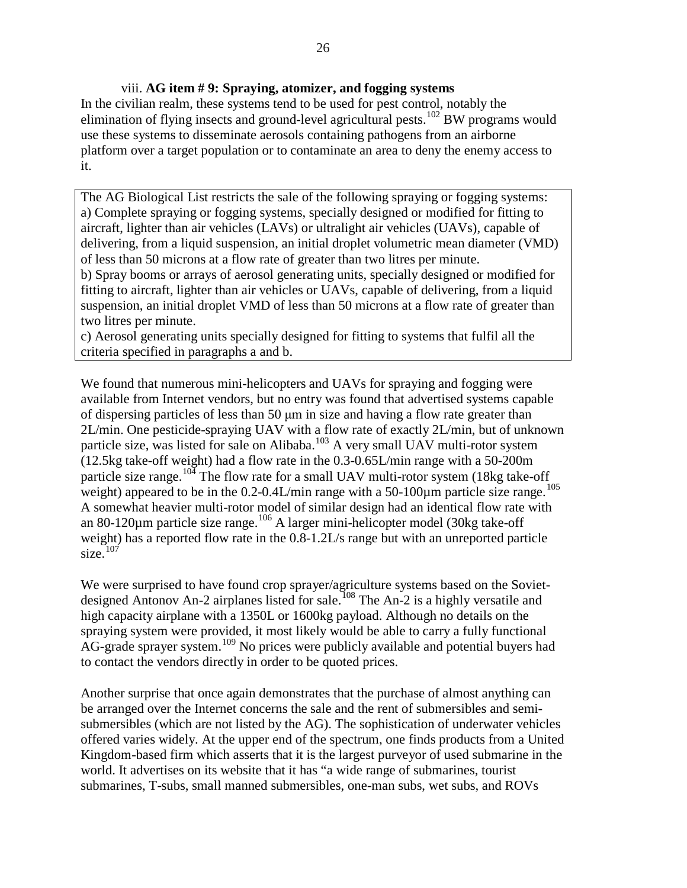viii. **AG item # 9: Spraying, atomizer, and fogging systems**

In the civilian realm, these systems tend to be used for pest control, notably the elimination of flying insects and ground-level agricultural pests.[102] BW programs would use these systems to disseminate aerosols containing pathogens from an airborne platform over a target population or to contaminate an area to deny the enemy access to it.

> The AG Biological List restricts the sale of the following spraying or fogging systems:
> a) Complete spraying or fogging systems, specially designed or modified for fitting to aircraft, lighter than air vehicles (LAVs) or ultralight air vehicles (UAVs), capable of delivering, from a liquid suspension, an initial droplet volumetric mean diameter (VMD) of less than 50 microns at a flow rate of greater than two litres per minute.
> b) Spray booms or arrays of aerosol generating units, specially designed or modified for fitting to aircraft, lighter than air vehicles or UAVs, capable of delivering, from a liquid suspension, an initial droplet VMD of less than 50 microns at a flow rate of greater than two litres per minute.
> c) Aerosol generating units specially designed for fitting to systems that fulfil all the criteria specified in paragraphs a and b.

We found that numerous mini-helicopters and UAVs for spraying and fogging were available from Internet vendors, but no entry was found that advertised systems capable of dispersing particles of less than 50 μm in size and having a flow rate greater than 2L/min. One pesticide-spraying UAV with a flow rate of exactly 2L/min, but of unknown particle size, was listed for sale on Alibaba.[103] A very small UAV multi-rotor system (12.5kg take-off weight) had a flow rate in the 0.3-0.65L/min range with a 50-200m particle size range.[104] The flow rate for a small UAV multi-rotor system (18kg take-off weight) appeared to be in the 0.2-0.4L/min range with a 50-100µm particle size range.[105] A somewhat heavier multi-rotor model of similar design had an identical flow rate with an 80-120µm particle size range.[106] A larger mini-helicopter model (30kg take-off weight) has a reported flow rate in the 0.8-1.2L/s range but with an unreported particle size.[107]

We were surprised to have found crop sprayer/agriculture systems based on the Soviet-designed Antonov An-2 airplanes listed for sale.[108] The An-2 is a highly versatile and high capacity airplane with a 1350L or 1600kg payload. Although no details on the spraying system were provided, it most likely would be able to carry a fully functional AG-grade sprayer system.[109] No prices were publicly available and potential buyers had to contact the vendors directly in order to be quoted prices.

Another surprise that once again demonstrates that the purchase of almost anything can be arranged over the Internet concerns the sale and the rent of submersibles and semi-submersibles (which are not listed by the AG). The sophistication of underwater vehicles offered varies widely. At the upper end of the spectrum, one finds products from a United Kingdom-based firm which asserts that it is the largest purveyor of used submarine in the world. It advertises on its website that it has "a wide range of submarines, tourist submarines, T-subs, small manned submersibles, one-man subs, wet subs, and ROVs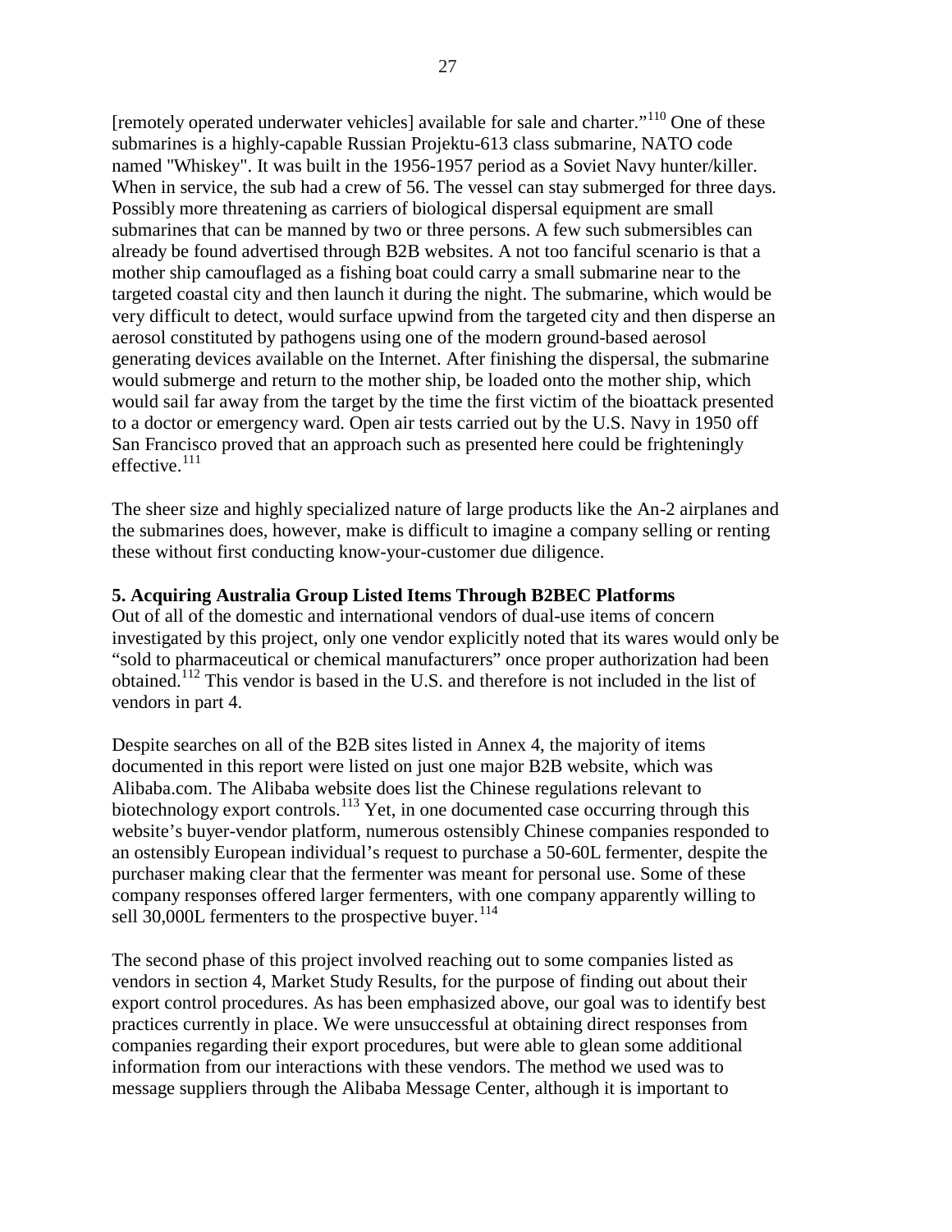[remotely operated underwater vehicles] available for sale and charter."[110] One of these submarines is a highly-capable Russian Projektu-613 class submarine, NATO code named "Whiskey". It was built in the 1956-1957 period as a Soviet Navy hunter/killer. When in service, the sub had a crew of 56. The vessel can stay submerged for three days. Possibly more threatening as carriers of biological dispersal equipment are small submarines that can be manned by two or three persons. A few such submersibles can already be found advertised through B2B websites. A not too fanciful scenario is that a mother ship camouflaged as a fishing boat could carry a small submarine near to the targeted coastal city and then launch it during the night. The submarine, which would be very difficult to detect, would surface upwind from the targeted city and then disperse an aerosol constituted by pathogens using one of the modern ground-based aerosol generating devices available on the Internet. After finishing the dispersal, the submarine would submerge and return to the mother ship, be loaded onto the mother ship, which would sail far away from the target by the time the first victim of the bioattack presented to a doctor or emergency ward. Open air tests carried out by the U.S. Navy in 1950 off San Francisco proved that an approach such as presented here could be frighteningly effective.[111]

The sheer size and highly specialized nature of large products like the An-2 airplanes and the submarines does, however, make is difficult to imagine a company selling or renting these without first conducting know-your-customer due diligence.

**5. Acquiring Australia Group Listed Items Through B2BEC Platforms**

Out of all of the domestic and international vendors of dual-use items of concern investigated by this project, only one vendor explicitly noted that its wares would only be "sold to pharmaceutical or chemical manufacturers" once proper authorization had been obtained.[112] This vendor is based in the U.S. and therefore is not included in the list of vendors in part 4.

Despite searches on all of the B2B sites listed in Annex 4, the majority of items documented in this report were listed on just one major B2B website, which was Alibaba.com. The Alibaba website does list the Chinese regulations relevant to biotechnology export controls.[113] Yet, in one documented case occurring through this website's buyer-vendor platform, numerous ostensibly Chinese companies responded to an ostensibly European individual's request to purchase a 50-60L fermenter, despite the purchaser making clear that the fermenter was meant for personal use. Some of these company responses offered larger fermenters, with one company apparently willing to sell 30,000L fermenters to the prospective buyer.[114]

The second phase of this project involved reaching out to some companies listed as vendors in section 4, Market Study Results, for the purpose of finding out about their export control procedures. As has been emphasized above, our goal was to identify best practices currently in place. We were unsuccessful at obtaining direct responses from companies regarding their export procedures, but were able to glean some additional information from our interactions with these vendors. The method we used was to message suppliers through the Alibaba Message Center, although it is important to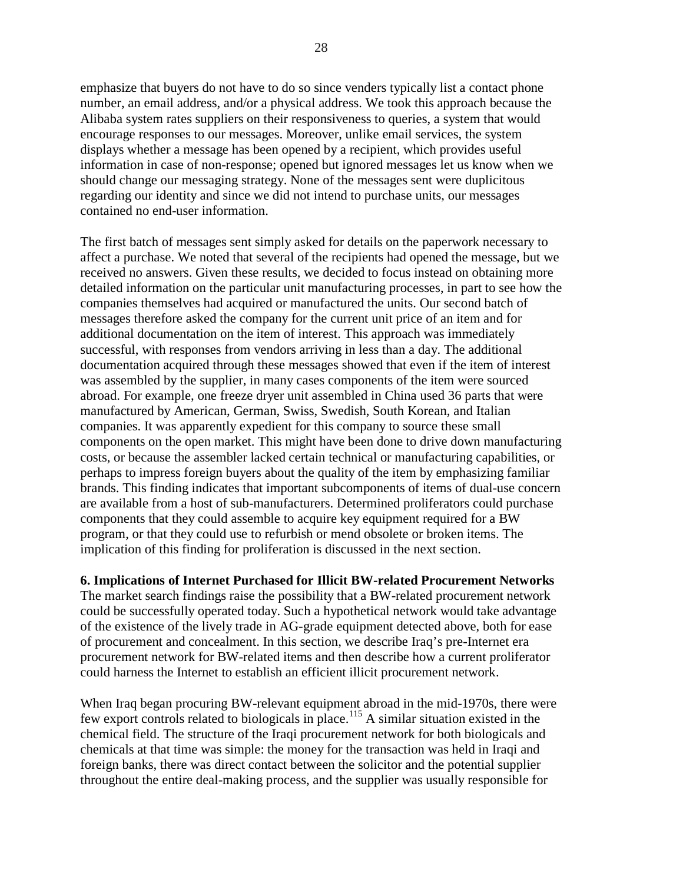emphasize that buyers do not have to do so since venders typically list a contact phone number, an email address, and/or a physical address. We took this approach because the Alibaba system rates suppliers on their responsiveness to queries, a system that would encourage responses to our messages. Moreover, unlike email services, the system displays whether a message has been opened by a recipient, which provides useful information in case of non-response; opened but ignored messages let us know when we should change our messaging strategy. None of the messages sent were duplicitous regarding our identity and since we did not intend to purchase units, our messages contained no end-user information.

The first batch of messages sent simply asked for details on the paperwork necessary to affect a purchase. We noted that several of the recipients had opened the message, but we received no answers. Given these results, we decided to focus instead on obtaining more detailed information on the particular unit manufacturing processes, in part to see how the companies themselves had acquired or manufactured the units. Our second batch of messages therefore asked the company for the current unit price of an item and for additional documentation on the item of interest. This approach was immediately successful, with responses from vendors arriving in less than a day. The additional documentation acquired through these messages showed that even if the item of interest was assembled by the supplier, in many cases components of the item were sourced abroad. For example, one freeze dryer unit assembled in China used 36 parts that were manufactured by American, German, Swiss, Swedish, South Korean, and Italian companies. It was apparently expedient for this company to source these small components on the open market. This might have been done to drive down manufacturing costs, or because the assembler lacked certain technical or manufacturing capabilities, or perhaps to impress foreign buyers about the quality of the item by emphasizing familiar brands. This finding indicates that important subcomponents of items of dual-use concern are available from a host of sub-manufacturers. Determined proliferators could purchase components that they could assemble to acquire key equipment required for a BW program, or that they could use to refurbish or mend obsolete or broken items. The implication of this finding for proliferation is discussed in the next section.

## 6. Implications of Internet Purchased for Illicit BW-related Procurement Networks

The market search findings raise the possibility that a BW-related procurement network could be successfully operated today. Such a hypothetical network would take advantage of the existence of the lively trade in AG-grade equipment detected above, both for ease of procurement and concealment. In this section, we describe Iraq's pre-Internet era procurement network for BW-related items and then describe how a current proliferator could harness the Internet to establish an efficient illicit procurement network.

When Iraq began procuring BW-relevant equipment abroad in the mid-1970s, there were few export controls related to biologicals in place.[115] A similar situation existed in the chemical field. The structure of the Iraqi procurement network for both biologicals and chemicals at that time was simple: the money for the transaction was held in Iraqi and foreign banks, there was direct contact between the solicitor and the potential supplier throughout the entire deal-making process, and the supplier was usually responsible for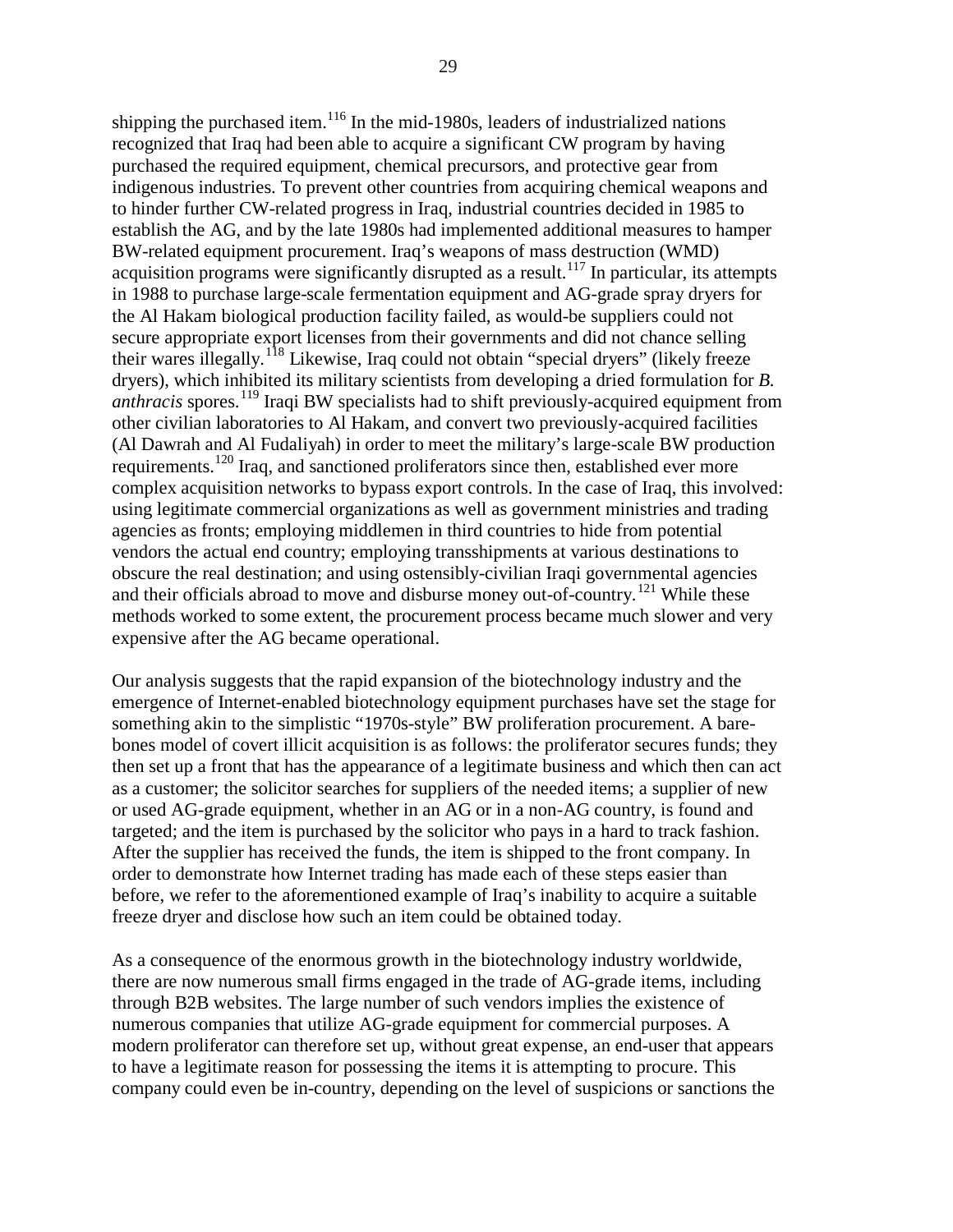shipping the purchased item.[116] In the mid-1980s, leaders of industrialized nations recognized that Iraq had been able to acquire a significant CW program by having purchased the required equipment, chemical precursors, and protective gear from indigenous industries. To prevent other countries from acquiring chemical weapons and to hinder further CW-related progress in Iraq, industrial countries decided in 1985 to establish the AG, and by the late 1980s had implemented additional measures to hamper BW-related equipment procurement. Iraq's weapons of mass destruction (WMD) acquisition programs were significantly disrupted as a result.[117] In particular, its attempts in 1988 to purchase large-scale fermentation equipment and AG-grade spray dryers for the Al Hakam biological production facility failed, as would-be suppliers could not secure appropriate export licenses from their governments and did not chance selling their wares illegally.[118] Likewise, Iraq could not obtain "special dryers" (likely freeze dryers), which inhibited its military scientists from developing a dried formulation for *B. anthracis* spores.[119] Iraqi BW specialists had to shift previously-acquired equipment from other civilian laboratories to Al Hakam, and convert two previously-acquired facilities (Al Dawrah and Al Fudaliyah) in order to meet the military's large-scale BW production requirements.[120] Iraq, and sanctioned proliferators since then, established ever more complex acquisition networks to bypass export controls. In the case of Iraq, this involved: using legitimate commercial organizations as well as government ministries and trading agencies as fronts; employing middlemen in third countries to hide from potential vendors the actual end country; employing transshipments at various destinations to obscure the real destination; and using ostensibly-civilian Iraqi governmental agencies and their officials abroad to move and disburse money out-of-country.[121] While these methods worked to some extent, the procurement process became much slower and very expensive after the AG became operational.

Our analysis suggests that the rapid expansion of the biotechnology industry and the emergence of Internet-enabled biotechnology equipment purchases have set the stage for something akin to the simplistic "1970s-style" BW proliferation procurement. A bare-bones model of covert illicit acquisition is as follows: the proliferator secures funds; they then set up a front that has the appearance of a legitimate business and which then can act as a customer; the solicitor searches for suppliers of the needed items; a supplier of new or used AG-grade equipment, whether in an AG or in a non-AG country, is found and targeted; and the item is purchased by the solicitor who pays in a hard to track fashion. After the supplier has received the funds, the item is shipped to the front company. In order to demonstrate how Internet trading has made each of these steps easier than before, we refer to the aforementioned example of Iraq's inability to acquire a suitable freeze dryer and disclose how such an item could be obtained today.

As a consequence of the enormous growth in the biotechnology industry worldwide, there are now numerous small firms engaged in the trade of AG-grade items, including through B2B websites. The large number of such vendors implies the existence of numerous companies that utilize AG-grade equipment for commercial purposes. A modern proliferator can therefore set up, without great expense, an end-user that appears to have a legitimate reason for possessing the items it is attempting to procure. This company could even be in-country, depending on the level of suspicions or sanctions the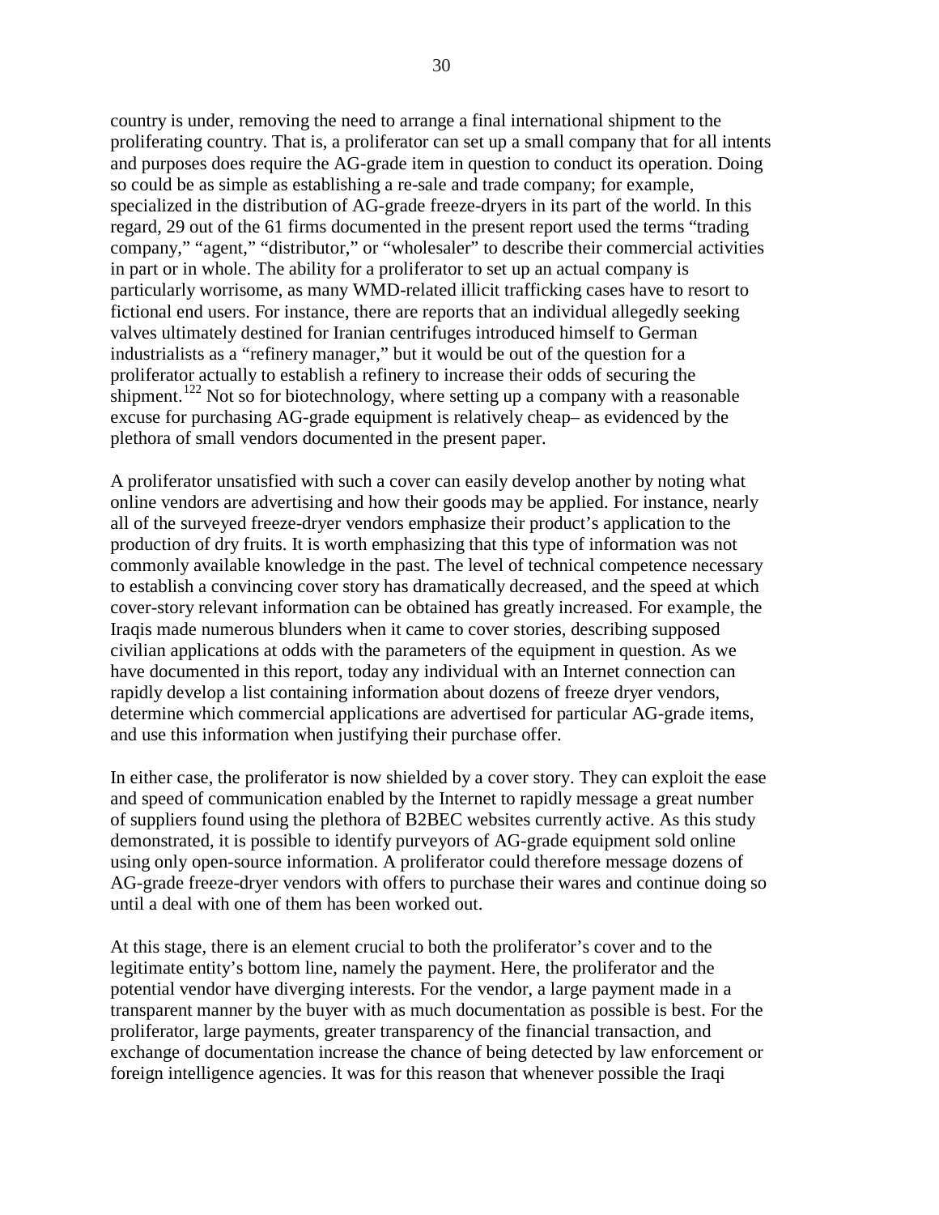country is under, removing the need to arrange a final international shipment to the proliferating country. That is, a proliferator can set up a small company that for all intents and purposes does require the AG-grade item in question to conduct its operation. Doing so could be as simple as establishing a re-sale and trade company; for example, specialized in the distribution of AG-grade freeze-dryers in its part of the world. In this regard, 29 out of the 61 firms documented in the present report used the terms "trading company," "agent," "distributor," or "wholesaler" to describe their commercial activities in part or in whole. The ability for a proliferator to set up an actual company is particularly worrisome, as many WMD-related illicit trafficking cases have to resort to fictional end users. For instance, there are reports that an individual allegedly seeking valves ultimately destined for Iranian centrifuges introduced himself to German industrialists as a "refinery manager," but it would be out of the question for a proliferator actually to establish a refinery to increase their odds of securing the shipment.[122] Not so for biotechnology, where setting up a company with a reasonable excuse for purchasing AG-grade equipment is relatively cheap– as evidenced by the plethora of small vendors documented in the present paper.

A proliferator unsatisfied with such a cover can easily develop another by noting what online vendors are advertising and how their goods may be applied. For instance, nearly all of the surveyed freeze-dryer vendors emphasize their product's application to the production of dry fruits. It is worth emphasizing that this type of information was not commonly available knowledge in the past. The level of technical competence necessary to establish a convincing cover story has dramatically decreased, and the speed at which cover-story relevant information can be obtained has greatly increased. For example, the Iraqis made numerous blunders when it came to cover stories, describing supposed civilian applications at odds with the parameters of the equipment in question. As we have documented in this report, today any individual with an Internet connection can rapidly develop a list containing information about dozens of freeze dryer vendors, determine which commercial applications are advertised for particular AG-grade items, and use this information when justifying their purchase offer.

In either case, the proliferator is now shielded by a cover story. They can exploit the ease and speed of communication enabled by the Internet to rapidly message a great number of suppliers found using the plethora of B2BEC websites currently active. As this study demonstrated, it is possible to identify purveyors of AG-grade equipment sold online using only open-source information. A proliferator could therefore message dozens of AG-grade freeze-dryer vendors with offers to purchase their wares and continue doing so until a deal with one of them has been worked out.

At this stage, there is an element crucial to both the proliferator's cover and to the legitimate entity's bottom line, namely the payment. Here, the proliferator and the potential vendor have diverging interests. For the vendor, a large payment made in a transparent manner by the buyer with as much documentation as possible is best. For the proliferator, large payments, greater transparency of the financial transaction, and exchange of documentation increase the chance of being detected by law enforcement or foreign intelligence agencies. It was for this reason that whenever possible the Iraqi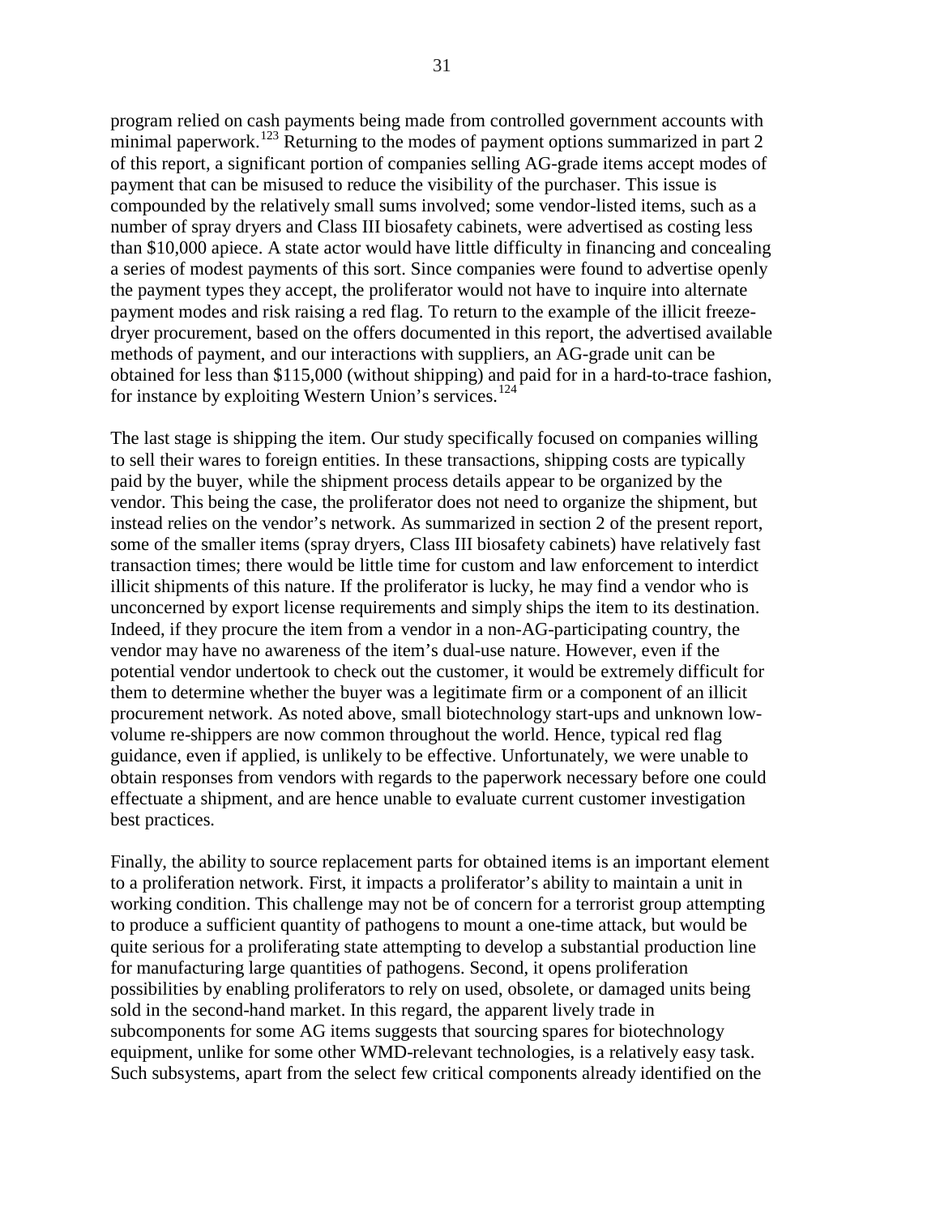program relied on cash payments being made from controlled government accounts with minimal paperwork.[123] Returning to the modes of payment options summarized in part 2 of this report, a significant portion of companies selling AG-grade items accept modes of payment that can be misused to reduce the visibility of the purchaser. This issue is compounded by the relatively small sums involved; some vendor-listed items, such as a number of spray dryers and Class III biosafety cabinets, were advertised as costing less than $10,000 apiece. A state actor would have little difficulty in financing and concealing a series of modest payments of this sort. Since companies were found to advertise openly the payment types they accept, the proliferator would not have to inquire into alternate payment modes and risk raising a red flag. To return to the example of the illicit freeze-dryer procurement, based on the offers documented in this report, the advertised available methods of payment, and our interactions with suppliers, an AG-grade unit can be obtained for less than $115,000 (without shipping) and paid for in a hard-to-trace fashion, for instance by exploiting Western Union's services.[124]

The last stage is shipping the item. Our study specifically focused on companies willing to sell their wares to foreign entities. In these transactions, shipping costs are typically paid by the buyer, while the shipment process details appear to be organized by the vendor. This being the case, the proliferator does not need to organize the shipment, but instead relies on the vendor's network. As summarized in section 2 of the present report, some of the smaller items (spray dryers, Class III biosafety cabinets) have relatively fast transaction times; there would be little time for custom and law enforcement to interdict illicit shipments of this nature. If the proliferator is lucky, he may find a vendor who is unconcerned by export license requirements and simply ships the item to its destination. Indeed, if they procure the item from a vendor in a non-AG-participating country, the vendor may have no awareness of the item's dual-use nature. However, even if the potential vendor undertook to check out the customer, it would be extremely difficult for them to determine whether the buyer was a legitimate firm or a component of an illicit procurement network. As noted above, small biotechnology start-ups and unknown low-volume re-shippers are now common throughout the world. Hence, typical red flag guidance, even if applied, is unlikely to be effective. Unfortunately, we were unable to obtain responses from vendors with regards to the paperwork necessary before one could effectuate a shipment, and are hence unable to evaluate current customer investigation best practices.

Finally, the ability to source replacement parts for obtained items is an important element to a proliferation network. First, it impacts a proliferator's ability to maintain a unit in working condition. This challenge may not be of concern for a terrorist group attempting to produce a sufficient quantity of pathogens to mount a one-time attack, but would be quite serious for a proliferating state attempting to develop a substantial production line for manufacturing large quantities of pathogens. Second, it opens proliferation possibilities by enabling proliferators to rely on used, obsolete, or damaged units being sold in the second-hand market. In this regard, the apparent lively trade in subcomponents for some AG items suggests that sourcing spares for biotechnology equipment, unlike for some other WMD-relevant technologies, is a relatively easy task. Such subsystems, apart from the select few critical components already identified on the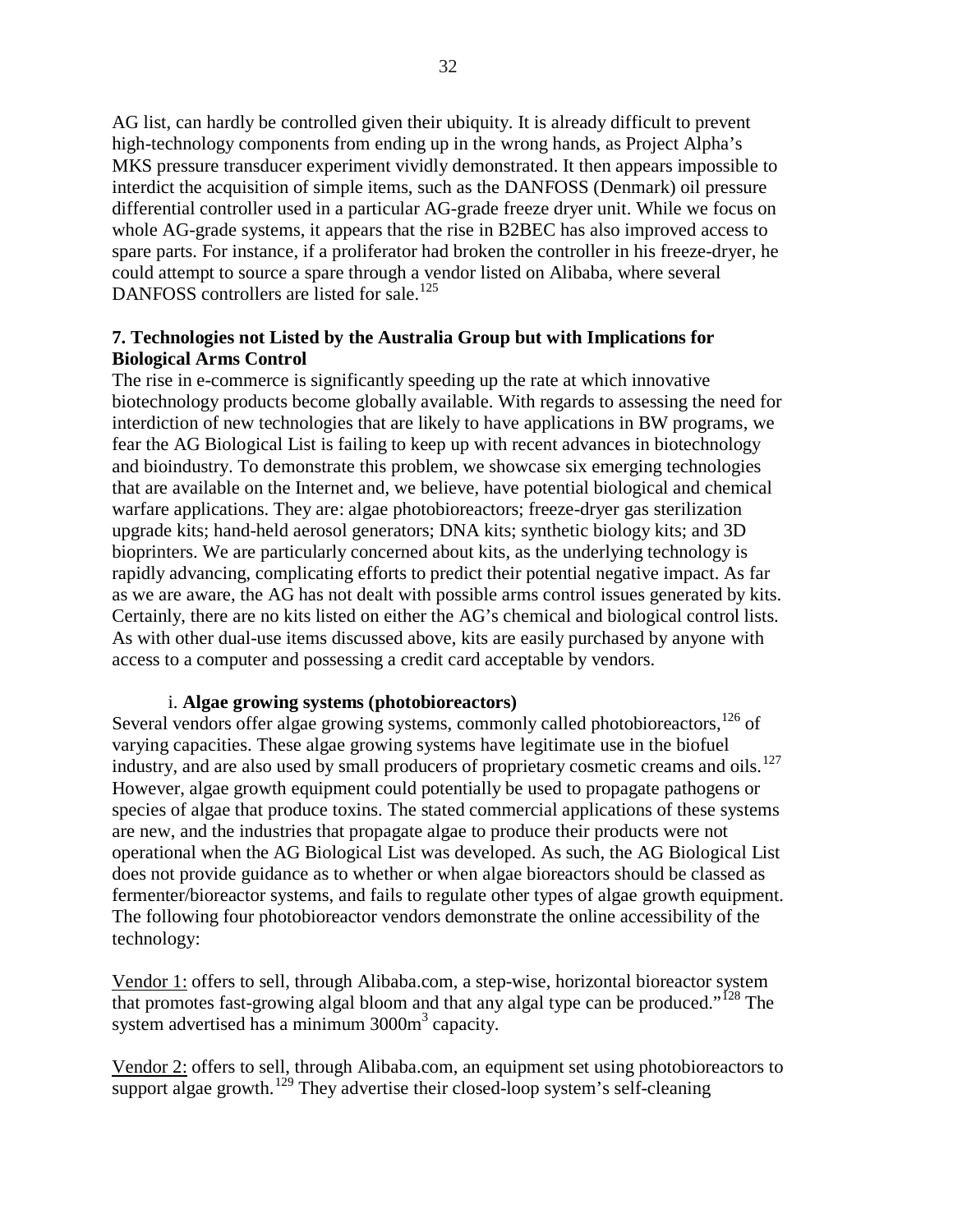AG list, can hardly be controlled given their ubiquity. It is already difficult to prevent high-technology components from ending up in the wrong hands, as Project Alpha's MKS pressure transducer experiment vividly demonstrated. It then appears impossible to interdict the acquisition of simple items, such as the DANFOSS (Denmark) oil pressure differential controller used in a particular AG-grade freeze dryer unit. While we focus on whole AG-grade systems, it appears that the rise in B2BEC has also improved access to spare parts. For instance, if a proliferator had broken the controller in his freeze-dryer, he could attempt to source a spare through a vendor listed on Alibaba, where several DANFOSS controllers are listed for sale.[125]

**7. Technologies not Listed by the Australia Group but with Implications for Biological Arms Control**

The rise in e-commerce is significantly speeding up the rate at which innovative biotechnology products become globally available. With regards to assessing the need for interdiction of new technologies that are likely to have applications in BW programs, we fear the AG Biological List is failing to keep up with recent advances in biotechnology and bioindustry. To demonstrate this problem, we showcase six emerging technologies that are available on the Internet and, we believe, have potential biological and chemical warfare applications. They are: algae photobioreactors; freeze-dryer gas sterilization upgrade kits; hand-held aerosol generators; DNA kits; synthetic biology kits; and 3D bioprinters. We are particularly concerned about kits, as the underlying technology is rapidly advancing, complicating efforts to predict their potential negative impact. As far as we are aware, the AG has not dealt with possible arms control issues generated by kits. Certainly, there are no kits listed on either the AG's chemical and biological control lists. As with other dual-use items discussed above, kits are easily purchased by anyone with access to a computer and possessing a credit card acceptable by vendors.

i. **Algae growing systems (photobioreactors)**

Several vendors offer algae growing systems, commonly called photobioreactors,[126] of varying capacities. These algae growing systems have legitimate use in the biofuel industry, and are also used by small producers of proprietary cosmetic creams and oils.[127] However, algae growth equipment could potentially be used to propagate pathogens or species of algae that produce toxins. The stated commercial applications of these systems are new, and the industries that propagate algae to produce their products were not operational when the AG Biological List was developed. As such, the AG Biological List does not provide guidance as to whether or when algae bioreactors should be classed as fermenter/bioreactor systems, and fails to regulate other types of algae growth equipment. The following four photobioreactor vendors demonstrate the online accessibility of the technology:

Vendor 1: offers to sell, through Alibaba.com, a step-wise, horizontal bioreactor system that promotes fast-growing algal bloom and that any algal type can be produced."[128] The system advertised has a minimum 3000m$^3$ capacity.

Vendor 2: offers to sell, through Alibaba.com, an equipment set using photobioreactors to support algae growth.[129] They advertise their closed-loop system's self-cleaning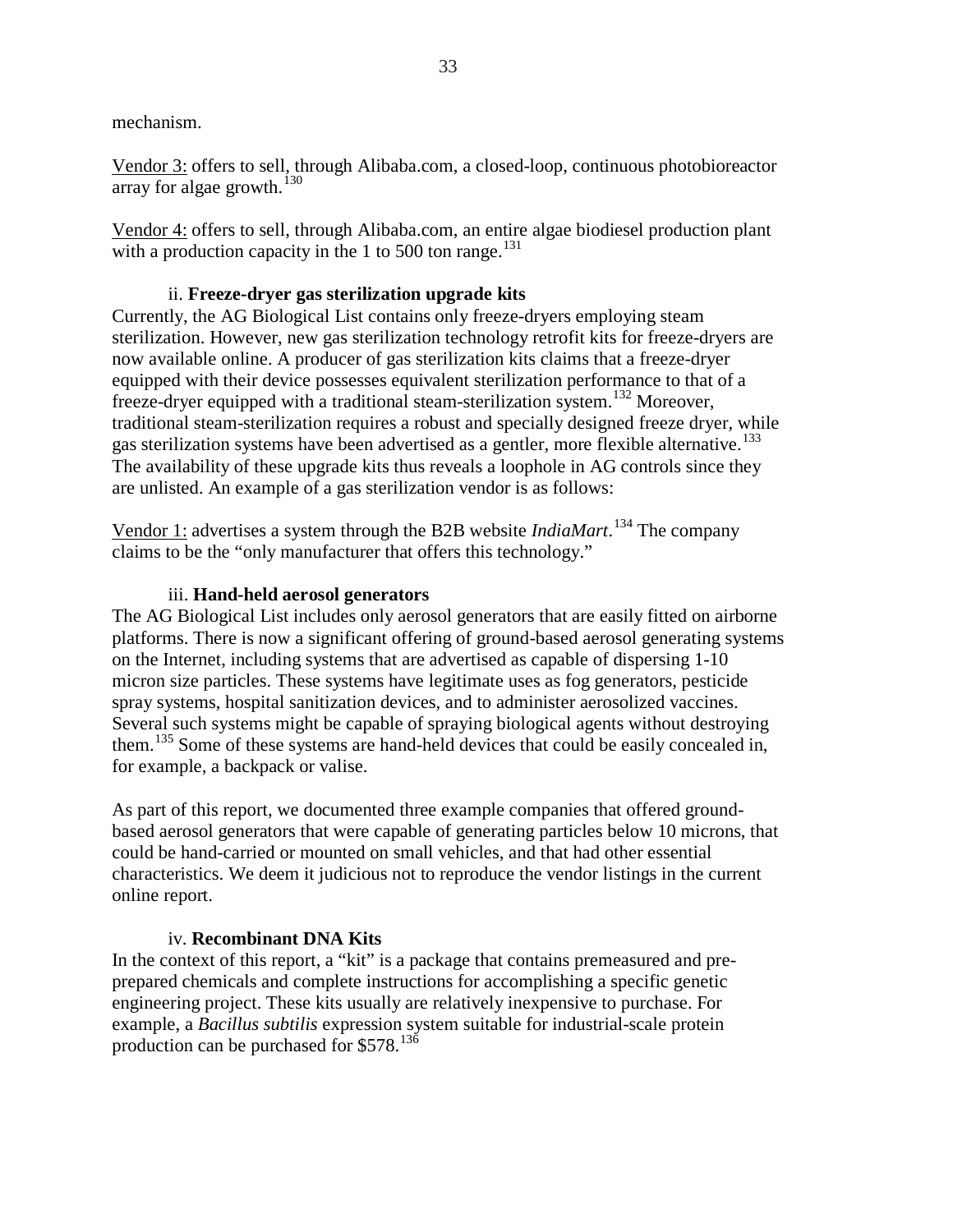mechanism.

Vendor 3: offers to sell, through Alibaba.com, a closed-loop, continuous photobioreactor array for algae growth.[130]

Vendor 4: offers to sell, through Alibaba.com, an entire algae biodiesel production plant with a production capacity in the 1 to 500 ton range.[131]

### ii. **Freeze-dryer gas sterilization upgrade kits**

Currently, the AG Biological List contains only freeze-dryers employing steam sterilization. However, new gas sterilization technology retrofit kits for freeze-dryers are now available online. A producer of gas sterilization kits claims that a freeze-dryer equipped with their device possesses equivalent sterilization performance to that of a freeze-dryer equipped with a traditional steam-sterilization system.[132] Moreover, traditional steam-sterilization requires a robust and specially designed freeze dryer, while gas sterilization systems have been advertised as a gentler, more flexible alternative.[133] The availability of these upgrade kits thus reveals a loophole in AG controls since they are unlisted. An example of a gas sterilization vendor is as follows:

Vendor 1: advertises a system through the B2B website *IndiaMart*.[134] The company claims to be the "only manufacturer that offers this technology."

### iii. **Hand-held aerosol generators**

The AG Biological List includes only aerosol generators that are easily fitted on airborne platforms. There is now a significant offering of ground-based aerosol generating systems on the Internet, including systems that are advertised as capable of dispersing 1-10 micron size particles. These systems have legitimate uses as fog generators, pesticide spray systems, hospital sanitization devices, and to administer aerosolized vaccines. Several such systems might be capable of spraying biological agents without destroying them.[135] Some of these systems are hand-held devices that could be easily concealed in, for example, a backpack or valise.

As part of this report, we documented three example companies that offered ground-based aerosol generators that were capable of generating particles below 10 microns, that could be hand-carried or mounted on small vehicles, and that had other essential characteristics. We deem it judicious not to reproduce the vendor listings in the current online report.

### iv. **Recombinant DNA Kits**

In the context of this report, a "kit" is a package that contains premeasured and pre-prepared chemicals and complete instructions for accomplishing a specific genetic engineering project. These kits usually are relatively inexpensive to purchase. For example, a *Bacillus subtilis* expression system suitable for industrial-scale protein production can be purchased for $578.[136]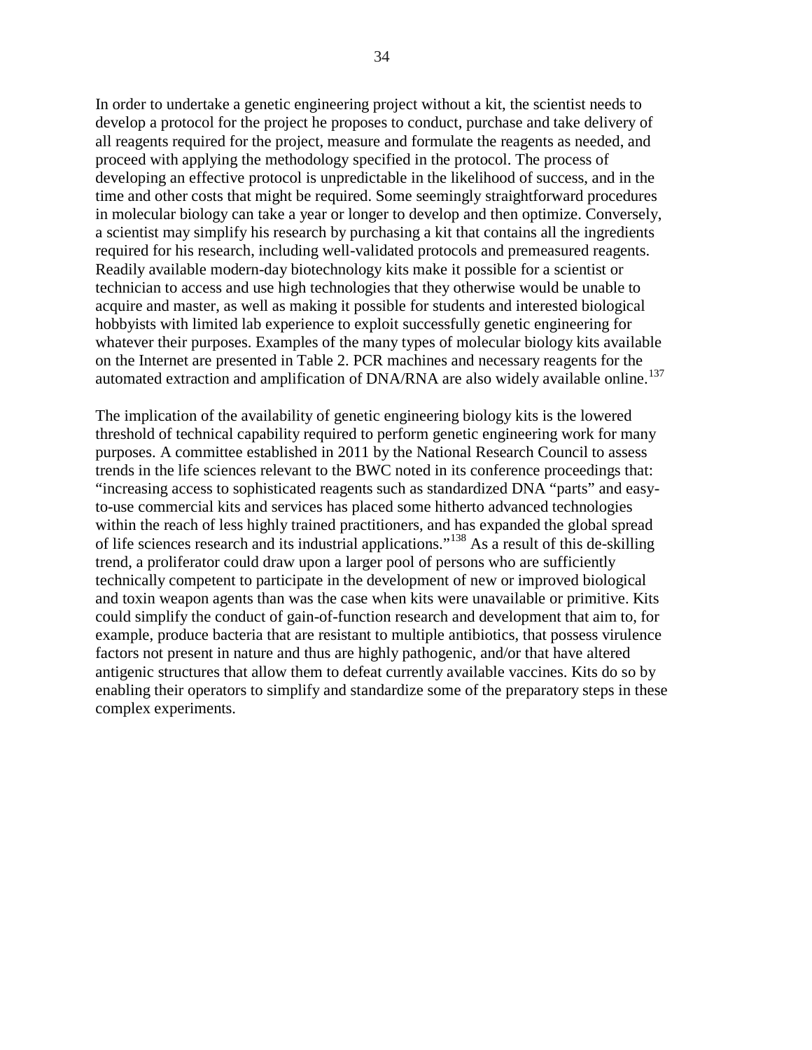In order to undertake a genetic engineering project without a kit, the scientist needs to develop a protocol for the project he proposes to conduct, purchase and take delivery of all reagents required for the project, measure and formulate the reagents as needed, and proceed with applying the methodology specified in the protocol. The process of developing an effective protocol is unpredictable in the likelihood of success, and in the time and other costs that might be required. Some seemingly straightforward procedures in molecular biology can take a year or longer to develop and then optimize. Conversely, a scientist may simplify his research by purchasing a kit that contains all the ingredients required for his research, including well-validated protocols and premeasured reagents. Readily available modern-day biotechnology kits make it possible for a scientist or technician to access and use high technologies that they otherwise would be unable to acquire and master, as well as making it possible for students and interested biological hobbyists with limited lab experience to exploit successfully genetic engineering for whatever their purposes. Examples of the many types of molecular biology kits available on the Internet are presented in Table 2. PCR machines and necessary reagents for the automated extraction and amplification of DNA/RNA are also widely available online.[137]

The implication of the availability of genetic engineering biology kits is the lowered threshold of technical capability required to perform genetic engineering work for many purposes. A committee established in 2011 by the National Research Council to assess trends in the life sciences relevant to the BWC noted in its conference proceedings that: "increasing access to sophisticated reagents such as standardized DNA "parts" and easy-to-use commercial kits and services has placed some hitherto advanced technologies within the reach of less highly trained practitioners, and has expanded the global spread of life sciences research and its industrial applications."[138] As a result of this de-skilling trend, a proliferator could draw upon a larger pool of persons who are sufficiently technically competent to participate in the development of new or improved biological and toxin weapon agents than was the case when kits were unavailable or primitive. Kits could simplify the conduct of gain-of-function research and development that aim to, for example, produce bacteria that are resistant to multiple antibiotics, that possess virulence factors not present in nature and thus are highly pathogenic, and/or that have altered antigenic structures that allow them to defeat currently available vaccines. Kits do so by enabling their operators to simplify and standardize some of the preparatory steps in these complex experiments.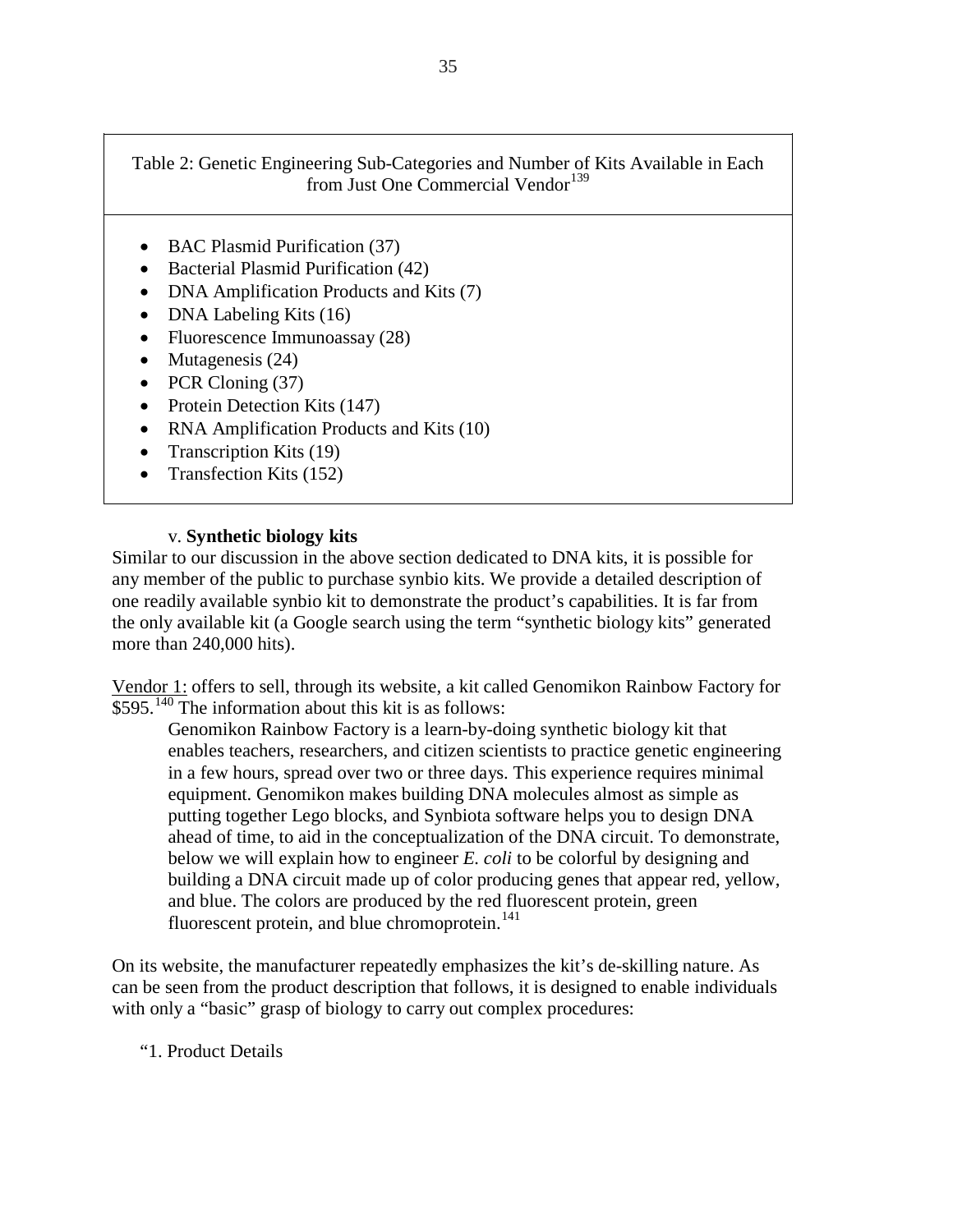Table 2: Genetic Engineering Sub-Categories and Number of Kits Available in Each from Just One Commercial Vendor[139]

- BAC Plasmid Purification (37)
- Bacterial Plasmid Purification (42)
- DNA Amplification Products and Kits (7)
- DNA Labeling Kits (16)
- Fluorescence Immunoassay (28)
- Mutagenesis (24)
- PCR Cloning (37)
- Protein Detection Kits (147)
- RNA Amplification Products and Kits (10)
- Transcription Kits (19)
- Transfection Kits (152)

v. **Synthetic biology kits**

Similar to our discussion in the above section dedicated to DNA kits, it is possible for any member of the public to purchase synbio kits. We provide a detailed description of one readily available synbio kit to demonstrate the product's capabilities. It is far from the only available kit (a Google search using the term "synthetic biology kits" generated more than 240,000 hits).

Vendor 1: offers to sell, through its website, a kit called Genomikon Rainbow Factory for $595.[140] The information about this kit is as follows:

> Genomikon Rainbow Factory is a learn-by-doing synthetic biology kit that enables teachers, researchers, and citizen scientists to practice genetic engineering in a few hours, spread over two or three days. This experience requires minimal equipment. Genomikon makes building DNA molecules almost as simple as putting together Lego blocks, and Synbiota software helps you to design DNA ahead of time, to aid in the conceptualization of the DNA circuit. To demonstrate, below we will explain how to engineer *E. coli* to be colorful by designing and building a DNA circuit made up of color producing genes that appear red, yellow, and blue. The colors are produced by the red fluorescent protein, green fluorescent protein, and blue chromoprotein.[141]

On its website, the manufacturer repeatedly emphasizes the kit's de-skilling nature. As can be seen from the product description that follows, it is designed to enable individuals with only a "basic" grasp of biology to carry out complex procedures:

"1. Product Details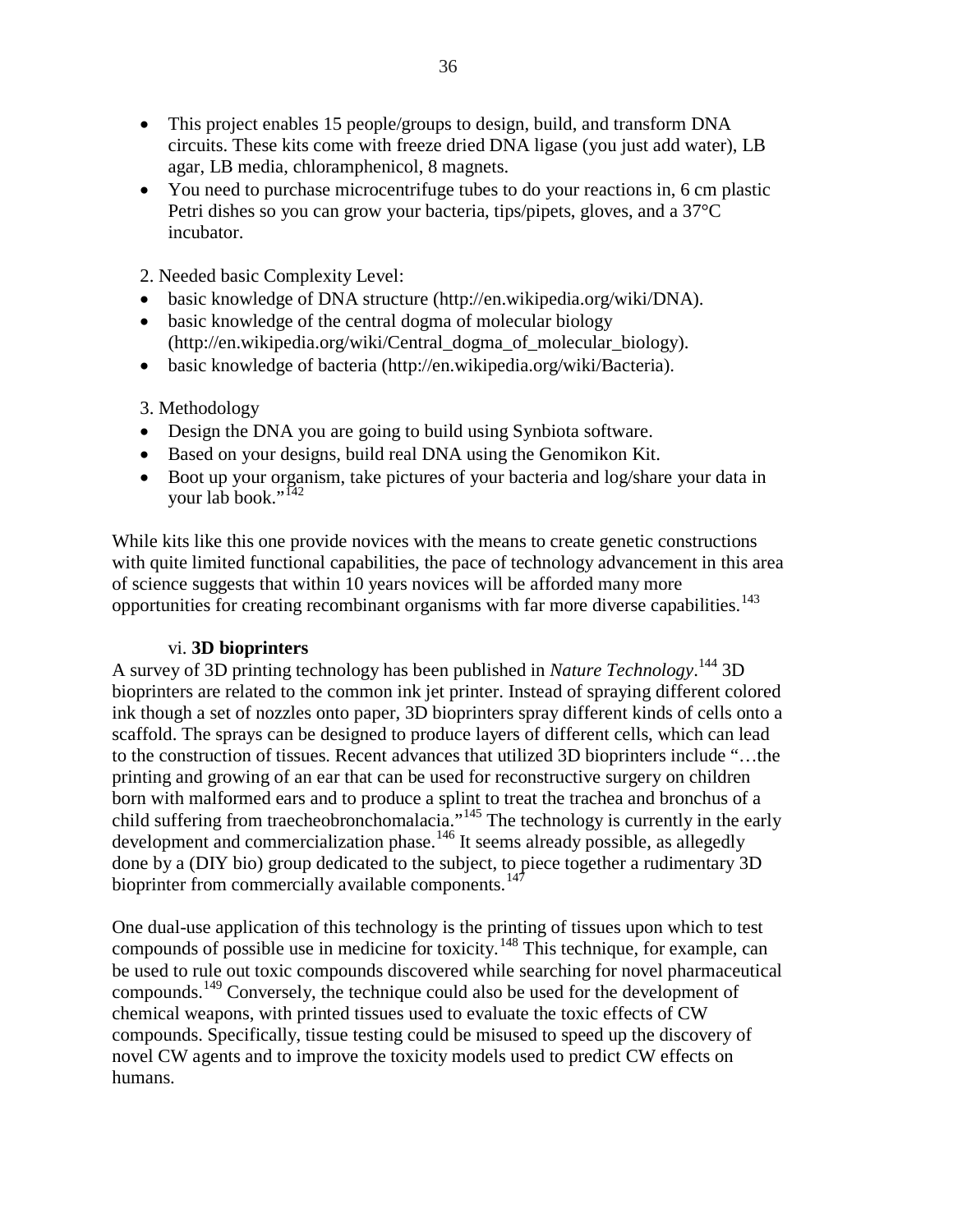- This project enables 15 people/groups to design, build, and transform DNA circuits. These kits come with freeze dried DNA ligase (you just add water), LB agar, LB media, chloramphenicol, 8 magnets.
- You need to purchase microcentrifuge tubes to do your reactions in, 6 cm plastic Petri dishes so you can grow your bacteria, tips/pipets, gloves, and a 37°C incubator.

2. Needed basic Complexity Level:

- basic knowledge of DNA structure (http://en.wikipedia.org/wiki/DNA).
- basic knowledge of the central dogma of molecular biology (http://en.wikipedia.org/wiki/Central_dogma_of_molecular_biology).
- basic knowledge of bacteria (http://en.wikipedia.org/wiki/Bacteria).

3. Methodology

- Design the DNA you are going to build using Synbiota software.
- Based on your designs, build real DNA using the Genomikon Kit.
- Boot up your organism, take pictures of your bacteria and log/share your data in your lab book."[142]

While kits like this one provide novices with the means to create genetic constructions with quite limited functional capabilities, the pace of technology advancement in this area of science suggests that within 10 years novices will be afforded many more opportunities for creating recombinant organisms with far more diverse capabilities.[143]

vi. **3D bioprinters**

A survey of 3D printing technology has been published in *Nature Technology*.[144] 3D bioprinters are related to the common ink jet printer. Instead of spraying different colored ink though a set of nozzles onto paper, 3D bioprinters spray different kinds of cells onto a scaffold. The sprays can be designed to produce layers of different cells, which can lead to the construction of tissues. Recent advances that utilized 3D bioprinters include "…the printing and growing of an ear that can be used for reconstructive surgery on children born with malformed ears and to produce a splint to treat the trachea and bronchus of a child suffering from traecheobronchomalacia."[145] The technology is currently in the early development and commercialization phase.[146] It seems already possible, as allegedly done by a (DIY bio) group dedicated to the subject, to piece together a rudimentary 3D bioprinter from commercially available components.[147]

One dual-use application of this technology is the printing of tissues upon which to test compounds of possible use in medicine for toxicity.[148] This technique, for example, can be used to rule out toxic compounds discovered while searching for novel pharmaceutical compounds.[149] Conversely, the technique could also be used for the development of chemical weapons, with printed tissues used to evaluate the toxic effects of CW compounds. Specifically, tissue testing could be misused to speed up the discovery of novel CW agents and to improve the toxicity models used to predict CW effects on humans.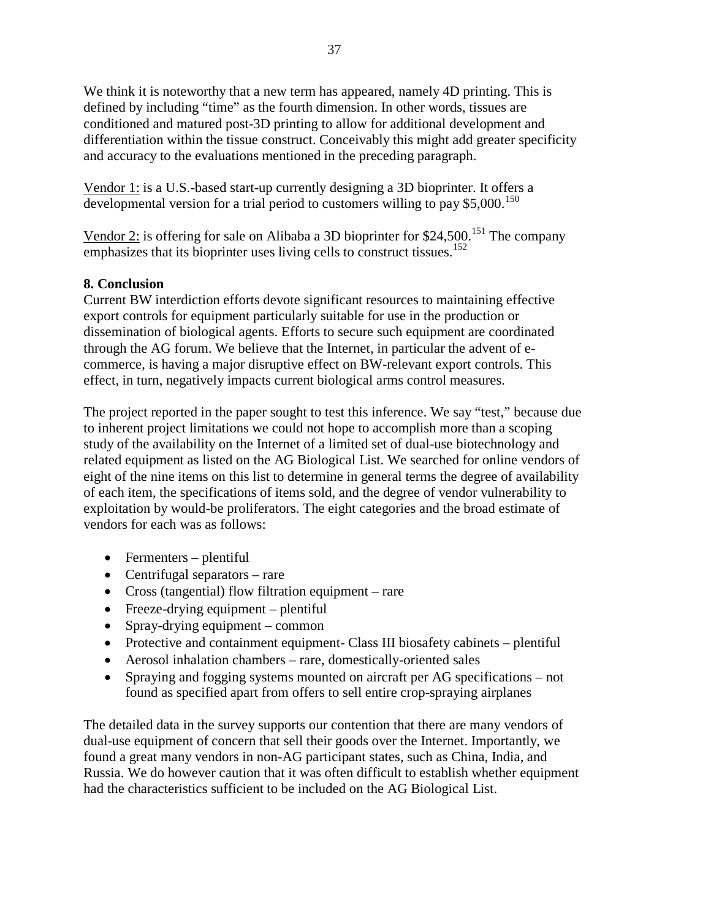We think it is noteworthy that a new term has appeared, namely 4D printing. This is defined by including "time" as the fourth dimension. In other words, tissues are conditioned and matured post-3D printing to allow for additional development and differentiation within the tissue construct. Conceivably this might add greater specificity and accuracy to the evaluations mentioned in the preceding paragraph.

Vendor 1: is a U.S.-based start-up currently designing a 3D bioprinter. It offers a developmental version for a trial period to customers willing to pay $5,000.[150]

Vendor 2: is offering for sale on Alibaba a 3D bioprinter for $24,500.[151] The company emphasizes that its bioprinter uses living cells to construct tissues.[152]

## 8. Conclusion

Current BW interdiction efforts devote significant resources to maintaining effective export controls for equipment particularly suitable for use in the production or dissemination of biological agents. Efforts to secure such equipment are coordinated through the AG forum. We believe that the Internet, in particular the advent of e-commerce, is having a major disruptive effect on BW-relevant export controls. This effect, in turn, negatively impacts current biological arms control measures.

The project reported in the paper sought to test this inference. We say "test," because due to inherent project limitations we could not hope to accomplish more than a scoping study of the availability on the Internet of a limited set of dual-use biotechnology and related equipment as listed on the AG Biological List. We searched for online vendors of eight of the nine items on this list to determine in general terms the degree of availability of each item, the specifications of items sold, and the degree of vendor vulnerability to exploitation by would-be proliferators. The eight categories and the broad estimate of vendors for each was as follows:

- Fermenters – plentiful
- Centrifugal separators – rare
- Cross (tangential) flow filtration equipment – rare
- Freeze-drying equipment – plentiful
- Spray-drying equipment – common
- Protective and containment equipment- Class III biosafety cabinets – plentiful
- Aerosol inhalation chambers – rare, domestically-oriented sales
- Spraying and fogging systems mounted on aircraft per AG specifications – not found as specified apart from offers to sell entire crop-spraying airplanes

The detailed data in the survey supports our contention that there are many vendors of dual-use equipment of concern that sell their goods over the Internet. Importantly, we found a great many vendors in non-AG participant states, such as China, India, and Russia. We do however caution that it was often difficult to establish whether equipment had the characteristics sufficient to be included on the AG Biological List.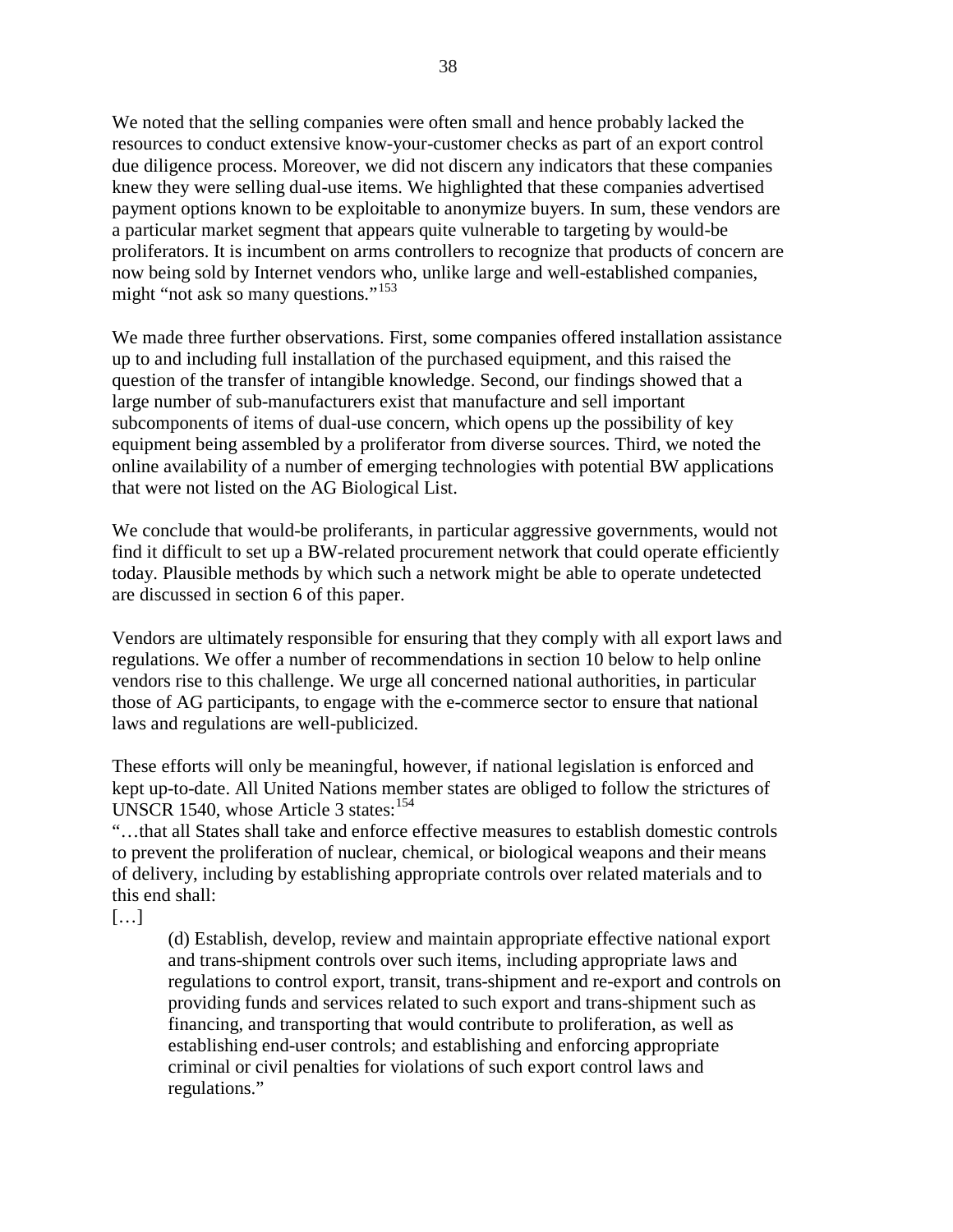We noted that the selling companies were often small and hence probably lacked the resources to conduct extensive know-your-customer checks as part of an export control due diligence process. Moreover, we did not discern any indicators that these companies knew they were selling dual-use items. We highlighted that these companies advertised payment options known to be exploitable to anonymize buyers. In sum, these vendors are a particular market segment that appears quite vulnerable to targeting by would-be proliferators. It is incumbent on arms controllers to recognize that products of concern are now being sold by Internet vendors who, unlike large and well-established companies, might "not ask so many questions."[153]

We made three further observations. First, some companies offered installation assistance up to and including full installation of the purchased equipment, and this raised the question of the transfer of intangible knowledge. Second, our findings showed that a large number of sub-manufacturers exist that manufacture and sell important subcomponents of items of dual-use concern, which opens up the possibility of key equipment being assembled by a proliferator from diverse sources. Third, we noted the online availability of a number of emerging technologies with potential BW applications that were not listed on the AG Biological List.

We conclude that would-be proliferants, in particular aggressive governments, would not find it difficult to set up a BW-related procurement network that could operate efficiently today. Plausible methods by which such a network might be able to operate undetected are discussed in section 6 of this paper.

Vendors are ultimately responsible for ensuring that they comply with all export laws and regulations. We offer a number of recommendations in section 10 below to help online vendors rise to this challenge. We urge all concerned national authorities, in particular those of AG participants, to engage with the e-commerce sector to ensure that national laws and regulations are well-publicized.

These efforts will only be meaningful, however, if national legislation is enforced and kept up-to-date. All United Nations member states are obliged to follow the strictures of UNSCR 1540, whose Article 3 states:[154]

"…that all States shall take and enforce effective measures to establish domestic controls to prevent the proliferation of nuclear, chemical, or biological weapons and their means of delivery, including by establishing appropriate controls over related materials and to this end shall:

[…]

> (d) Establish, develop, review and maintain appropriate effective national export and trans-shipment controls over such items, including appropriate laws and regulations to control export, transit, trans-shipment and re-export and controls on providing funds and services related to such export and trans-shipment such as financing, and transporting that would contribute to proliferation, as well as establishing end-user controls; and establishing and enforcing appropriate criminal or civil penalties for violations of such export control laws and regulations."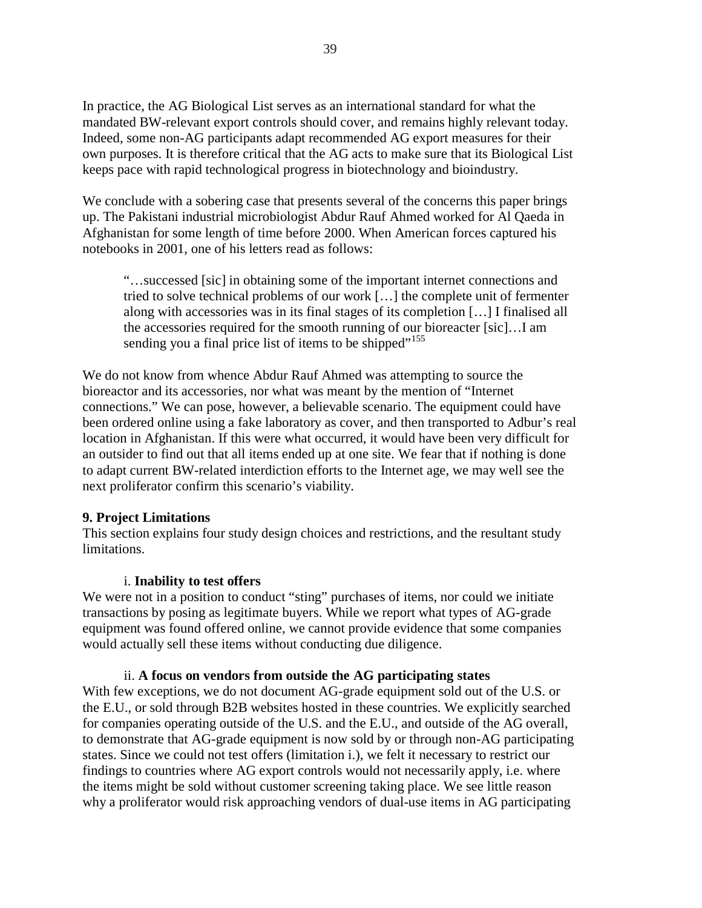In practice, the AG Biological List serves as an international standard for what the mandated BW-relevant export controls should cover, and remains highly relevant today. Indeed, some non-AG participants adapt recommended AG export measures for their own purposes. It is therefore critical that the AG acts to make sure that its Biological List keeps pace with rapid technological progress in biotechnology and bioindustry.

We conclude with a sobering case that presents several of the concerns this paper brings up. The Pakistani industrial microbiologist Abdur Rauf Ahmed worked for Al Qaeda in Afghanistan for some length of time before 2000. When American forces captured his notebooks in 2001, one of his letters read as follows:

> "…successed [sic] in obtaining some of the important internet connections and tried to solve technical problems of our work […] the complete unit of fermenter along with accessories was in its final stages of its completion […] I finalised all the accessories required for the smooth running of our bioreacter [sic]…I am sending you a final price list of items to be shipped"[155]

We do not know from whence Abdur Rauf Ahmed was attempting to source the bioreactor and its accessories, nor what was meant by the mention of "Internet connections." We can pose, however, a believable scenario. The equipment could have been ordered online using a fake laboratory as cover, and then transported to Adbur's real location in Afghanistan. If this were what occurred, it would have been very difficult for an outsider to find out that all items ended up at one site. We fear that if nothing is done to adapt current BW-related interdiction efforts to the Internet age, we may well see the next proliferator confirm this scenario's viability.

## 9. Project Limitations

This section explains four study design choices and restrictions, and the resultant study limitations.

### i. Inability to test offers

We were not in a position to conduct "sting" purchases of items, nor could we initiate transactions by posing as legitimate buyers. While we report what types of AG-grade equipment was found offered online, we cannot provide evidence that some companies would actually sell these items without conducting due diligence.

### ii. A focus on vendors from outside the AG participating states

With few exceptions, we do not document AG-grade equipment sold out of the U.S. or the E.U., or sold through B2B websites hosted in these countries. We explicitly searched for companies operating outside of the U.S. and the E.U., and outside of the AG overall, to demonstrate that AG-grade equipment is now sold by or through non-AG participating states. Since we could not test offers (limitation i.), we felt it necessary to restrict our findings to countries where AG export controls would not necessarily apply, i.e. where the items might be sold without customer screening taking place. We see little reason why a proliferator would risk approaching vendors of dual-use items in AG participating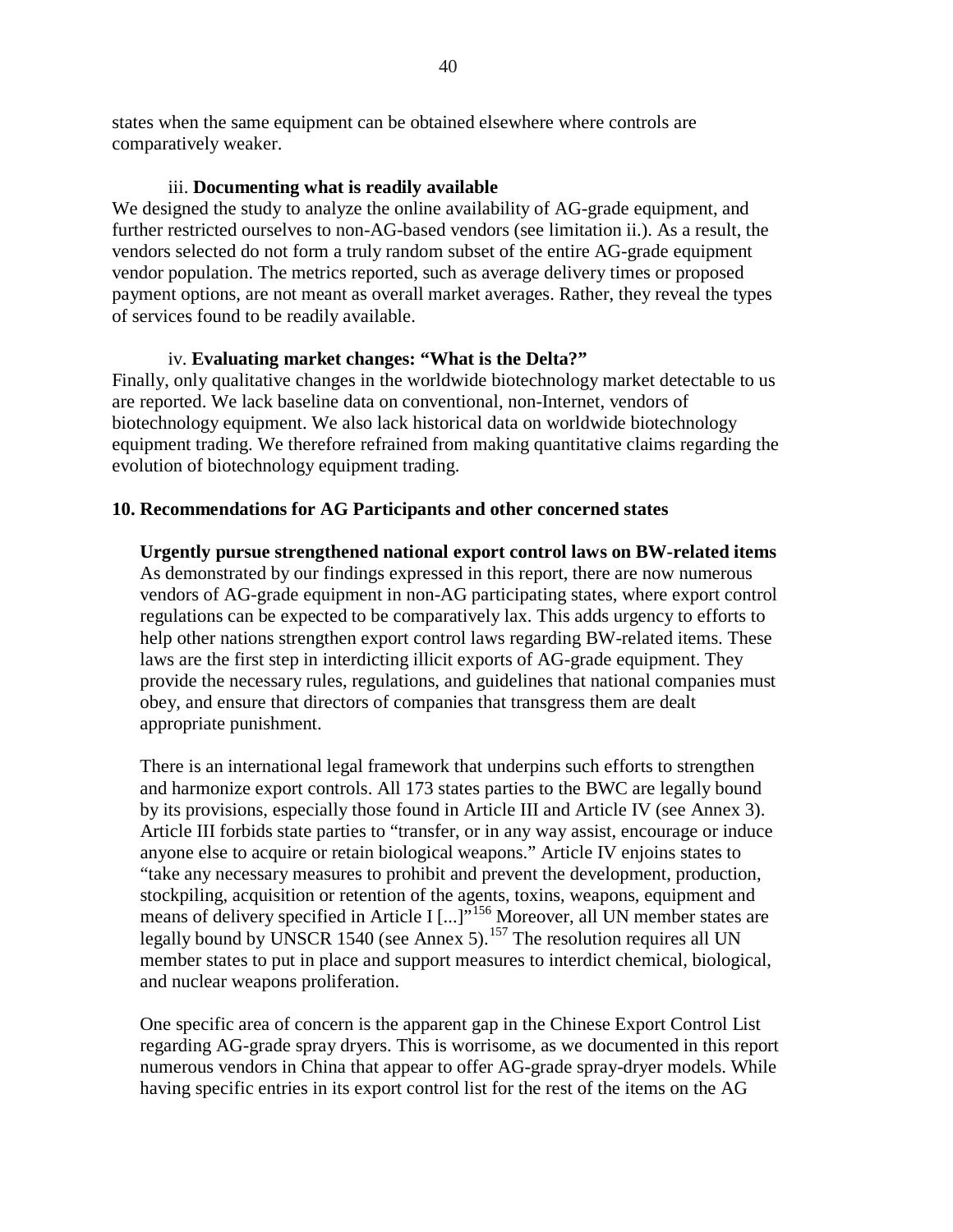states when the same equipment can be obtained elsewhere where controls are comparatively weaker.

### iii. **Documenting what is readily available**

We designed the study to analyze the online availability of AG-grade equipment, and further restricted ourselves to non-AG-based vendors (see limitation ii.). As a result, the vendors selected do not form a truly random subset of the entire AG-grade equipment vendor population. The metrics reported, such as average delivery times or proposed payment options, are not meant as overall market averages. Rather, they reveal the types of services found to be readily available.

### iv. **Evaluating market changes: "What is the Delta?"**

Finally, only qualitative changes in the worldwide biotechnology market detectable to us are reported. We lack baseline data on conventional, non-Internet, vendors of biotechnology equipment. We also lack historical data on worldwide biotechnology equipment trading. We therefore refrained from making quantitative claims regarding the evolution of biotechnology equipment trading.

## 10. Recommendations for AG Participants and other concerned states

**Urgently pursue strengthened national export control laws on BW-related items**

As demonstrated by our findings expressed in this report, there are now numerous vendors of AG-grade equipment in non-AG participating states, where export control regulations can be expected to be comparatively lax. This adds urgency to efforts to help other nations strengthen export control laws regarding BW-related items. These laws are the first step in interdicting illicit exports of AG-grade equipment. They provide the necessary rules, regulations, and guidelines that national companies must obey, and ensure that directors of companies that transgress them are dealt appropriate punishment.

There is an international legal framework that underpins such efforts to strengthen and harmonize export controls. All 173 states parties to the BWC are legally bound by its provisions, especially those found in Article III and Article IV (see Annex 3). Article III forbids state parties to "transfer, or in any way assist, encourage or induce anyone else to acquire or retain biological weapons." Article IV enjoins states to "take any necessary measures to prohibit and prevent the development, production, stockpiling, acquisition or retention of the agents, toxins, weapons, equipment and means of delivery specified in Article I [...]"[156] Moreover, all UN member states are legally bound by UNSCR 1540 (see Annex 5).[157] The resolution requires all UN member states to put in place and support measures to interdict chemical, biological, and nuclear weapons proliferation.

One specific area of concern is the apparent gap in the Chinese Export Control List regarding AG-grade spray dryers. This is worrisome, as we documented in this report numerous vendors in China that appear to offer AG-grade spray-dryer models. While having specific entries in its export control list for the rest of the items on the AG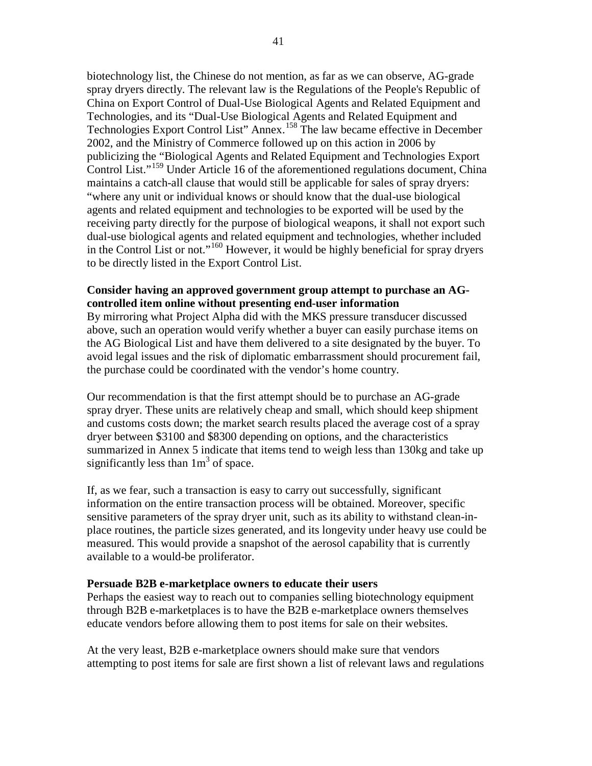biotechnology list, the Chinese do not mention, as far as we can observe, AG-grade spray dryers directly. The relevant law is the Regulations of the People's Republic of China on Export Control of Dual-Use Biological Agents and Related Equipment and Technologies, and its "Dual-Use Biological Agents and Related Equipment and Technologies Export Control List" Annex.[158] The law became effective in December 2002, and the Ministry of Commerce followed up on this action in 2006 by publicizing the "Biological Agents and Related Equipment and Technologies Export Control List."[159] Under Article 16 of the aforementioned regulations document, China maintains a catch-all clause that would still be applicable for sales of spray dryers: "where any unit or individual knows or should know that the dual-use biological agents and related equipment and technologies to be exported will be used by the receiving party directly for the purpose of biological weapons, it shall not export such dual-use biological agents and related equipment and technologies, whether included in the Control List or not."[160] However, it would be highly beneficial for spray dryers to be directly listed in the Export Control List.

**Consider having an approved government group attempt to purchase an AG-controlled item online without presenting end-user information**

By mirroring what Project Alpha did with the MKS pressure transducer discussed above, such an operation would verify whether a buyer can easily purchase items on the AG Biological List and have them delivered to a site designated by the buyer. To avoid legal issues and the risk of diplomatic embarrassment should procurement fail, the purchase could be coordinated with the vendor's home country.

Our recommendation is that the first attempt should be to purchase an AG-grade spray dryer. These units are relatively cheap and small, which should keep shipment and customs costs down; the market search results placed the average cost of a spray dryer between $3100 and $8300 depending on options, and the characteristics summarized in Annex 5 indicate that items tend to weigh less than 130kg and take up significantly less than $1m^3$ of space.

If, as we fear, such a transaction is easy to carry out successfully, significant information on the entire transaction process will be obtained. Moreover, specific sensitive parameters of the spray dryer unit, such as its ability to withstand clean-in-place routines, the particle sizes generated, and its longevity under heavy use could be measured. This would provide a snapshot of the aerosol capability that is currently available to a would-be proliferator.

**Persuade B2B e-marketplace owners to educate their users**

Perhaps the easiest way to reach out to companies selling biotechnology equipment through B2B e-marketplaces is to have the B2B e-marketplace owners themselves educate vendors before allowing them to post items for sale on their websites.

At the very least, B2B e-marketplace owners should make sure that vendors attempting to post items for sale are first shown a list of relevant laws and regulations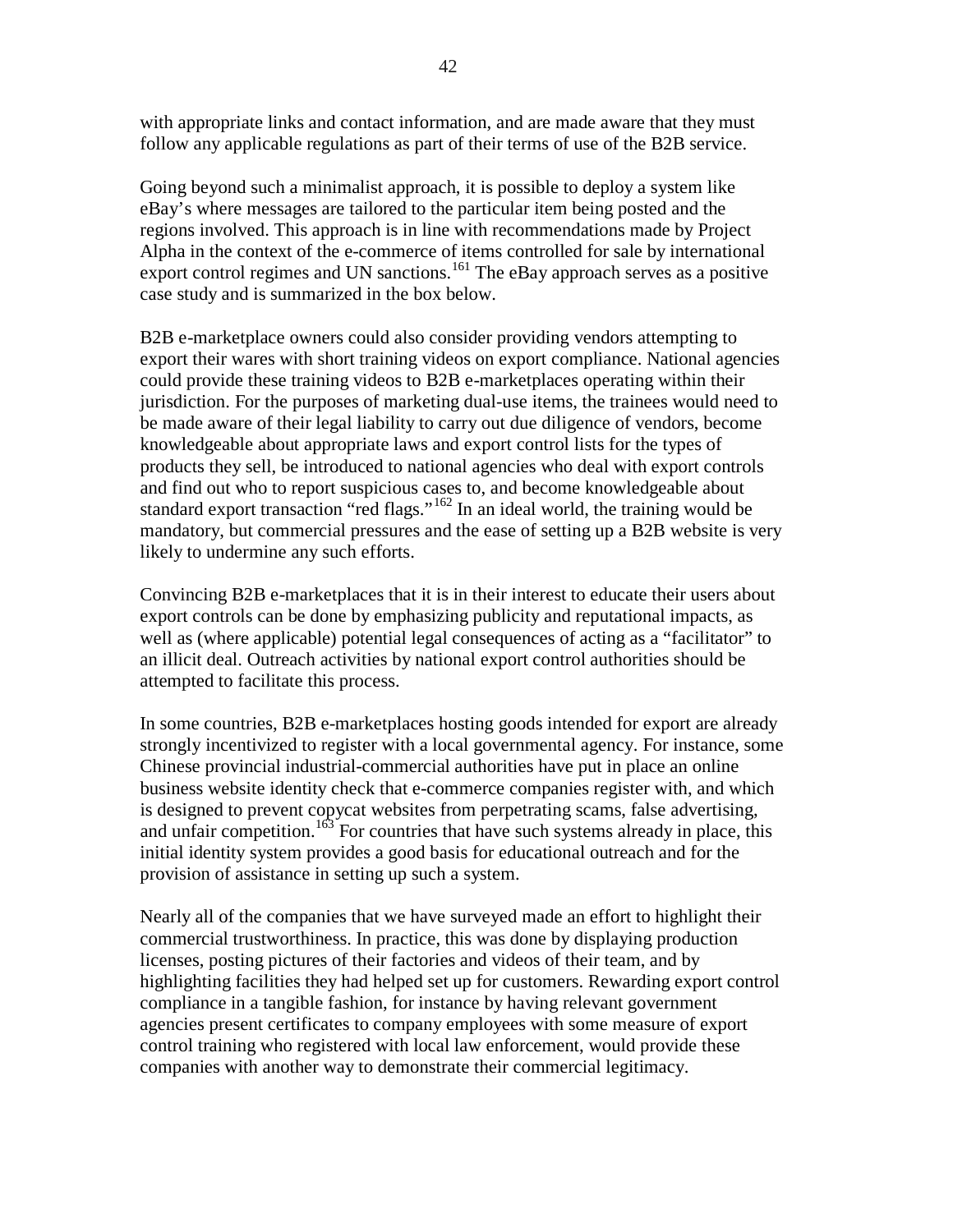with appropriate links and contact information, and are made aware that they must follow any applicable regulations as part of their terms of use of the B2B service.

Going beyond such a minimalist approach, it is possible to deploy a system like eBay's where messages are tailored to the particular item being posted and the regions involved. This approach is in line with recommendations made by Project Alpha in the context of the e-commerce of items controlled for sale by international export control regimes and UN sanctions.[161] The eBay approach serves as a positive case study and is summarized in the box below.

B2B e-marketplace owners could also consider providing vendors attempting to export their wares with short training videos on export compliance. National agencies could provide these training videos to B2B e-marketplaces operating within their jurisdiction. For the purposes of marketing dual-use items, the trainees would need to be made aware of their legal liability to carry out due diligence of vendors, become knowledgeable about appropriate laws and export control lists for the types of products they sell, be introduced to national agencies who deal with export controls and find out who to report suspicious cases to, and become knowledgeable about standard export transaction "red flags."[162] In an ideal world, the training would be mandatory, but commercial pressures and the ease of setting up a B2B website is very likely to undermine any such efforts.

Convincing B2B e-marketplaces that it is in their interest to educate their users about export controls can be done by emphasizing publicity and reputational impacts, as well as (where applicable) potential legal consequences of acting as a "facilitator" to an illicit deal. Outreach activities by national export control authorities should be attempted to facilitate this process.

In some countries, B2B e-marketplaces hosting goods intended for export are already strongly incentivized to register with a local governmental agency. For instance, some Chinese provincial industrial-commercial authorities have put in place an online business website identity check that e-commerce companies register with, and which is designed to prevent copycat websites from perpetrating scams, false advertising, and unfair competition.[163] For countries that have such systems already in place, this initial identity system provides a good basis for educational outreach and for the provision of assistance in setting up such a system.

Nearly all of the companies that we have surveyed made an effort to highlight their commercial trustworthiness. In practice, this was done by displaying production licenses, posting pictures of their factories and videos of their team, and by highlighting facilities they had helped set up for customers. Rewarding export control compliance in a tangible fashion, for instance by having relevant government agencies present certificates to company employees with some measure of export control training who registered with local law enforcement, would provide these companies with another way to demonstrate their commercial legitimacy.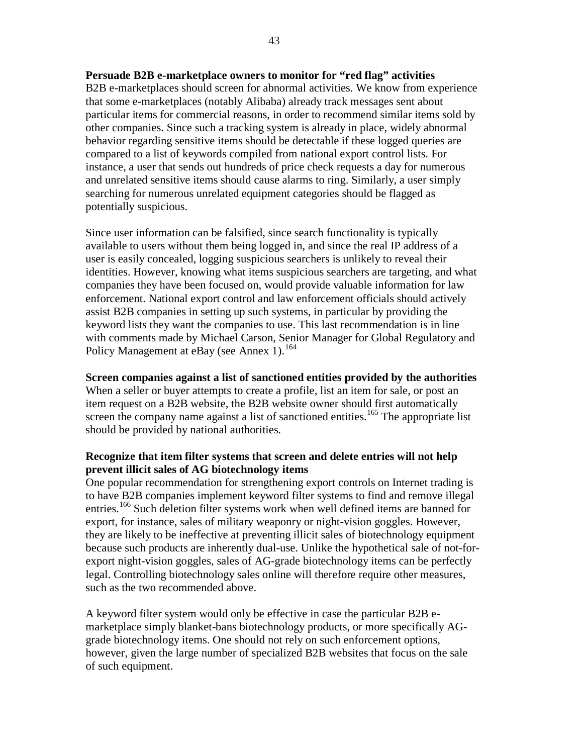**Persuade B2B e-marketplace owners to monitor for “red flag” activities**
B2B e-marketplaces should screen for abnormal activities. We know from experience that some e-marketplaces (notably Alibaba) already track messages sent about particular items for commercial reasons, in order to recommend similar items sold by other companies. Since such a tracking system is already in place, widely abnormal behavior regarding sensitive items should be detectable if these logged queries are compared to a list of keywords compiled from national export control lists. For instance, a user that sends out hundreds of price check requests a day for numerous and unrelated sensitive items should cause alarms to ring. Similarly, a user simply searching for numerous unrelated equipment categories should be flagged as potentially suspicious.

Since user information can be falsified, since search functionality is typically available to users without them being logged in, and since the real IP address of a user is easily concealed, logging suspicious searchers is unlikely to reveal their identities. However, knowing what items suspicious searchers are targeting, and what companies they have been focused on, would provide valuable information for law enforcement. National export control and law enforcement officials should actively assist B2B companies in setting up such systems, in particular by providing the keyword lists they want the companies to use. This last recommendation is in line with comments made by Michael Carson, Senior Manager for Global Regulatory and Policy Management at eBay (see Annex 1).[164]

**Screen companies against a list of sanctioned entities provided by the authorities**
When a seller or buyer attempts to create a profile, list an item for sale, or post an item request on a B2B website, the B2B website owner should first automatically screen the company name against a list of sanctioned entities.[165] The appropriate list should be provided by national authorities.

**Recognize that item filter systems that screen and delete entries will not help prevent illicit sales of AG biotechnology items**
One popular recommendation for strengthening export controls on Internet trading is to have B2B companies implement keyword filter systems to find and remove illegal entries.[166] Such deletion filter systems work when well defined items are banned for export, for instance, sales of military weaponry or night-vision goggles. However, they are likely to be ineffective at preventing illicit sales of biotechnology equipment because such products are inherently dual-use. Unlike the hypothetical sale of not-for-export night-vision goggles, sales of AG-grade biotechnology items can be perfectly legal. Controlling biotechnology sales online will therefore require other measures, such as the two recommended above.

A keyword filter system would only be effective in case the particular B2B e-marketplace simply blanket-bans biotechnology products, or more specifically AG-grade biotechnology items. One should not rely on such enforcement options, however, given the large number of specialized B2B websites that focus on the sale of such equipment.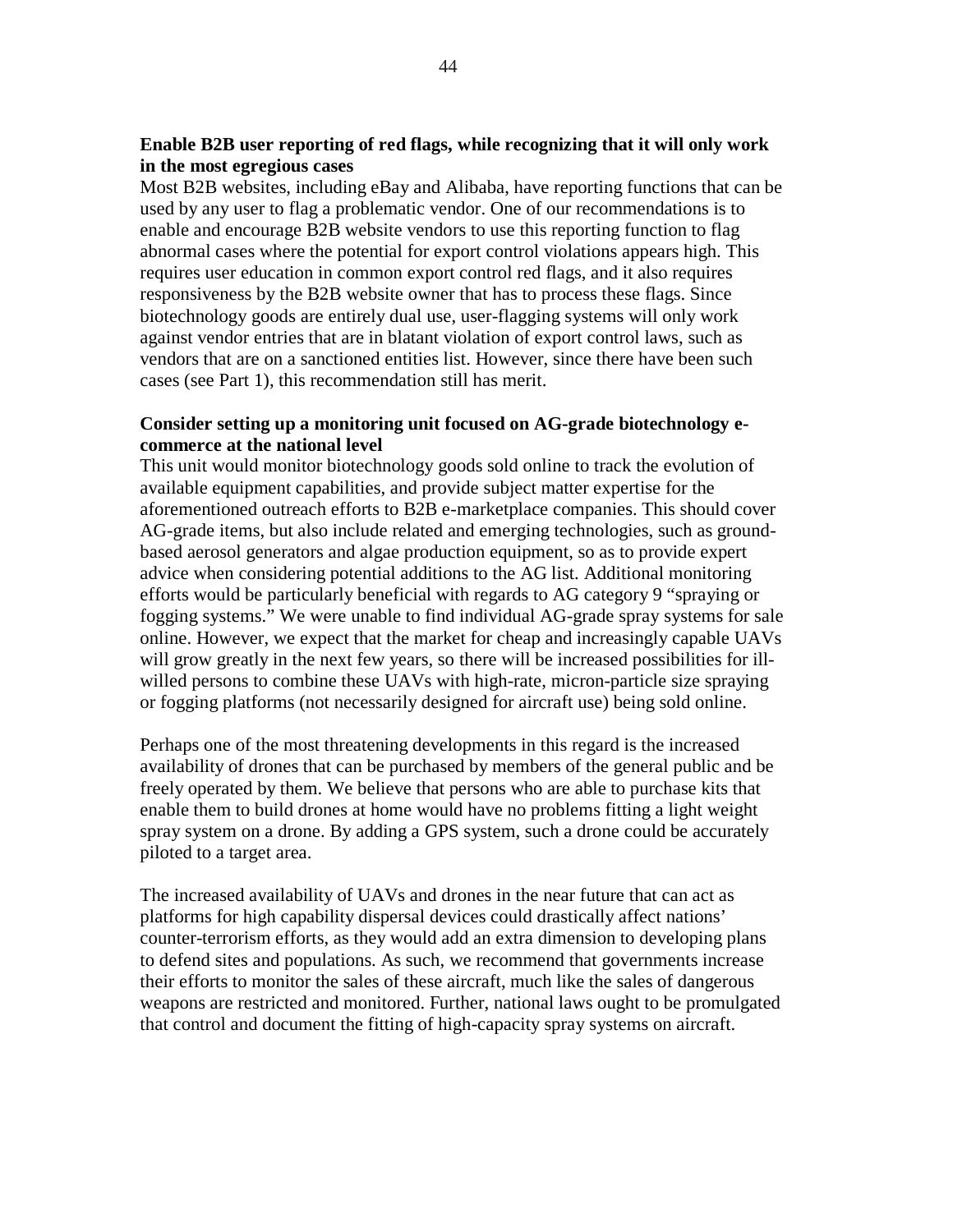**Enable B2B user reporting of red flags, while recognizing that it will only work in the most egregious cases**

Most B2B websites, including eBay and Alibaba, have reporting functions that can be used by any user to flag a problematic vendor. One of our recommendations is to enable and encourage B2B website vendors to use this reporting function to flag abnormal cases where the potential for export control violations appears high. This requires user education in common export control red flags, and it also requires responsiveness by the B2B website owner that has to process these flags. Since biotechnology goods are entirely dual use, user-flagging systems will only work against vendor entries that are in blatant violation of export control laws, such as vendors that are on a sanctioned entities list. However, since there have been such cases (see Part 1), this recommendation still has merit.

**Consider setting up a monitoring unit focused on AG-grade biotechnology e-commerce at the national level**

This unit would monitor biotechnology goods sold online to track the evolution of available equipment capabilities, and provide subject matter expertise for the aforementioned outreach efforts to B2B e-marketplace companies. This should cover AG-grade items, but also include related and emerging technologies, such as ground-based aerosol generators and algae production equipment, so as to provide expert advice when considering potential additions to the AG list. Additional monitoring efforts would be particularly beneficial with regards to AG category 9 "spraying or fogging systems." We were unable to find individual AG-grade spray systems for sale online. However, we expect that the market for cheap and increasingly capable UAVs will grow greatly in the next few years, so there will be increased possibilities for ill-willed persons to combine these UAVs with high-rate, micron-particle size spraying or fogging platforms (not necessarily designed for aircraft use) being sold online.

Perhaps one of the most threatening developments in this regard is the increased availability of drones that can be purchased by members of the general public and be freely operated by them. We believe that persons who are able to purchase kits that enable them to build drones at home would have no problems fitting a light weight spray system on a drone. By adding a GPS system, such a drone could be accurately piloted to a target area.

The increased availability of UAVs and drones in the near future that can act as platforms for high capability dispersal devices could drastically affect nations' counter-terrorism efforts, as they would add an extra dimension to developing plans to defend sites and populations. As such, we recommend that governments increase their efforts to monitor the sales of these aircraft, much like the sales of dangerous weapons are restricted and monitored. Further, national laws ought to be promulgated that control and document the fitting of high-capacity spray systems on aircraft.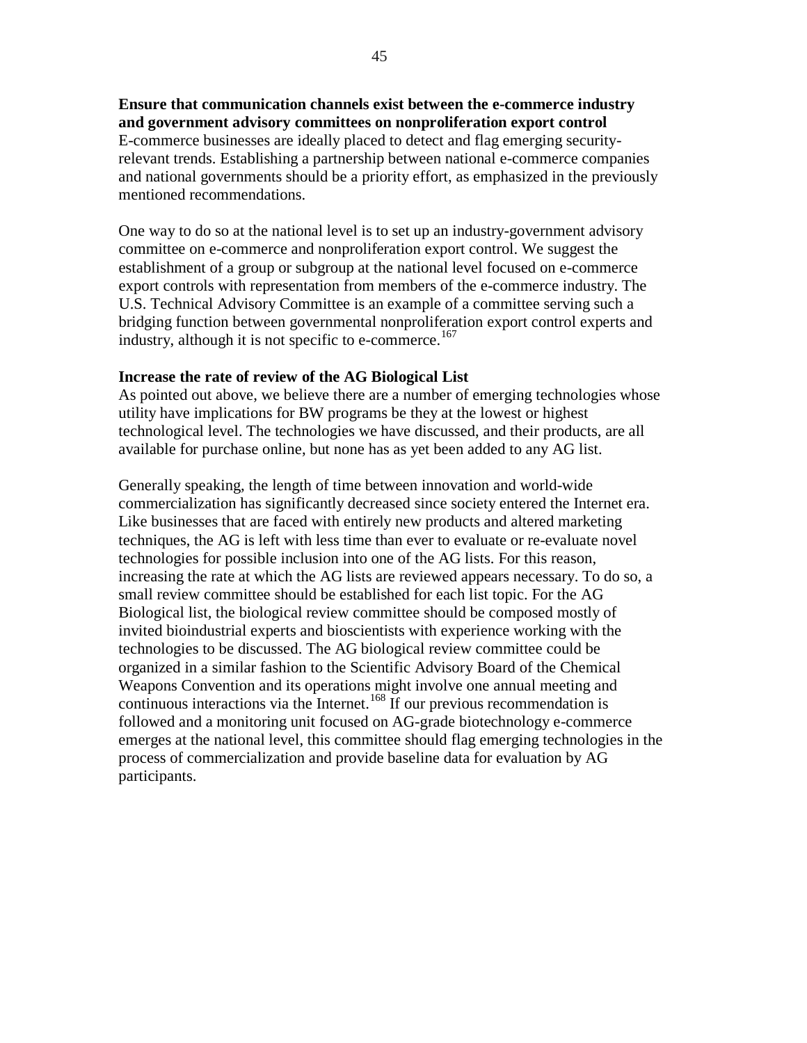**Ensure that communication channels exist between the e-commerce industry and government advisory committees on nonproliferation export control**

E-commerce businesses are ideally placed to detect and flag emerging security-relevant trends. Establishing a partnership between national e-commerce companies and national governments should be a priority effort, as emphasized in the previously mentioned recommendations.

One way to do so at the national level is to set up an industry-government advisory committee on e-commerce and nonproliferation export control. We suggest the establishment of a group or subgroup at the national level focused on e-commerce export controls with representation from members of the e-commerce industry. The U.S. Technical Advisory Committee is an example of a committee serving such a bridging function between governmental nonproliferation export control experts and industry, although it is not specific to e-commerce.[167]

**Increase the rate of review of the AG Biological List**

As pointed out above, we believe there are a number of emerging technologies whose utility have implications for BW programs be they at the lowest or highest technological level. The technologies we have discussed, and their products, are all available for purchase online, but none has as yet been added to any AG list.

Generally speaking, the length of time between innovation and world-wide commercialization has significantly decreased since society entered the Internet era. Like businesses that are faced with entirely new products and altered marketing techniques, the AG is left with less time than ever to evaluate or re-evaluate novel technologies for possible inclusion into one of the AG lists. For this reason, increasing the rate at which the AG lists are reviewed appears necessary. To do so, a small review committee should be established for each list topic. For the AG Biological list, the biological review committee should be composed mostly of invited bioindustrial experts and bioscientists with experience working with the technologies to be discussed. The AG biological review committee could be organized in a similar fashion to the Scientific Advisory Board of the Chemical Weapons Convention and its operations might involve one annual meeting and continuous interactions via the Internet.[168] If our previous recommendation is followed and a monitoring unit focused on AG-grade biotechnology e-commerce emerges at the national level, this committee should flag emerging technologies in the process of commercialization and provide baseline data for evaluation by AG participants.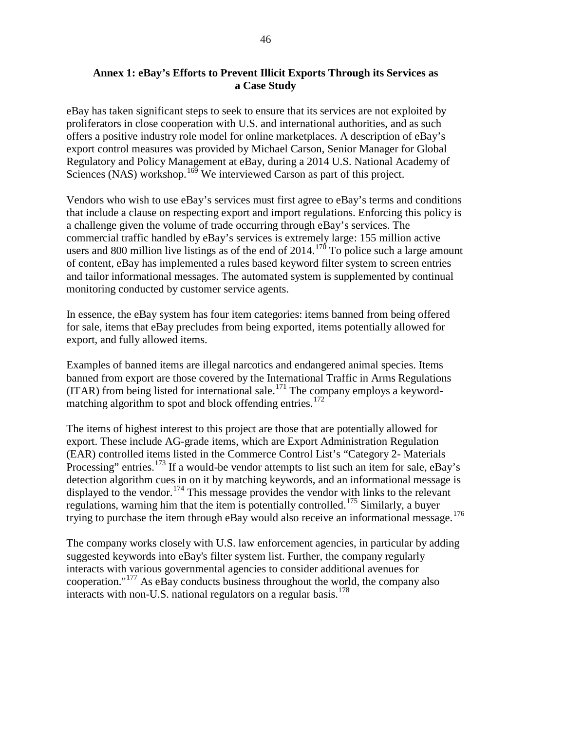## Annex 1: eBay's Efforts to Prevent Illicit Exports Through its Services as a Case Study

eBay has taken significant steps to seek to ensure that its services are not exploited by proliferators in close cooperation with U.S. and international authorities, and as such offers a positive industry role model for online marketplaces. A description of eBay's export control measures was provided by Michael Carson, Senior Manager for Global Regulatory and Policy Management at eBay, during a 2014 U.S. National Academy of Sciences (NAS) workshop.[169] We interviewed Carson as part of this project.

Vendors who wish to use eBay's services must first agree to eBay's terms and conditions that include a clause on respecting export and import regulations. Enforcing this policy is a challenge given the volume of trade occurring through eBay's services. The commercial traffic handled by eBay's services is extremely large: 155 million active users and 800 million live listings as of the end of 2014.[170] To police such a large amount of content, eBay has implemented a rules based keyword filter system to screen entries and tailor informational messages. The automated system is supplemented by continual monitoring conducted by customer service agents.

In essence, the eBay system has four item categories: items banned from being offered for sale, items that eBay precludes from being exported, items potentially allowed for export, and fully allowed items.

Examples of banned items are illegal narcotics and endangered animal species. Items banned from export are those covered by the International Traffic in Arms Regulations (ITAR) from being listed for international sale.[171] The company employs a keyword-matching algorithm to spot and block offending entries.[172]

The items of highest interest to this project are those that are potentially allowed for export. These include AG-grade items, which are Export Administration Regulation (EAR) controlled items listed in the Commerce Control List's "Category 2- Materials Processing" entries.[173] If a would-be vendor attempts to list such an item for sale, eBay's detection algorithm cues in on it by matching keywords, and an informational message is displayed to the vendor.[174] This message provides the vendor with links to the relevant regulations, warning him that the item is potentially controlled.[175] Similarly, a buyer trying to purchase the item through eBay would also receive an informational message.[176]

The company works closely with U.S. law enforcement agencies, in particular by adding suggested keywords into eBay's filter system list. Further, the company regularly interacts with various governmental agencies to consider additional avenues for cooperation."[177] As eBay conducts business throughout the world, the company also interacts with non-U.S. national regulators on a regular basis.[178]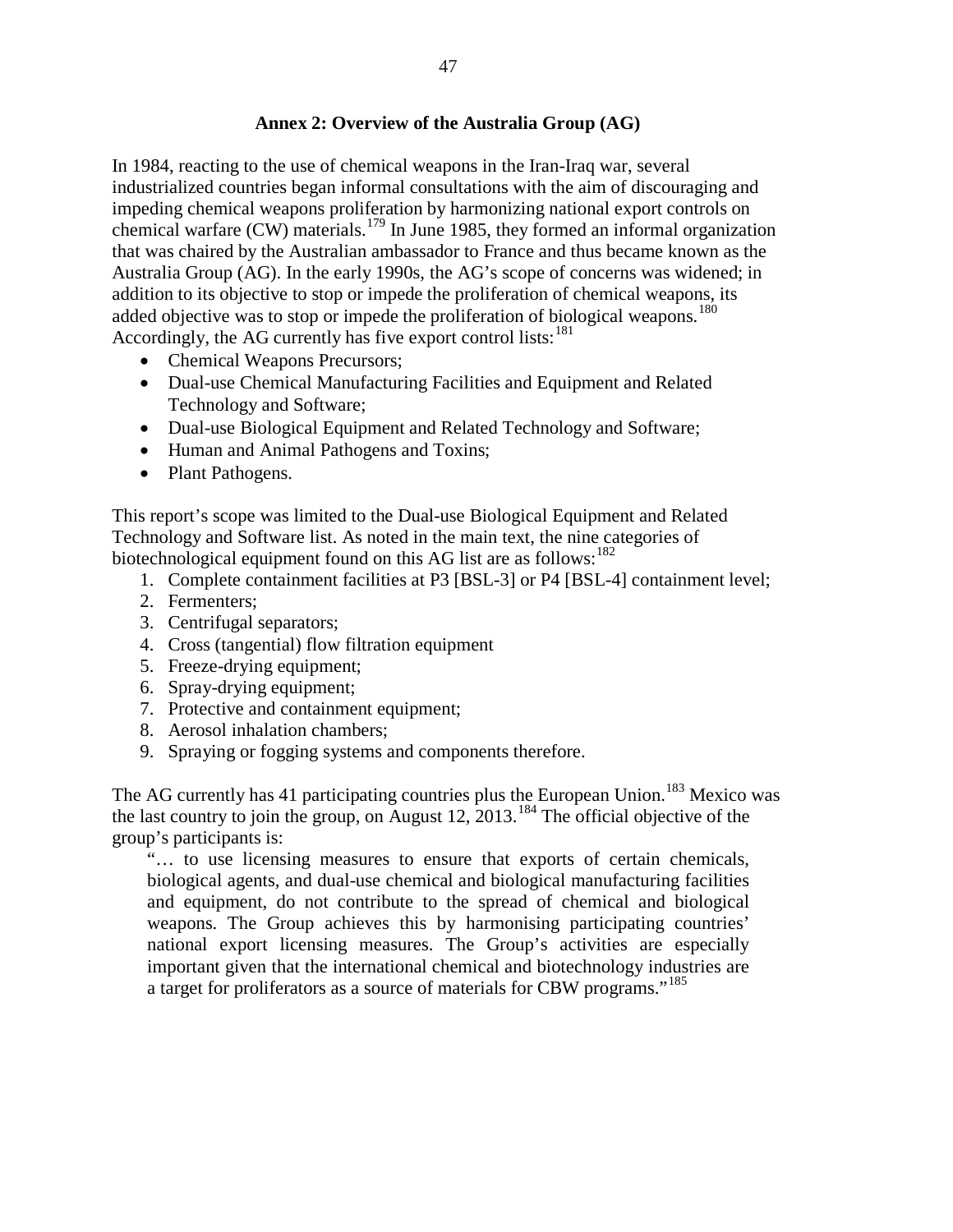## Annex 2: Overview of the Australia Group (AG)

In 1984, reacting to the use of chemical weapons in the Iran-Iraq war, several industrialized countries began informal consultations with the aim of discouraging and impeding chemical weapons proliferation by harmonizing national export controls on chemical warfare (CW) materials.[179] In June 1985, they formed an informal organization that was chaired by the Australian ambassador to France and thus became known as the Australia Group (AG). In the early 1990s, the AG's scope of concerns was widened; in addition to its objective to stop or impede the proliferation of chemical weapons, its added objective was to stop or impede the proliferation of biological weapons.[180] Accordingly, the AG currently has five export control lists:[181]

- Chemical Weapons Precursors;
- Dual-use Chemical Manufacturing Facilities and Equipment and Related Technology and Software;
- Dual-use Biological Equipment and Related Technology and Software;
- Human and Animal Pathogens and Toxins;
- Plant Pathogens.

This report's scope was limited to the Dual-use Biological Equipment and Related Technology and Software list. As noted in the main text, the nine categories of biotechnological equipment found on this AG list are as follows:[182]

1. Complete containment facilities at P3 [BSL-3] or P4 [BSL-4] containment level;
2. Fermenters;
3. Centrifugal separators;
4. Cross (tangential) flow filtration equipment
5. Freeze-drying equipment;
6. Spray-drying equipment;
7. Protective and containment equipment;
8. Aerosol inhalation chambers;
9. Spraying or fogging systems and components therefore.

The AG currently has 41 participating countries plus the European Union.[183] Mexico was the last country to join the group, on August 12, 2013.[184] The official objective of the group's participants is:

> "… to use licensing measures to ensure that exports of certain chemicals, biological agents, and dual-use chemical and biological manufacturing facilities and equipment, do not contribute to the spread of chemical and biological weapons. The Group achieves this by harmonising participating countries' national export licensing measures. The Group's activities are especially important given that the international chemical and biotechnology industries are a target for proliferators as a source of materials for CBW programs."[185]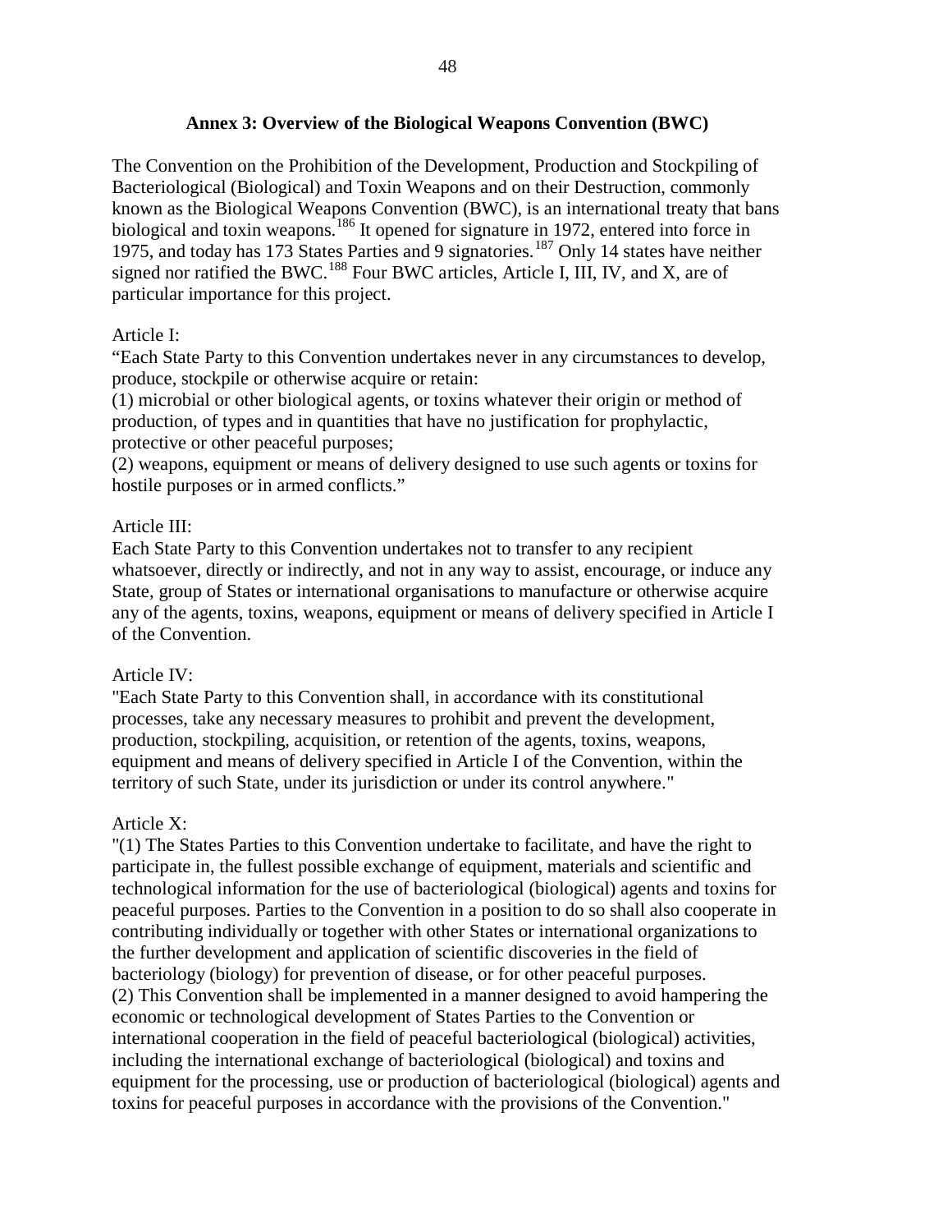## Annex 3: Overview of the Biological Weapons Convention (BWC)

The Convention on the Prohibition of the Development, Production and Stockpiling of Bacteriological (Biological) and Toxin Weapons and on their Destruction, commonly known as the Biological Weapons Convention (BWC), is an international treaty that bans biological and toxin weapons.[186] It opened for signature in 1972, entered into force in 1975, and today has 173 States Parties and 9 signatories.[187] Only 14 states have neither signed nor ratified the BWC.[188] Four BWC articles, Article I, III, IV, and X, are of particular importance for this project.

Article I:
"Each State Party to this Convention undertakes never in any circumstances to develop, produce, stockpile or otherwise acquire or retain:
(1) microbial or other biological agents, or toxins whatever their origin or method of production, of types and in quantities that have no justification for prophylactic, protective or other peaceful purposes;
(2) weapons, equipment or means of delivery designed to use such agents or toxins for hostile purposes or in armed conflicts."

Article III:
Each State Party to this Convention undertakes not to transfer to any recipient whatsoever, directly or indirectly, and not in any way to assist, encourage, or induce any State, group of States or international organisations to manufacture or otherwise acquire any of the agents, toxins, weapons, equipment or means of delivery specified in Article I of the Convention.

Article IV:
"Each State Party to this Convention shall, in accordance with its constitutional processes, take any necessary measures to prohibit and prevent the development, production, stockpiling, acquisition, or retention of the agents, toxins, weapons, equipment and means of delivery specified in Article I of the Convention, within the territory of such State, under its jurisdiction or under its control anywhere."

Article X:
"(1) The States Parties to this Convention undertake to facilitate, and have the right to participate in, the fullest possible exchange of equipment, materials and scientific and technological information for the use of bacteriological (biological) agents and toxins for peaceful purposes. Parties to the Convention in a position to do so shall also cooperate in contributing individually or together with other States or international organizations to the further development and application of scientific discoveries in the field of bacteriology (biology) for prevention of disease, or for other peaceful purposes.
(2) This Convention shall be implemented in a manner designed to avoid hampering the economic or technological development of States Parties to the Convention or international cooperation in the field of peaceful bacteriological (biological) activities, including the international exchange of bacteriological (biological) and toxins and equipment for the processing, use or production of bacteriological (biological) agents and toxins for peaceful purposes in accordance with the provisions of the Convention."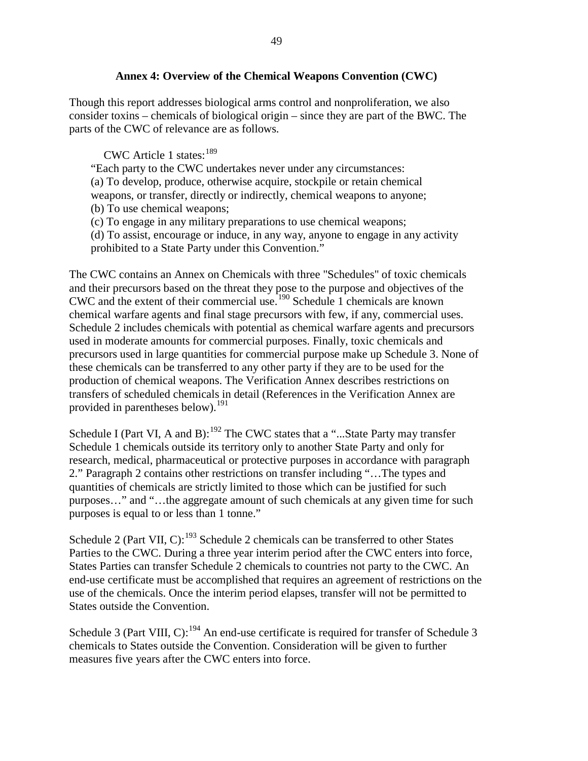### Annex 4: Overview of the Chemical Weapons Convention (CWC)

Though this report addresses biological arms control and nonproliferation, we also consider toxins – chemicals of biological origin – since they are part of the BWC. The parts of the CWC of relevance are as follows.

> CWC Article 1 states:[189]
>
> "Each party to the CWC undertakes never under any circumstances:
> (a) To develop, produce, otherwise acquire, stockpile or retain chemical weapons, or transfer, directly or indirectly, chemical weapons to anyone;
> (b) To use chemical weapons;
> (c) To engage in any military preparations to use chemical weapons;
> (d) To assist, encourage or induce, in any way, anyone to engage in any activity prohibited to a State Party under this Convention."

The CWC contains an Annex on Chemicals with three "Schedules" of toxic chemicals and their precursors based on the threat they pose to the purpose and objectives of the CWC and the extent of their commercial use.[190] Schedule 1 chemicals are known chemical warfare agents and final stage precursors with few, if any, commercial uses. Schedule 2 includes chemicals with potential as chemical warfare agents and precursors used in moderate amounts for commercial purposes. Finally, toxic chemicals and precursors used in large quantities for commercial purpose make up Schedule 3. None of these chemicals can be transferred to any other party if they are to be used for the production of chemical weapons. The Verification Annex describes restrictions on transfers of scheduled chemicals in detail (References in the Verification Annex are provided in parentheses below).[191]

Schedule I (Part VI, A and B):[192] The CWC states that a "...State Party may transfer Schedule 1 chemicals outside its territory only to another State Party and only for research, medical, pharmaceutical or protective purposes in accordance with paragraph 2." Paragraph 2 contains other restrictions on transfer including "…The types and quantities of chemicals are strictly limited to those which can be justified for such purposes…" and "…the aggregate amount of such chemicals at any given time for such purposes is equal to or less than 1 tonne."

Schedule 2 (Part VII, C):[193] Schedule 2 chemicals can be transferred to other States Parties to the CWC. During a three year interim period after the CWC enters into force, States Parties can transfer Schedule 2 chemicals to countries not party to the CWC. An end-use certificate must be accomplished that requires an agreement of restrictions on the use of the chemicals. Once the interim period elapses, transfer will not be permitted to States outside the Convention.

Schedule 3 (Part VIII, C):[194] An end-use certificate is required for transfer of Schedule 3 chemicals to States outside the Convention. Consideration will be given to further measures five years after the CWC enters into force.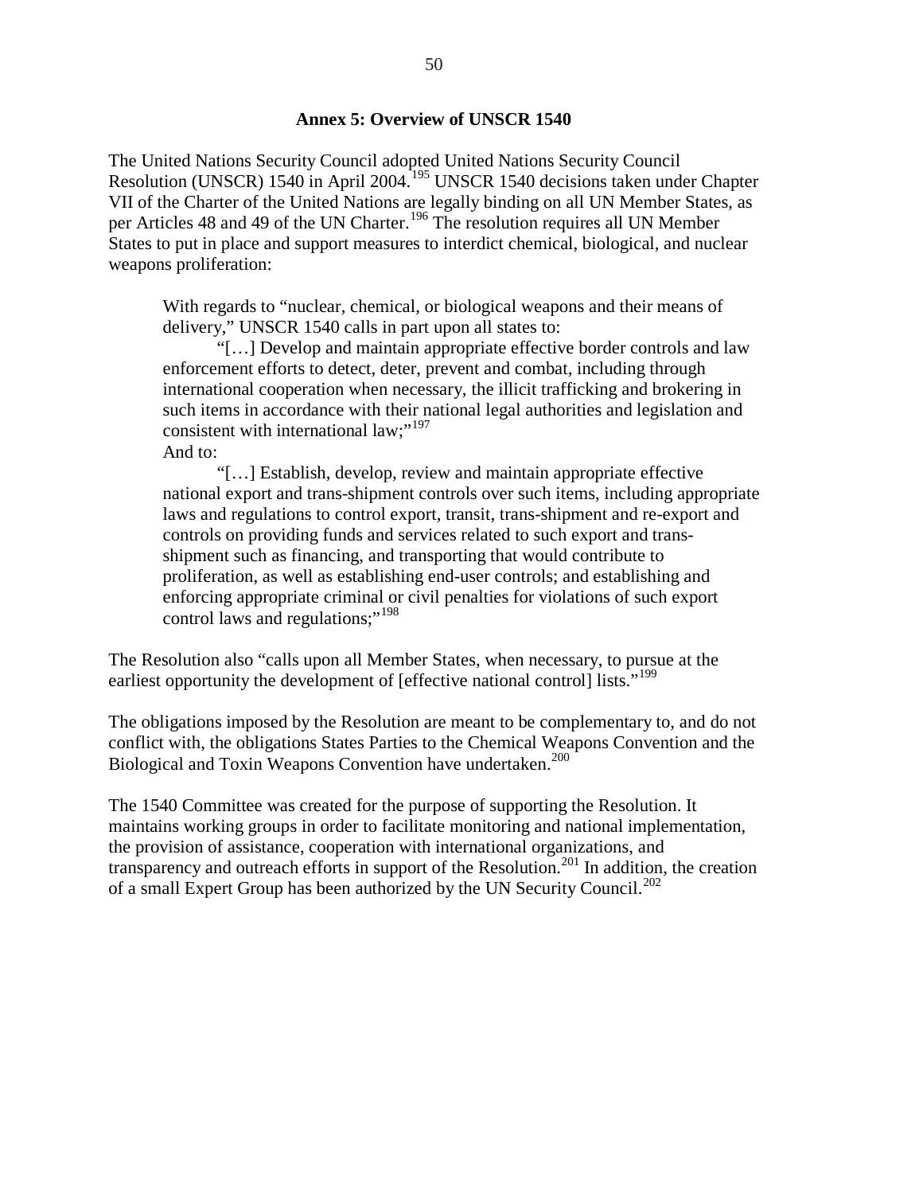## Annex 5: Overview of UNSCR 1540

The United Nations Security Council adopted United Nations Security Council Resolution (UNSCR) 1540 in April 2004.[195] UNSCR 1540 decisions taken under Chapter VII of the Charter of the United Nations are legally binding on all UN Member States, as per Articles 48 and 49 of the UN Charter.[196] The resolution requires all UN Member States to put in place and support measures to interdict chemical, biological, and nuclear weapons proliferation:

> With regards to "nuclear, chemical, or biological weapons and their means of delivery," UNSCR 1540 calls in part upon all states to:
>
> "[…] Develop and maintain appropriate effective border controls and law enforcement efforts to detect, deter, prevent and combat, including through international cooperation when necessary, the illicit trafficking and brokering in such items in accordance with their national legal authorities and legislation and consistent with international law;"[197]
>
> And to:
>
> "[…] Establish, develop, review and maintain appropriate effective national export and trans-shipment controls over such items, including appropriate laws and regulations to control export, transit, trans-shipment and re-export and controls on providing funds and services related to such export and trans-shipment such as financing, and transporting that would contribute to proliferation, as well as establishing end-user controls; and establishing and enforcing appropriate criminal or civil penalties for violations of such export control laws and regulations;"[198]

The Resolution also "calls upon all Member States, when necessary, to pursue at the earliest opportunity the development of [effective national control] lists."[199]

The obligations imposed by the Resolution are meant to be complementary to, and do not conflict with, the obligations States Parties to the Chemical Weapons Convention and the Biological and Toxin Weapons Convention have undertaken.[200]

The 1540 Committee was created for the purpose of supporting the Resolution. It maintains working groups in order to facilitate monitoring and national implementation, the provision of assistance, cooperation with international organizations, and transparency and outreach efforts in support of the Resolution.[201] In addition, the creation of a small Expert Group has been authorized by the UN Security Council.[202]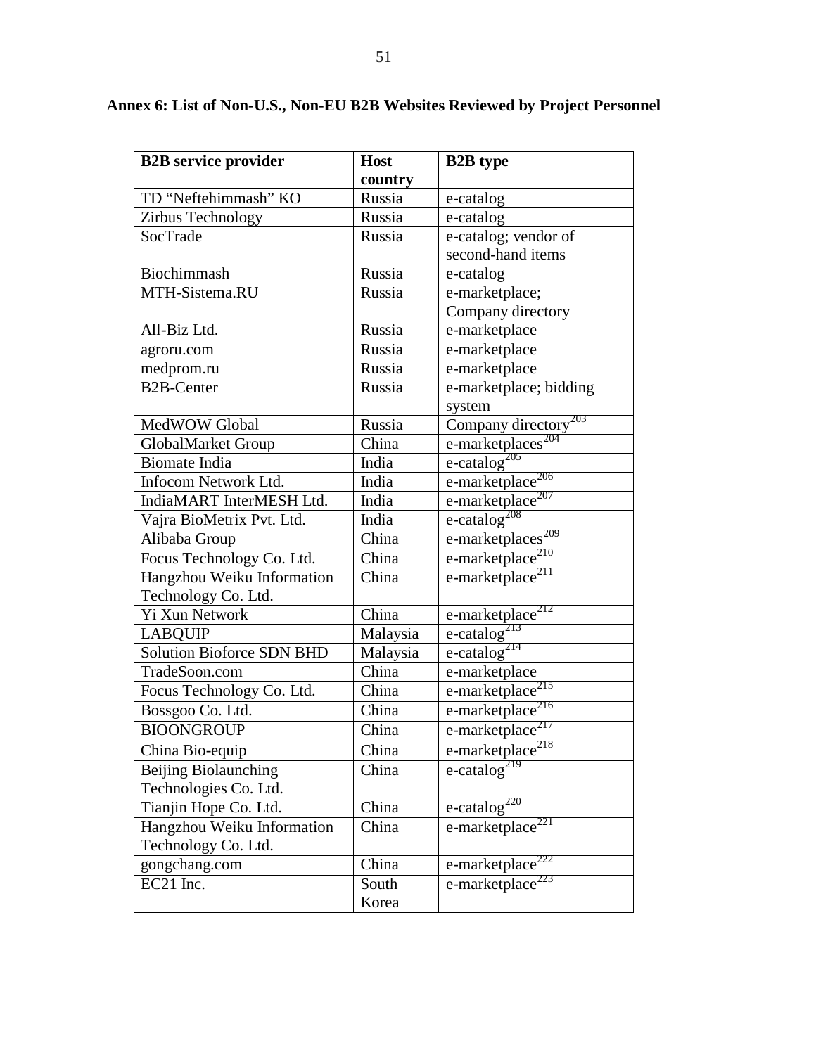**Annex 6: List of Non-U.S., Non-EU B2B Websites Reviewed by Project Personnel**

| B2B service provider | Host country | B2B type |
|---|---|---|
| TD "Neftehimmash" KO | Russia | e-catalog |
| Zirbus Technology | Russia | e-catalog |
| SocTrade | Russia | e-catalog; vendor of second-hand items |
| Biochimmash | Russia | e-catalog |
| MTH-Sistema.RU | Russia | e-marketplace; Company directory |
| All-Biz Ltd. | Russia | e-marketplace |
| agroru.com | Russia | e-marketplace |
| medprom.ru | Russia | e-marketplace |
| B2B-Center | Russia | e-marketplace; bidding system |
| MedWOW Global | Russia | Company directory[203] |
| GlobalMarket Group | China | e-marketplaces[204] |
| Biomate India | India | e-catalog[205] |
| Infocom Network Ltd. | India | e-marketplace[206] |
| IndiaMART InterMESH Ltd. | India | e-marketplace[207] |
| Vajra BioMetrix Pvt. Ltd. | India | e-catalog[208] |
| Alibaba Group | China | e-marketplaces[209] |
| Focus Technology Co. Ltd. | China | e-marketplace[210] |
| Hangzhou Weiku Information Technology Co. Ltd. | China | e-marketplace[211] |
| Yi Xun Network | China | e-marketplace[212] |
| LABQUIP | Malaysia | e-catalog[213] |
| Solution Bioforce SDN BHD | Malaysia | e-catalog[214] |
| TradeSoon.com | China | e-marketplace |
| Focus Technology Co. Ltd. | China | e-marketplace[215] |
| Bossgoo Co. Ltd. | China | e-marketplace[216] |
| BIOONGROUP | China | e-marketplace[217] |
| China Bio-equip | China | e-marketplace[218] |
| Beijing Biolaunching Technologies Co. Ltd. | China | e-catalog[219] |
| Tianjin Hope Co. Ltd. | China | e-catalog[220] |
| Hangzhou Weiku Information Technology Co. Ltd. | China | e-marketplace[221] |
| gongchang.com | China | e-marketplace[222] |
| EC21 Inc. | South Korea | e-marketplace[223] |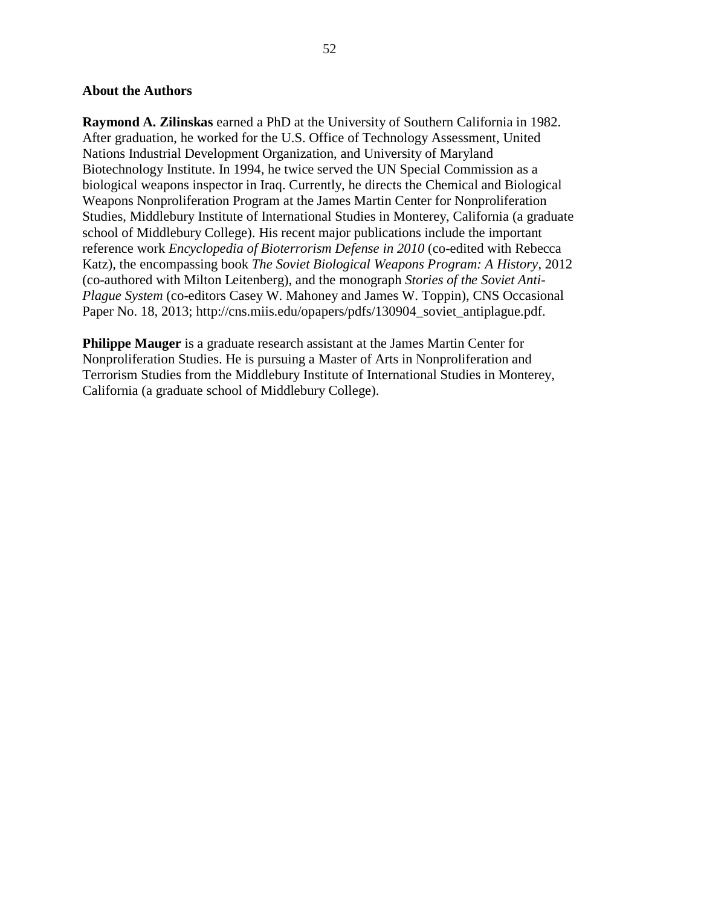**About the Authors**

**Raymond A. Zilinskas** earned a PhD at the University of Southern California in 1982. After graduation, he worked for the U.S. Office of Technology Assessment, United Nations Industrial Development Organization, and University of Maryland Biotechnology Institute. In 1994, he twice served the UN Special Commission as a biological weapons inspector in Iraq. Currently, he directs the Chemical and Biological Weapons Nonproliferation Program at the James Martin Center for Nonproliferation Studies, Middlebury Institute of International Studies in Monterey, California (a graduate school of Middlebury College). His recent major publications include the important reference work *Encyclopedia of Bioterrorism Defense in 2010* (co-edited with Rebecca Katz), the encompassing book *The Soviet Biological Weapons Program: A History*, 2012 (co-authored with Milton Leitenberg), and the monograph *Stories of the Soviet Anti-Plague System* (co-editors Casey W. Mahoney and James W. Toppin), CNS Occasional Paper No. 18, 2013; http://cns.miis.edu/opapers/pdfs/130904_soviet_antiplague.pdf.

**Philippe Mauger** is a graduate research assistant at the James Martin Center for Nonproliferation Studies. He is pursuing a Master of Arts in Nonproliferation and Terrorism Studies from the Middlebury Institute of International Studies in Monterey, California (a graduate school of Middlebury College).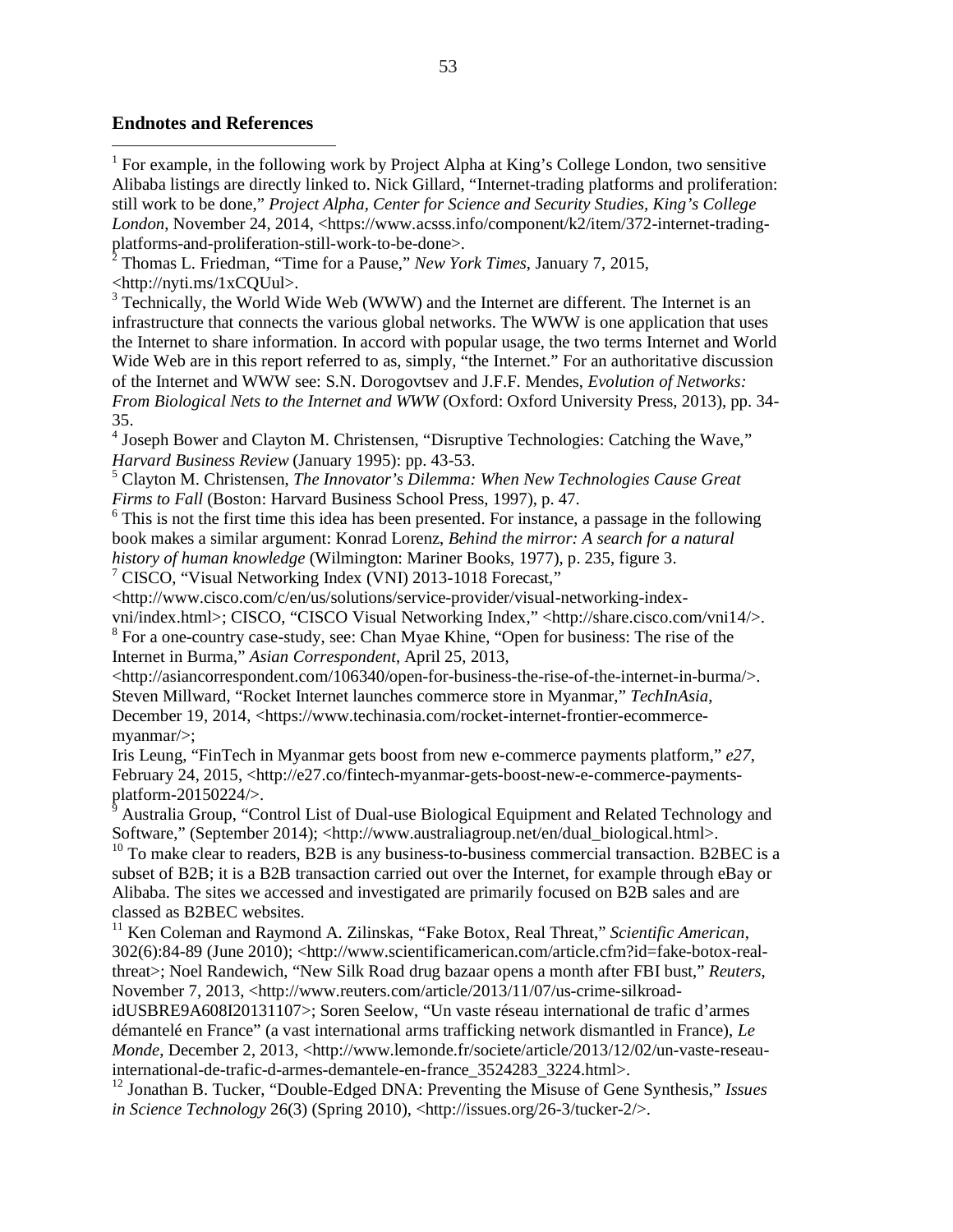**Endnotes and References**

[1] For example, in the following work by Project Alpha at King's College London, two sensitive Alibaba listings are directly linked to. Nick Gillard, "Internet-trading platforms and proliferation: still work to be done," *Project Alpha, Center for Science and Security Studies, King's College London*, November 24, 2014, <https://www.acsss.info/component/k2/item/372-internet-trading-platforms-and-proliferation-still-work-to-be-done>.

[2] Thomas L. Friedman, "Time for a Pause," *New York Times*, January 7, 2015, <http://nyti.ms/1xCQUul>.

[3] Technically, the World Wide Web (WWW) and the Internet are different. The Internet is an infrastructure that connects the various global networks. The WWW is one application that uses the Internet to share information. In accord with popular usage, the two terms Internet and World Wide Web are in this report referred to as, simply, "the Internet." For an authoritative discussion of the Internet and WWW see: S.N. Dorogovtsev and J.F.F. Mendes, *Evolution of Networks: From Biological Nets to the Internet and WWW* (Oxford: Oxford University Press, 2013), pp. 34-35.

[4] Joseph Bower and Clayton M. Christensen, "Disruptive Technologies: Catching the Wave," *Harvard Business Review* (January 1995): pp. 43-53.

[5] Clayton M. Christensen, *The Innovator's Dilemma: When New Technologies Cause Great Firms to Fall* (Boston: Harvard Business School Press, 1997), p. 47.

[6] This is not the first time this idea has been presented. For instance, a passage in the following book makes a similar argument: Konrad Lorenz, *Behind the mirror: A search for a natural history of human knowledge* (Wilmington: Mariner Books, 1977), p. 235, figure 3.

[7] CISCO, "Visual Networking Index (VNI) 2013-1018 Forecast," <http://www.cisco.com/c/en/us/solutions/service-provider/visual-networking-index-vni/index.html>; CISCO, "CISCO Visual Networking Index," <http://share.cisco.com/vni14/>.

[8] For a one-country case-study, see: Chan Myae Khine, "Open for business: The rise of the Internet in Burma," *Asian Correspondent*, April 25, 2013, <http://asiancorrespondent.com/106340/open-for-business-the-rise-of-the-internet-in-burma/>. Steven Millward, "Rocket Internet launches commerce store in Myanmar," *TechInAsia*, December 19, 2014, <https://www.techinasia.com/rocket-internet-frontier-ecommerce-myanmar/>;
Iris Leung, "FinTech in Myanmar gets boost from new e-commerce payments platform," *e27*, February 24, 2015, <http://e27.co/fintech-myanmar-gets-boost-new-e-commerce-payments-platform-20150224/>.

[9] Australia Group, "Control List of Dual-use Biological Equipment and Related Technology and Software," (September 2014); <http://www.australiagroup.net/en/dual_biological.html>.

[10] To make clear to readers, B2B is any business-to-business commercial transaction. B2BEC is a subset of B2B; it is a B2B transaction carried out over the Internet, for example through eBay or Alibaba. The sites we accessed and investigated are primarily focused on B2B sales and are classed as B2BEC websites.

[11] Ken Coleman and Raymond A. Zilinskas, "Fake Botox, Real Threat," *Scientific American*, 302(6):84-89 (June 2010); <http://www.scientificamerican.com/article.cfm?id=fake-botox-real-threat>; Noel Randewich, "New Silk Road drug bazaar opens a month after FBI bust," *Reuters*, November 7, 2013, <http://www.reuters.com/article/2013/11/07/us-crime-silkroad-idUSBRE9A608I20131107>; Soren Seelow, "Un vaste réseau international de trafic d'armes démantelé en France" (a vast international arms trafficking network dismantled in France), *Le Monde*, December 2, 2013, <http://www.lemonde.fr/societe/article/2013/12/02/un-vaste-reseau-international-de-trafic-d-armes-demantele-en-france_3524283_3224.html>.

[12] Jonathan B. Tucker, "Double-Edged DNA: Preventing the Misuse of Gene Synthesis," *Issues in Science Technology* 26(3) (Spring 2010), <http://issues.org/26-3/tucker-2/>.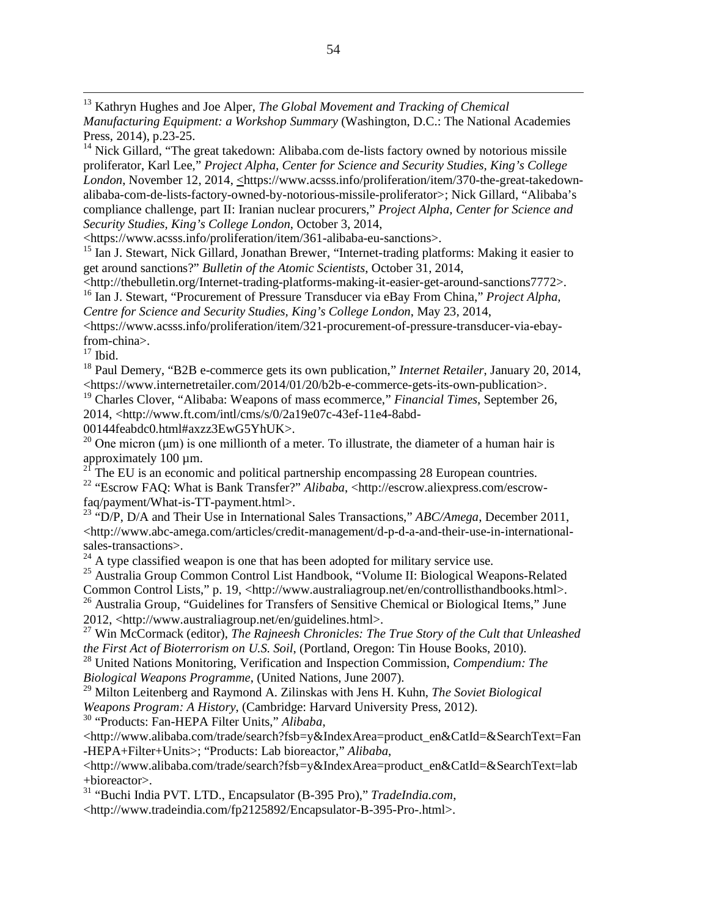[13] Kathryn Hughes and Joe Alper, *The Global Movement and Tracking of Chemical Manufacturing Equipment: a Workshop Summary* (Washington, D.C.: The National Academies Press, 2014), p.23-25.

[14] Nick Gillard, "The great takedown: Alibaba.com de-lists factory owned by notorious missile proliferator, Karl Lee," *Project Alpha, Center for Science and Security Studies, King's College London*, November 12, 2014, <https://www.acsss.info/proliferation/item/370-the-great-takedown-alibaba-com-de-lists-factory-owned-by-notorious-missile-proliferator>; Nick Gillard, "Alibaba's compliance challenge, part II: Iranian nuclear procurers," *Project Alpha, Center for Science and Security Studies, King's College London*, October 3, 2014, <https://www.acsss.info/proliferation/item/361-alibaba-eu-sanctions>.

[15] Ian J. Stewart, Nick Gillard, Jonathan Brewer, "Internet-trading platforms: Making it easier to get around sanctions?" *Bulletin of the Atomic Scientists*, October 31, 2014, <http://thebulletin.org/Internet-trading-platforms-making-it-easier-get-around-sanctions7772>.

[16] Ian J. Stewart, "Procurement of Pressure Transducer via eBay From China," *Project Alpha, Centre for Science and Security Studies, King's College London*, May 23, 2014, <https://www.acsss.info/proliferation/item/321-procurement-of-pressure-transducer-via-ebay-from-china>.

[17] Ibid.

[18] Paul Demery, "B2B e-commerce gets its own publication," *Internet Retailer*, January 20, 2014, <https://www.internetretailer.com/2014/01/20/b2b-e-commerce-gets-its-own-publication>.

[19] Charles Clover, "Alibaba: Weapons of mass ecommerce," *Financial Times*, September 26, 2014, <http://www.ft.com/intl/cms/s/0/2a19e07c-43ef-11e4-8abd-00144feabdc0.html#axzz3EwG5YhUK>.

[20] One micron (μm) is one millionth of a meter. To illustrate, the diameter of a human hair is approximately 100 μm.

[21] The EU is an economic and political partnership encompassing 28 European countries.

[22] "Escrow FAQ: What is Bank Transfer?" *Alibaba*, <http://escrow.aliexpress.com/escrow-faq/payment/What-is-TT-payment.html>.

[23] "D/P, D/A and Their Use in International Sales Transactions," *ABC/Amega*, December 2011, <http://www.abc-amega.com/articles/credit-management/d-p-d-a-and-their-use-in-international-sales-transactions>.

[24] A type classified weapon is one that has been adopted for military service use.

[25] Australia Group Common Control List Handbook, "Volume II: Biological Weapons-Related Common Control Lists," p. 19, <http://www.australiagroup.net/en/controllisthandbooks.html>.

[26] Australia Group, "Guidelines for Transfers of Sensitive Chemical or Biological Items," June 2012, <http://www.australiagroup.net/en/guidelines.html>.

[27] Win McCormack (editor), *The Rajneesh Chronicles: The True Story of the Cult that Unleashed the First Act of Bioterrorism on U.S. Soil*, (Portland, Oregon: Tin House Books, 2010).

[28] United Nations Monitoring, Verification and Inspection Commission, *Compendium: The Biological Weapons Programme*, (United Nations, June 2007).

[29] Milton Leitenberg and Raymond A. Zilinskas with Jens H. Kuhn, *The Soviet Biological Weapons Program: A History*, (Cambridge: Harvard University Press, 2012).

[30] "Products: Fan-HEPA Filter Units," *Alibaba*, <http://www.alibaba.com/trade/search?fsb=y&IndexArea=product_en&CatId=&SearchText=Fan-HEPA+Filter+Units>; "Products: Lab bioreactor," *Alibaba*, <http://www.alibaba.com/trade/search?fsb=y&IndexArea=product_en&CatId=&SearchText=lab+bioreactor>.

[31] "Buchi India PVT. LTD., Encapsulator (B-395 Pro)," *TradeIndia.com*, <http://www.tradeindia.com/fp2125892/Encapsulator-B-395-Pro-.html>.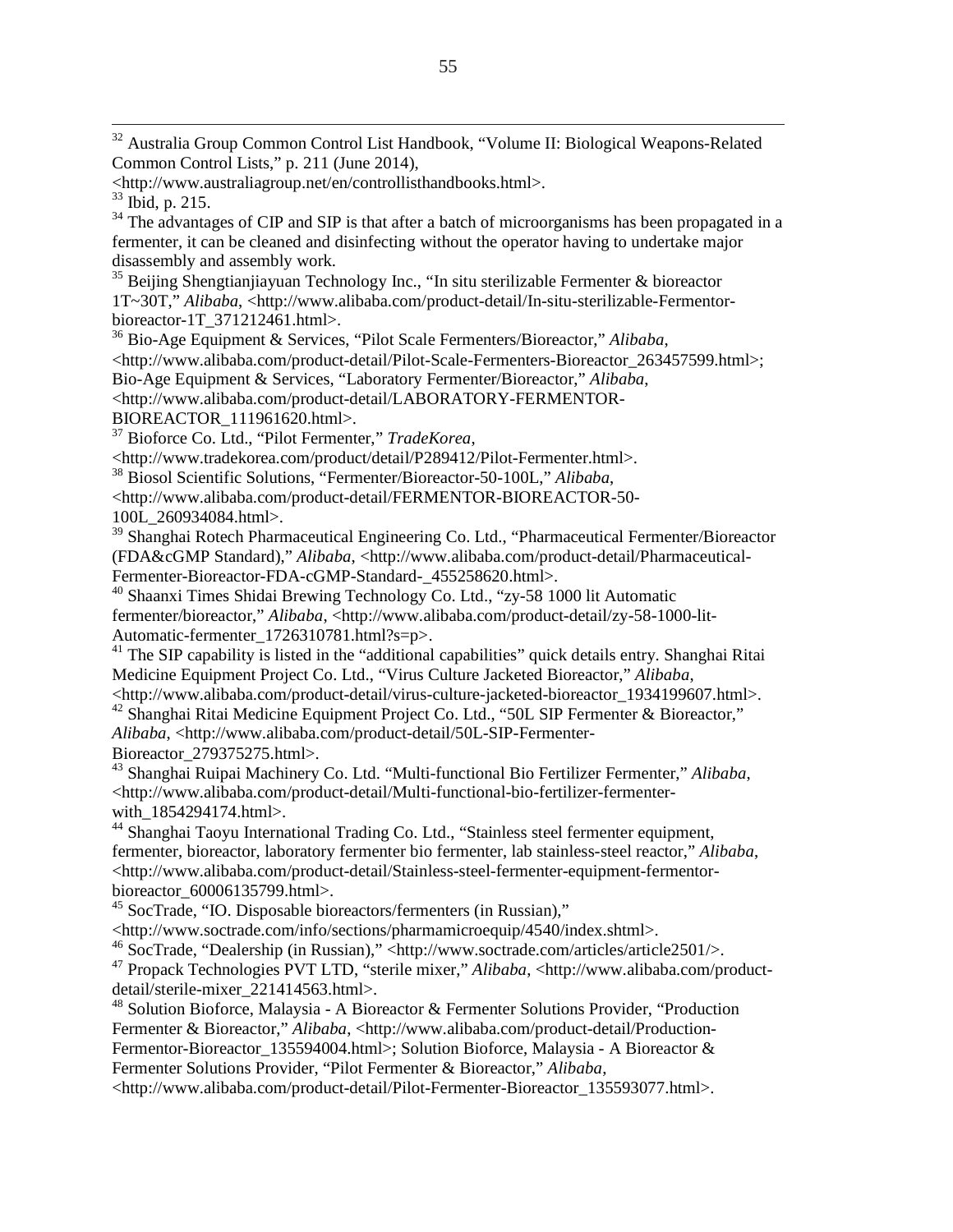[32] Australia Group Common Control List Handbook, "Volume II: Biological Weapons-Related Common Control Lists," p. 211 (June 2014), <http://www.australiagroup.net/en/controllisthandbooks.html>.

[33] Ibid, p. 215.

[34] The advantages of CIP and SIP is that after a batch of microorganisms has been propagated in a fermenter, it can be cleaned and disinfecting without the operator having to undertake major disassembly and assembly work.

[35] Beijing Shengtianjiayuan Technology Inc., "In situ sterilizable Fermenter & bioreactor 1T~30T," *Alibaba*, <http://www.alibaba.com/product-detail/In-situ-sterilizable-Fermentor-bioreactor-1T_371212461.html>.

[36] Bio-Age Equipment & Services, "Pilot Scale Fermenters/Bioreactor," *Alibaba*, <http://www.alibaba.com/product-detail/Pilot-Scale-Fermenters-Bioreactor_263457599.html>; Bio-Age Equipment & Services, "Laboratory Fermenter/Bioreactor," *Alibaba*, <http://www.alibaba.com/product-detail/LABORATORY-FERMENTOR-BIOREACTOR_111961620.html>.

[37] Bioforce Co. Ltd., "Pilot Fermenter," *TradeKorea*, <http://www.tradekorea.com/product/detail/P289412/Pilot-Fermenter.html>.

[38] Biosol Scientific Solutions, "Fermenter/Bioreactor-50-100L," *Alibaba*, <http://www.alibaba.com/product-detail/FERMENTOR-BIOREACTOR-50-100L_260934084.html>.

[39] Shanghai Rotech Pharmaceutical Engineering Co. Ltd., "Pharmaceutical Fermenter/Bioreactor (FDA&cGMP Standard)," *Alibaba*, <http://www.alibaba.com/product-detail/Pharmaceutical-Fermenter-Bioreactor-FDA-cGMP-Standard-_455258620.html>.

[40] Shaanxi Times Shidai Brewing Technology Co. Ltd., "zy-58 1000 lit Automatic fermenter/bioreactor," *Alibaba*, <http://www.alibaba.com/product-detail/zy-58-1000-lit-Automatic-fermenter_1726310781.html?s=p>.

[41] The SIP capability is listed in the "additional capabilities" quick details entry. Shanghai Ritai Medicine Equipment Project Co. Ltd., "Virus Culture Jacketed Bioreactor," *Alibaba*, <http://www.alibaba.com/product-detail/virus-culture-jacketed-bioreactor_1934199607.html>.

[42] Shanghai Ritai Medicine Equipment Project Co. Ltd., "50L SIP Fermenter & Bioreactor," *Alibaba*, <http://www.alibaba.com/product-detail/50L-SIP-Fermenter-Bioreactor_279375275.html>.

[43] Shanghai Ruipai Machinery Co. Ltd. "Multi-functional Bio Fertilizer Fermenter," *Alibaba*, <http://www.alibaba.com/product-detail/Multi-functional-bio-fertilizer-fermenter-with_1854294174.html>.

[44] Shanghai Taoyu International Trading Co. Ltd., "Stainless steel fermenter equipment, fermenter, bioreactor, laboratory fermenter bio fermenter, lab stainless-steel reactor," *Alibaba*, <http://www.alibaba.com/product-detail/Stainless-steel-fermenter-equipment-fermentor-bioreactor_60006135799.html>.

[45] SocTrade, "IO. Disposable bioreactors/fermenters (in Russian)," <http://www.soctrade.com/info/sections/pharmamicroequip/4540/index.shtml>.

[46] SocTrade, "Dealership (in Russian)," <http://www.soctrade.com/articles/article2501/>.

[47] Propack Technologies PVT LTD, "sterile mixer," *Alibaba*, <http://www.alibaba.com/product-detail/sterile-mixer_221414563.html>.

[48] Solution Bioforce, Malaysia - A Bioreactor & Fermenter Solutions Provider, "Production Fermenter & Bioreactor," *Alibaba*, <http://www.alibaba.com/product-detail/Production-Fermentor-Bioreactor_135594004.html>; Solution Bioforce, Malaysia - A Bioreactor & Fermenter Solutions Provider, "Pilot Fermenter & Bioreactor," *Alibaba*, <http://www.alibaba.com/product-detail/Pilot-Fermenter-Bioreactor_135593077.html>.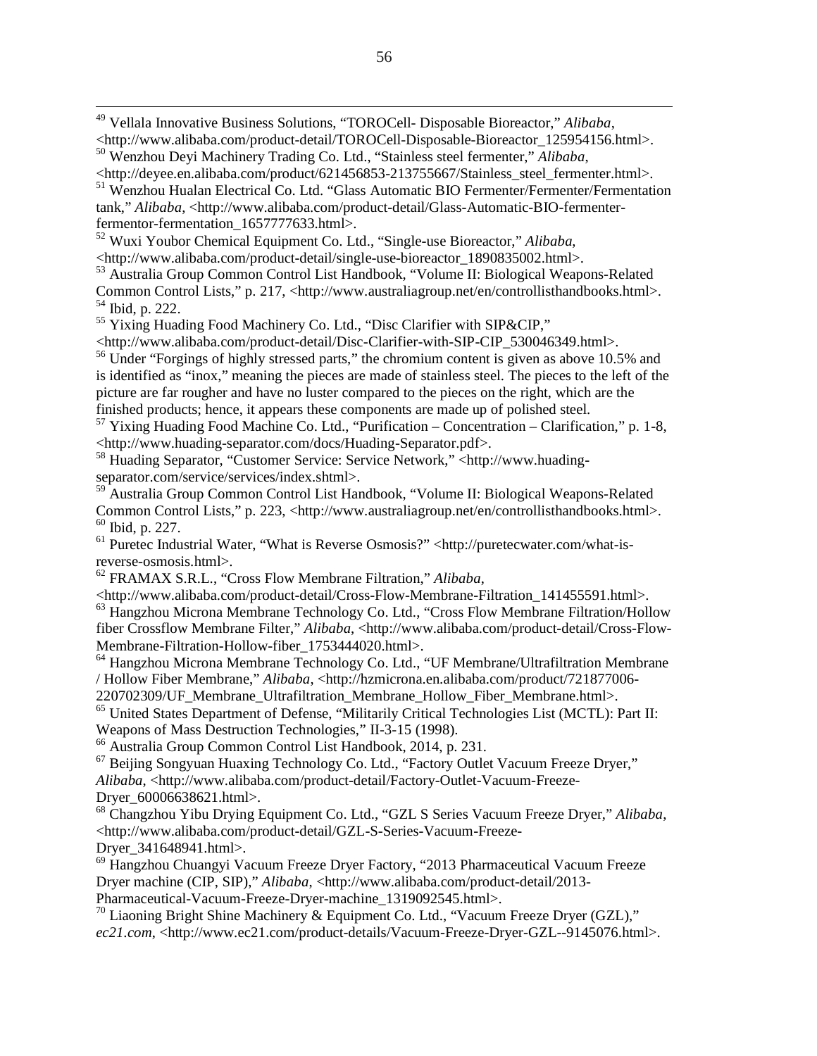[49] Vellala Innovative Business Solutions, "TOROCell- Disposable Bioreactor," *Alibaba*, <http://www.alibaba.com/product-detail/TOROCell-Disposable-Bioreactor_125954156.html>.

[50] Wenzhou Deyi Machinery Trading Co. Ltd., "Stainless steel fermenter," *Alibaba*, <http://deyee.en.alibaba.com/product/621456853-213755667/Stainless_steel_fermenter.html>.

[51] Wenzhou Hualan Electrical Co. Ltd. "Glass Automatic BIO Fermenter/Fermenter/Fermentation tank," *Alibaba*, <http://www.alibaba.com/product-detail/Glass-Automatic-BIO-fermenter-fermentor-fermentation_1657777633.html>.

[52] Wuxi Youbor Chemical Equipment Co. Ltd., "Single-use Bioreactor," *Alibaba*, <http://www.alibaba.com/product-detail/single-use-bioreactor_1890835002.html>.

[53] Australia Group Common Control List Handbook, "Volume II: Biological Weapons-Related Common Control Lists," p. 217, <http://www.australiagroup.net/en/controllisthandbooks.html>.

[54] Ibid, p. 222.

[55] Yixing Huading Food Machinery Co. Ltd., "Disc Clarifier with SIP&CIP," <http://www.alibaba.com/product-detail/Disc-Clarifier-with-SIP-CIP_530046349.html>.

[56] Under "Forgings of highly stressed parts," the chromium content is given as above 10.5% and is identified as "inox," meaning the pieces are made of stainless steel. The pieces to the left of the picture are far rougher and have no luster compared to the pieces on the right, which are the finished products; hence, it appears these components are made up of polished steel.

[57] Yixing Huading Food Machine Co. Ltd., "Purification – Concentration – Clarification," p. 1-8, <http://www.huading-separator.com/docs/Huading-Separator.pdf>.

[58] Huading Separator, "Customer Service: Service Network," <http://www.huading-separator.com/service/services/index.shtml>.

[59] Australia Group Common Control List Handbook, "Volume II: Biological Weapons-Related Common Control Lists," p. 223, <http://www.australiagroup.net/en/controllisthandbooks.html>.

[60] Ibid, p. 227.

[61] Puretec Industrial Water, "What is Reverse Osmosis?" <http://puretecwater.com/what-is-reverse-osmosis.html>.

[62] FRAMAX S.R.L., "Cross Flow Membrane Filtration," *Alibaba*, <http://www.alibaba.com/product-detail/Cross-Flow-Membrane-Filtration_141455591.html>.

[63] Hangzhou Microna Membrane Technology Co. Ltd., "Cross Flow Membrane Filtration/Hollow fiber Crossflow Membrane Filter," *Alibaba*, <http://www.alibaba.com/product-detail/Cross-Flow-Membrane-Filtration-Hollow-fiber_1753444020.html>.

[64] Hangzhou Microna Membrane Technology Co. Ltd., "UF Membrane/Ultrafiltration Membrane / Hollow Fiber Membrane," *Alibaba*, <http://hzmicrona.en.alibaba.com/product/721877006-220702309/UF_Membrane_Ultrafiltration_Membrane_Hollow_Fiber_Membrane.html>.

[65] United States Department of Defense, "Militarily Critical Technologies List (MCTL): Part II: Weapons of Mass Destruction Technologies," II-3-15 (1998).

[66] Australia Group Common Control List Handbook, 2014, p. 231.

[67] Beijing Songyuan Huaxing Technology Co. Ltd., "Factory Outlet Vacuum Freeze Dryer," *Alibaba*, <http://www.alibaba.com/product-detail/Factory-Outlet-Vacuum-Freeze-Dryer_60006638621.html>.

[68] Changzhou Yibu Drying Equipment Co. Ltd., "GZL S Series Vacuum Freeze Dryer," *Alibaba*, <http://www.alibaba.com/product-detail/GZL-S-Series-Vacuum-Freeze-Dryer_341648941.html>.

[69] Hangzhou Chuangyi Vacuum Freeze Dryer Factory, "2013 Pharmaceutical Vacuum Freeze Dryer machine (CIP, SIP)," *Alibaba*, <http://www.alibaba.com/product-detail/2013-Pharmaceutical-Vacuum-Freeze-Dryer-machine_1319092545.html>.

[70] Liaoning Bright Shine Machinery & Equipment Co. Ltd., "Vacuum Freeze Dryer (GZL)," *ec21.com*, <http://www.ec21.com/product-details/Vacuum-Freeze-Dryer-GZL--9145076.html>.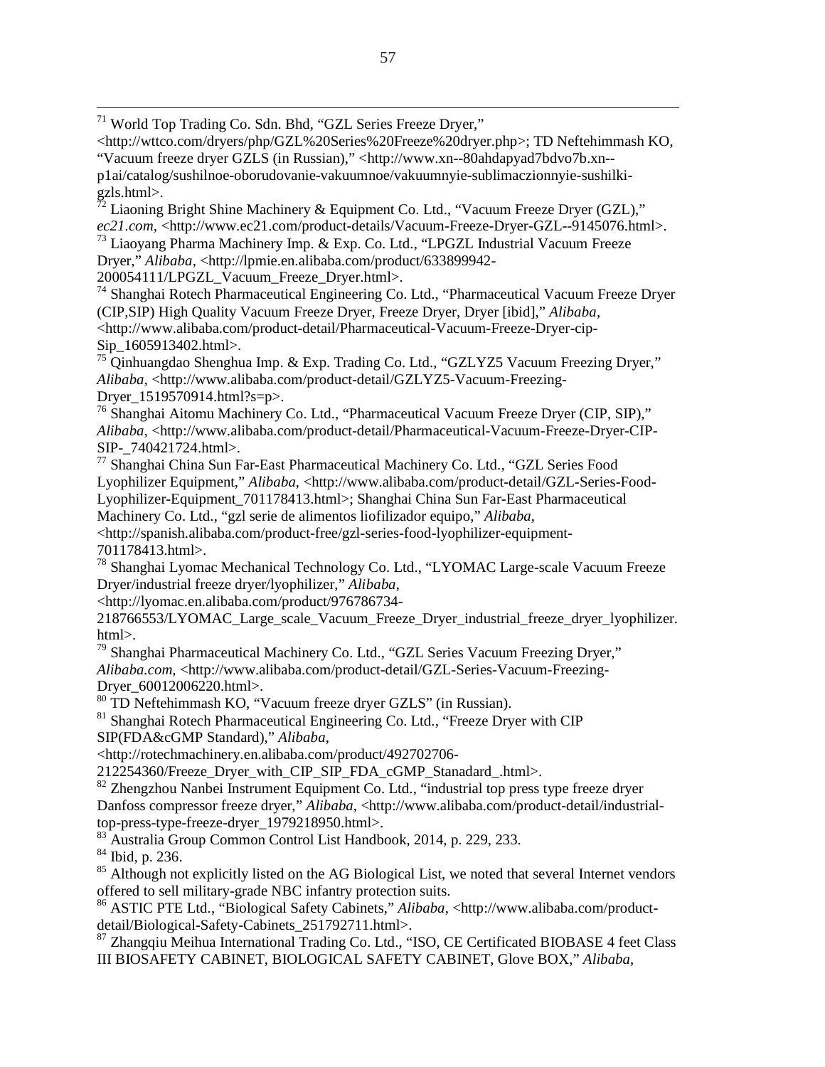[71] World Top Trading Co. Sdn. Bhd, "GZL Series Freeze Dryer," <http://wttco.com/dryers/php/GZL%20Series%20Freeze%20dryer.php>; TD Neftehimmash KO, "Vacuum freeze dryer GZLS (in Russian)," <http://www.xn--80ahdapyad7bdvo7b.xn--p1ai/catalog/sushilnoe-oborudovanie-vakuumnoe/vakuumnyie-sublimaczionnyie-sushilki-gzls.html>.

[72] Liaoning Bright Shine Machinery & Equipment Co. Ltd., "Vacuum Freeze Dryer (GZL)," *ec21.com*, <http://www.ec21.com/product-details/Vacuum-Freeze-Dryer-GZL--9145076.html>.

[73] Liaoyang Pharma Machinery Imp. & Exp. Co. Ltd., "LPGZL Industrial Vacuum Freeze Dryer," *Alibaba*, <http://lpmie.en.alibaba.com/product/633899942-200054111/LPGZL_Vacuum_Freeze_Dryer.html>.

[74] Shanghai Rotech Pharmaceutical Engineering Co. Ltd., "Pharmaceutical Vacuum Freeze Dryer (CIP,SIP) High Quality Vacuum Freeze Dryer, Freeze Dryer, Dryer [ibid]," *Alibaba*, <http://www.alibaba.com/product-detail/Pharmaceutical-Vacuum-Freeze-Dryer-cip-Sip_1605913402.html>.

[75] Qinhuangdao Shenghua Imp. & Exp. Trading Co. Ltd., "GZLYZ5 Vacuum Freezing Dryer," *Alibaba*, <http://www.alibaba.com/product-detail/GZLYZ5-Vacuum-Freezing-Dryer_1519570914.html?s=p>.

[76] Shanghai Aitomu Machinery Co. Ltd., "Pharmaceutical Vacuum Freeze Dryer (CIP, SIP)," *Alibaba*, <http://www.alibaba.com/product-detail/Pharmaceutical-Vacuum-Freeze-Dryer-CIP-SIP-_740421724.html>.

[77] Shanghai China Sun Far-East Pharmaceutical Machinery Co. Ltd., "GZL Series Food Lyophilizer Equipment," *Alibaba*, <http://www.alibaba.com/product-detail/GZL-Series-Food-Lyophilizer-Equipment_701178413.html>; Shanghai China Sun Far-East Pharmaceutical Machinery Co. Ltd., "gzl serie de alimentos liofilizador equipo," *Alibaba*, <http://spanish.alibaba.com/product-free/gzl-series-food-lyophilizer-equipment-701178413.html>.

[78] Shanghai Lyomac Mechanical Technology Co. Ltd., "LYOMAC Large-scale Vacuum Freeze Dryer/industrial freeze dryer/lyophilizer," *Alibaba*, <http://lyomac.en.alibaba.com/product/976786734-218766553/LYOMAC_Large_scale_Vacuum_Freeze_Dryer_industrial_freeze_dryer_lyophilizer.html>.

[79] Shanghai Pharmaceutical Machinery Co. Ltd., "GZL Series Vacuum Freezing Dryer," *Alibaba.com*, <http://www.alibaba.com/product-detail/GZL-Series-Vacuum-Freezing-Dryer_60012006220.html>.

[80] TD Neftehimmash KO, "Vacuum freeze dryer GZLS" (in Russian).

[81] Shanghai Rotech Pharmaceutical Engineering Co. Ltd., "Freeze Dryer with CIP SIP(FDA&cGMP Standard)," *Alibaba*, <http://rotechmachinery.en.alibaba.com/product/492702706-212254360/Freeze_Dryer_with_CIP_SIP_FDA_cGMP_Stanadard_.html>.

[82] Zhengzhou Nanbei Instrument Equipment Co. Ltd., "industrial top press type freeze dryer Danfoss compressor freeze dryer," *Alibaba*, <http://www.alibaba.com/product-detail/industrial-top-press-type-freeze-dryer_1979218950.html>.

[83] Australia Group Common Control List Handbook, 2014, p. 229, 233.

[84] Ibid, p. 236.

[85] Although not explicitly listed on the AG Biological List, we noted that several Internet vendors offered to sell military-grade NBC infantry protection suits.

[86] ASTIC PTE Ltd., "Biological Safety Cabinets," *Alibaba*, <http://www.alibaba.com/product-detail/Biological-Safety-Cabinets_251792711.html>.

[87] Zhangqiu Meihua International Trading Co. Ltd., "ISO, CE Certificated BIOBASE 4 feet Class III BIOSAFETY CABINET, BIOLOGICAL SAFETY CABINET, Glove BOX," *Alibaba*,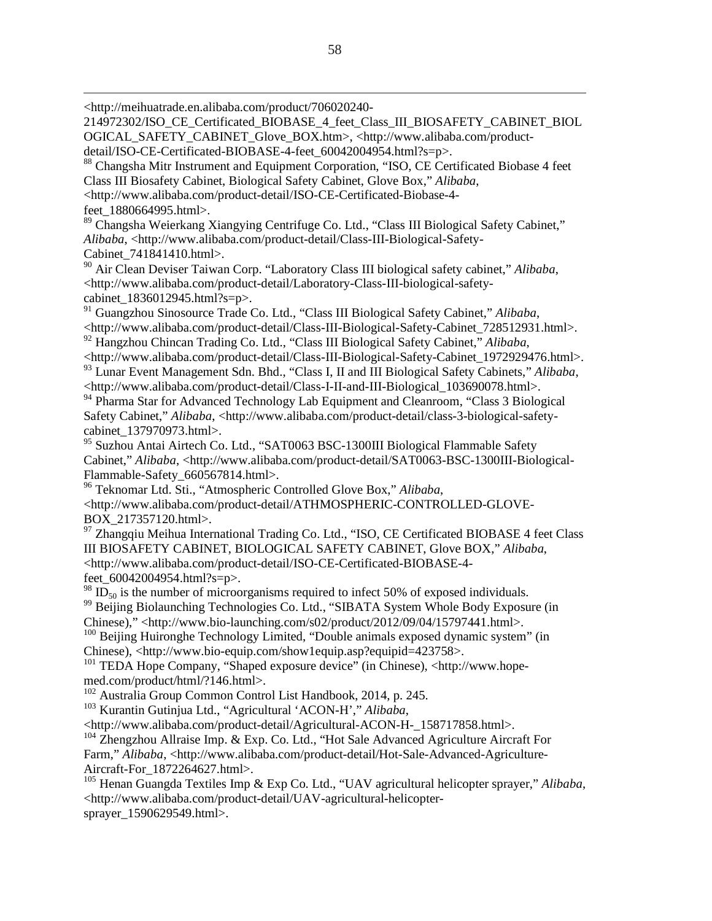<http://meihuatrade.en.alibaba.com/product/706020240-214972302/ISO_CE_Certificated_BIOBASE_4_feet_Class_III_BIOSAFETY_CABINET_BIOLOGICAL_SAFETY_CABINET_Glove_BOX.htm>, <http://www.alibaba.com/product-detail/ISO-CE-Certificated-BIOBASE-4-feet_60042004954.html?s=p>.

[88] Changsha Mitr Instrument and Equipment Corporation, "ISO, CE Certificated Biobase 4 feet Class III Biosafety Cabinet, Biological Safety Cabinet, Glove Box," *Alibaba*, <http://www.alibaba.com/product-detail/ISO-CE-Certificated-Biobase-4-feet_1880664995.html>.

[89] Changsha Weierkang Xiangying Centrifuge Co. Ltd., "Class III Biological Safety Cabinet," *Alibaba*, <http://www.alibaba.com/product-detail/Class-III-Biological-Safety-Cabinet_741841410.html>.

[90] Air Clean Deviser Taiwan Corp. "Laboratory Class III biological safety cabinet," *Alibaba*, <http://www.alibaba.com/product-detail/Laboratory-Class-III-biological-safety-cabinet_1836012945.html?s=p>.

[91] Guangzhou Sinosource Trade Co. Ltd., "Class III Biological Safety Cabinet," *Alibaba*, <http://www.alibaba.com/product-detail/Class-III-Biological-Safety-Cabinet_728512931.html>.

[92] Hangzhou Chincan Trading Co. Ltd., "Class III Biological Safety Cabinet," *Alibaba*, <http://www.alibaba.com/product-detail/Class-III-Biological-Safety-Cabinet_1972929476.html>.

[93] Lunar Event Management Sdn. Bhd., "Class I, II and III Biological Safety Cabinets," *Alibaba*, <http://www.alibaba.com/product-detail/Class-I-II-and-III-Biological_103690078.html>.

[94] Pharma Star for Advanced Technology Lab Equipment and Cleanroom, "Class 3 Biological Safety Cabinet," *Alibaba*, <http://www.alibaba.com/product-detail/class-3-biological-safety-cabinet_137970973.html>.

[95] Suzhou Antai Airtech Co. Ltd., "SAT0063 BSC-1300III Biological Flammable Safety Cabinet," *Alibaba*, <http://www.alibaba.com/product-detail/SAT0063-BSC-1300III-Biological-Flammable-Safety_660567814.html>.

[96] Teknomar Ltd. Sti., "Atmospheric Controlled Glove Box," *Alibaba*, <http://www.alibaba.com/product-detail/ATHMOSPHERIC-CONTROLLED-GLOVE-BOX_217357120.html>.

[97] Zhangqiu Meihua International Trading Co. Ltd., "ISO, CE Certificated BIOBASE 4 feet Class III BIOSAFETY CABINET, BIOLOGICAL SAFETY CABINET, Glove BOX," *Alibaba*, <http://www.alibaba.com/product-detail/ISO-CE-Certificated-BIOBASE-4-feet_60042004954.html?s=p>.

[98] $ID_{50}$ is the number of microorganisms required to infect 50% of exposed individuals.

[99] Beijing Biolaunching Technologies Co. Ltd., "SIBATA System Whole Body Exposure (in Chinese)," <http://www.bio-launching.com/s02/product/2012/09/04/15797441.html>.

[100] Beijing Huironghe Technology Limited, "Double animals exposed dynamic system" (in Chinese), <http://www.bio-equip.com/show1equip.asp?equipid=423758>.

[101] TEDA Hope Company, "Shaped exposure device" (in Chinese), <http://www.hope-med.com/product/html/?146.html>.

[102] Australia Group Common Control List Handbook, 2014, p. 245.

[103] Kurantin Gutinjua Ltd., "Agricultural 'ACON-H'," *Alibaba*, <http://www.alibaba.com/product-detail/Agricultural-ACON-H-_158717858.html>.

[104] Zhengzhou Allraise Imp. & Exp. Co. Ltd., "Hot Sale Advanced Agriculture Aircraft For Farm," *Alibaba*, <http://www.alibaba.com/product-detail/Hot-Sale-Advanced-Agriculture-Aircraft-For_1872264627.html>.

[105] Henan Guangda Textiles Imp & Exp Co. Ltd., "UAV agricultural helicopter sprayer," *Alibaba*, <http://www.alibaba.com/product-detail/UAV-agricultural-helicopter-sprayer_1590629549.html>.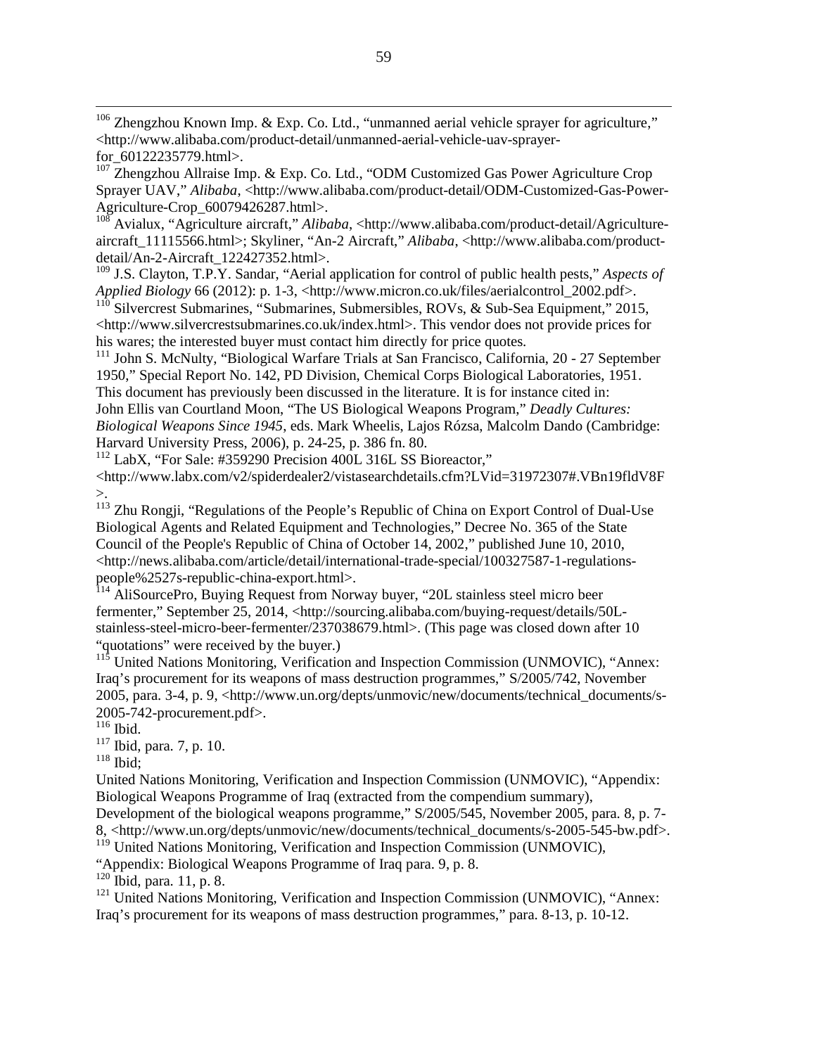[106] Zhengzhou Known Imp. & Exp. Co. Ltd., "unmanned aerial vehicle sprayer for agriculture," <http://www.alibaba.com/product-detail/unmanned-aerial-vehicle-uav-sprayer-for_60122235779.html>.

[107] Zhengzhou Allraise Imp. & Exp. Co. Ltd., "ODM Customized Gas Power Agriculture Crop Sprayer UAV," *Alibaba*, <http://www.alibaba.com/product-detail/ODM-Customized-Gas-Power-Agriculture-Crop_60079426287.html>.

[108] Avialux, "Agriculture aircraft," *Alibaba*, <http://www.alibaba.com/product-detail/Agriculture-aircraft_11115566.html>; Skyliner, "An-2 Aircraft," *Alibaba*, <http://www.alibaba.com/product-detail/An-2-Aircraft_122427352.html>.

[109] J.S. Clayton, T.P.Y. Sandar, "Aerial application for control of public health pests," *Aspects of Applied Biology* 66 (2012): p. 1-3, <http://www.micron.co.uk/files/aerialcontrol_2002.pdf>.

[110] Silvercrest Submarines, "Submarines, Submersibles, ROVs, & Sub-Sea Equipment," 2015, <http://www.silvercrestsubmarines.co.uk/index.html>. This vendor does not provide prices for his wares; the interested buyer must contact him directly for price quotes.

[111] John S. McNulty, "Biological Warfare Trials at San Francisco, California, 20 - 27 September 1950," Special Report No. 142, PD Division, Chemical Corps Biological Laboratories, 1951. This document has previously been discussed in the literature. It is for instance cited in: John Ellis van Courtland Moon, "The US Biological Weapons Program," *Deadly Cultures: Biological Weapons Since 1945*, eds. Mark Wheelis, Lajos Rózsa, Malcolm Dando (Cambridge: Harvard University Press, 2006), p. 24-25, p. 386 fn. 80.

[112] LabX, "For Sale: #359290 Precision 400L 316L SS Bioreactor," <http://www.labx.com/v2/spiderdealer2/vistasearchdetails.cfm?LVid=31972307#.VBn19fldV8F>.

[113] Zhu Rongji, "Regulations of the People's Republic of China on Export Control of Dual-Use Biological Agents and Related Equipment and Technologies," Decree No. 365 of the State Council of the People's Republic of China of October 14, 2002," published June 10, 2010, <http://news.alibaba.com/article/detail/international-trade-special/100327587-1-regulations-people%2527s-republic-china-export.html>.

[114] AliSourcePro, Buying Request from Norway buyer, "20L stainless steel micro beer fermenter," September 25, 2014, <http://sourcing.alibaba.com/buying-request/details/50L-stainless-steel-micro-beer-fermenter/237038679.html>. (This page was closed down after 10 "quotations" were received by the buyer.)

[115] United Nations Monitoring, Verification and Inspection Commission (UNMOVIC), "Annex: Iraq's procurement for its weapons of mass destruction programmes," S/2005/742, November 2005, para. 3-4, p. 9, <http://www.un.org/depts/unmovic/new/documents/technical_documents/s-2005-742-procurement.pdf>.

[116] Ibid.

[117] Ibid, para. 7, p. 10.

[118] Ibid;
United Nations Monitoring, Verification and Inspection Commission (UNMOVIC), "Appendix: Biological Weapons Programme of Iraq (extracted from the compendium summary), Development of the biological weapons programme," S/2005/545, November 2005, para. 8, p. 7-8, <http://www.un.org/depts/unmovic/new/documents/technical_documents/s-2005-545-bw.pdf>.

[119] United Nations Monitoring, Verification and Inspection Commission (UNMOVIC), "Appendix: Biological Weapons Programme of Iraq para. 9, p. 8.

[120] Ibid, para. 11, p. 8.

[121] United Nations Monitoring, Verification and Inspection Commission (UNMOVIC), "Annex: Iraq's procurement for its weapons of mass destruction programmes," para. 8-13, p. 10-12.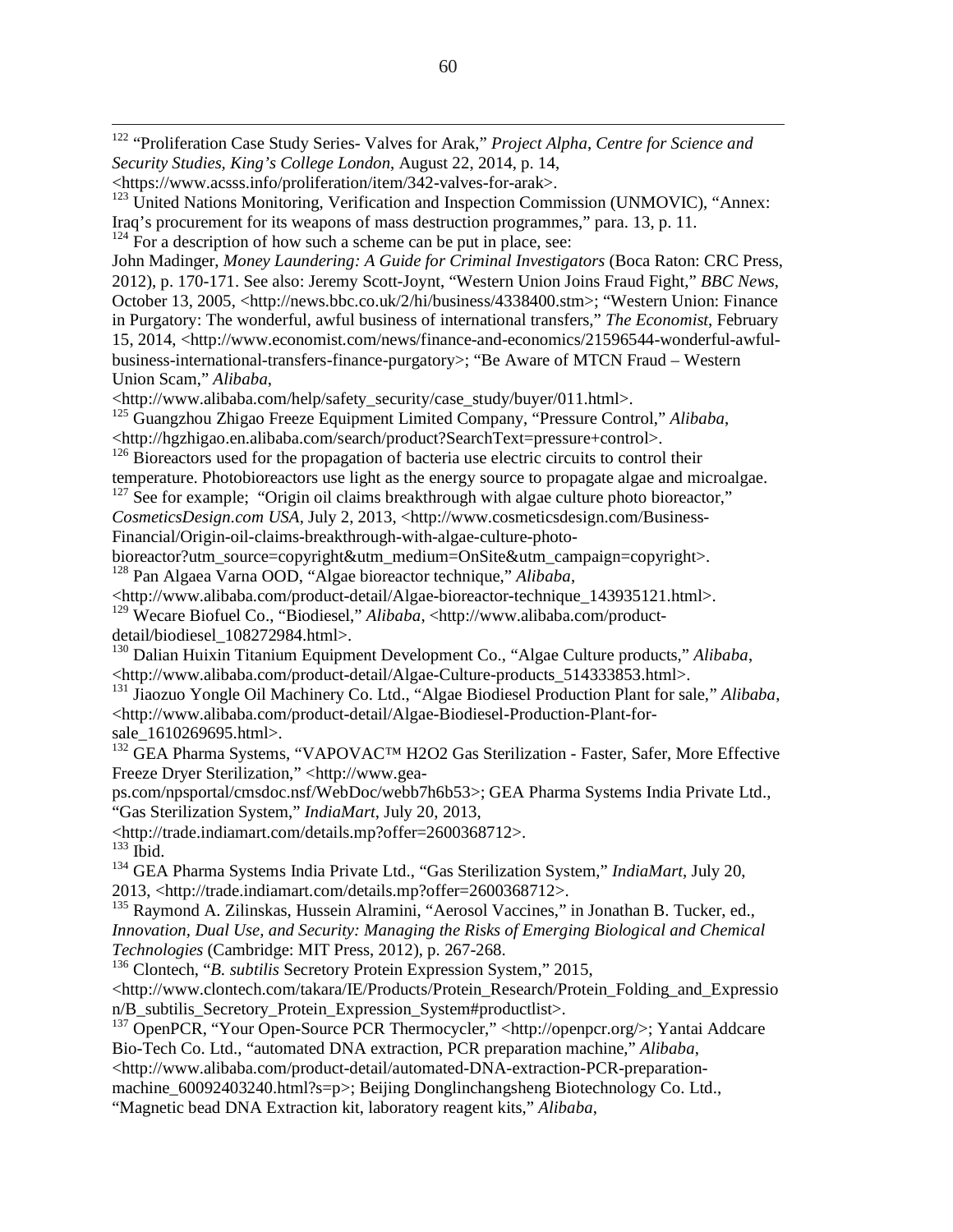[122] "Proliferation Case Study Series- Valves for Arak," *Project Alpha*, *Centre for Science and Security Studies*, *King's College London*, August 22, 2014, p. 14, <https://www.acsss.info/proliferation/item/342-valves-for-arak>.

[123] United Nations Monitoring, Verification and Inspection Commission (UNMOVIC), "Annex: Iraq's procurement for its weapons of mass destruction programmes," para. 13, p. 11.

[124] For a description of how such a scheme can be put in place, see:
John Madinger, *Money Laundering: A Guide for Criminal Investigators* (Boca Raton: CRC Press, 2012), p. 170-171. See also: Jeremy Scott-Joynt, "Western Union Joins Fraud Fight," *BBC News*, October 13, 2005, <http://news.bbc.co.uk/2/hi/business/4338400.stm>; "Western Union: Finance in Purgatory: The wonderful, awful business of international transfers," *The Economist*, February 15, 2014, <http://www.economist.com/news/finance-and-economics/21596544-wonderful-awful-business-international-transfers-finance-purgatory>; "Be Aware of MTCN Fraud – Western Union Scam," *Alibaba*, <http://www.alibaba.com/help/safety_security/case_study/buyer/011.html>.

[125] Guangzhou Zhigao Freeze Equipment Limited Company, "Pressure Control," *Alibaba*, <http://hgzhigao.en.alibaba.com/search/product?SearchText=pressure+control>.

[126] Bioreactors used for the propagation of bacteria use electric circuits to control their temperature. Photobioreactors use light as the energy source to propagate algae and microalgae.

[127] See for example; "Origin oil claims breakthrough with algae culture photo bioreactor," *CosmeticsDesign.com USA*, July 2, 2013, <http://www.cosmeticsdesign.com/Business-Financial/Origin-oil-claims-breakthrough-with-algae-culture-photo-bioreactor?utm_source=copyright&utm_medium=OnSite&utm_campaign=copyright>.

[128] Pan Algaea Varna OOD, "Algae bioreactor technique," *Alibaba*, <http://www.alibaba.com/product-detail/Algae-bioreactor-technique_143935121.html>.

[129] Wecare Biofuel Co., "Biodiesel," *Alibaba*, <http://www.alibaba.com/product-detail/biodiesel_108272984.html>.

[130] Dalian Huixin Titanium Equipment Development Co., "Algae Culture products," *Alibaba*, <http://www.alibaba.com/product-detail/Algae-Culture-products_514333853.html>.

[131] Jiaozuo Yongle Oil Machinery Co. Ltd., "Algae Biodiesel Production Plant for sale," *Alibaba*, <http://www.alibaba.com/product-detail/Algae-Biodiesel-Production-Plant-for-sale_1610269695.html>.

[132] GEA Pharma Systems, "VAPOVAC™ H2O2 Gas Sterilization - Faster, Safer, More Effective Freeze Dryer Sterilization," <http://www.gea-ps.com/npsportal/cmsdoc.nsf/WebDoc/webb7h6b53>; GEA Pharma Systems India Private Ltd., "Gas Sterilization System," *IndiaMart*, July 20, 2013, <http://trade.indiamart.com/details.mp?offer=2600368712>.

[133] Ibid.

[134] GEA Pharma Systems India Private Ltd., "Gas Sterilization System," *IndiaMart*, July 20, 2013, <http://trade.indiamart.com/details.mp?offer=2600368712>.

[135] Raymond A. Zilinskas, Hussein Alramini, "Aerosol Vaccines," in Jonathan B. Tucker, ed., *Innovation, Dual Use, and Security: Managing the Risks of Emerging Biological and Chemical Technologies* (Cambridge: MIT Press, 2012), p. 267-268.

[136] Clontech, "*B. subtilis* Secretory Protein Expression System," 2015, <http://www.clontech.com/takara/IE/Products/Protein_Research/Protein_Folding_and_Expression/B_subtilis_Secretory_Protein_Expression_System#productlist>.

[137] OpenPCR, "Your Open-Source PCR Thermocycler," <http://openpcr.org/>; Yantai Addcare Bio-Tech Co. Ltd., "automated DNA extraction, PCR preparation machine," *Alibaba*, <http://www.alibaba.com/product-detail/automated-DNA-extraction-PCR-preparation-machine_60092403240.html?s=p>; Beijing Donglinchangsheng Biotechnology Co. Ltd., "Magnetic bead DNA Extraction kit, laboratory reagent kits," *Alibaba*,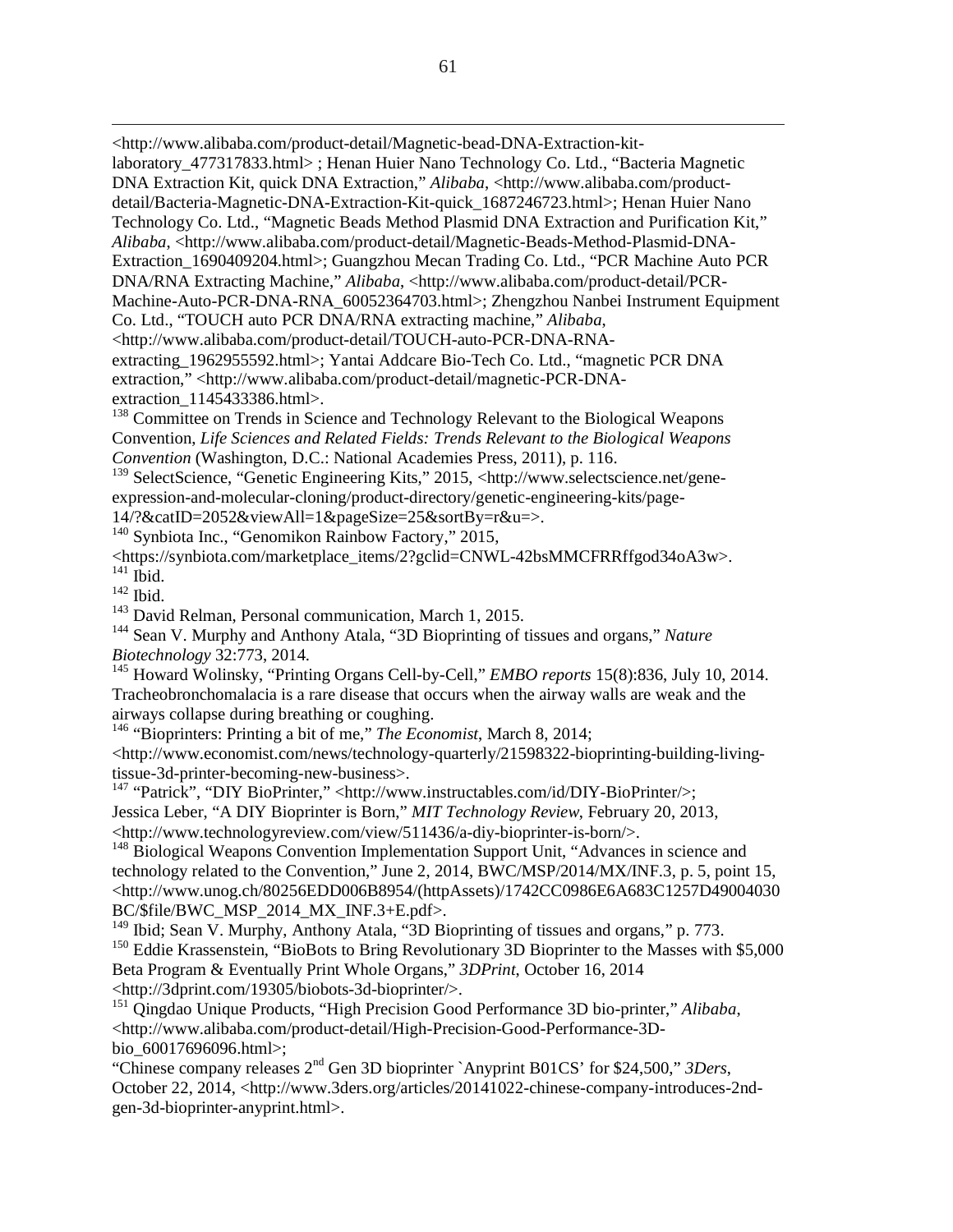<http://www.alibaba.com/product-detail/Magnetic-bead-DNA-Extraction-kit-laboratory_477317833.html> ; Henan Huier Nano Technology Co. Ltd., "Bacteria Magnetic DNA Extraction Kit, quick DNA Extraction," *Alibaba*, <http://www.alibaba.com/product-detail/Bacteria-Magnetic-DNA-Extraction-Kit-quick_1687246723.html>; Henan Huier Nano Technology Co. Ltd., "Magnetic Beads Method Plasmid DNA Extraction and Purification Kit," *Alibaba*, <http://www.alibaba.com/product-detail/Magnetic-Beads-Method-Plasmid-DNA-Extraction_1690409204.html>; Guangzhou Mecan Trading Co. Ltd., "PCR Machine Auto PCR DNA/RNA Extracting Machine," *Alibaba*, <http://www.alibaba.com/product-detail/PCR-Machine-Auto-PCR-DNA-RNA_60052364703.html>; Zhengzhou Nanbei Instrument Equipment Co. Ltd., "TOUCH auto PCR DNA/RNA extracting machine," *Alibaba*, <http://www.alibaba.com/product-detail/TOUCH-auto-PCR-DNA-RNA-extracting_1962955592.html>; Yantai Addcare Bio-Tech Co. Ltd., "magnetic PCR DNA extraction," <http://www.alibaba.com/product-detail/magnetic-PCR-DNA-extraction_1145433386.html>.

[138] Committee on Trends in Science and Technology Relevant to the Biological Weapons Convention, *Life Sciences and Related Fields: Trends Relevant to the Biological Weapons Convention* (Washington, D.C.: National Academies Press, 2011), p. 116.

[139] SelectScience, "Genetic Engineering Kits," 2015, <http://www.selectscience.net/gene-expression-and-molecular-cloning/product-directory/genetic-engineering-kits/page-14/?&catID=2052&viewAll=1&pageSize=25&sortBy=r&u=>.

[140] Synbiota Inc., "Genomikon Rainbow Factory," 2015, <https://synbiota.com/marketplace_items/2?gclid=CNWL-42bsMMCFRRffgod34oA3w>.

[141] Ibid.

[142] Ibid.

[143] David Relman, Personal communication, March 1, 2015.

[144] Sean V. Murphy and Anthony Atala, "3D Bioprinting of tissues and organs," *Nature Biotechnology* 32:773, 2014.

[145] Howard Wolinsky, "Printing Organs Cell-by-Cell," *EMBO reports* 15(8):836, July 10, 2014. Tracheobronchomalacia is a rare disease that occurs when the airway walls are weak and the airways collapse during breathing or coughing.

[146] "Bioprinters: Printing a bit of me," *The Economist*, March 8, 2014; <http://www.economist.com/news/technology-quarterly/21598322-bioprinting-building-living-tissue-3d-printer-becoming-new-business>.

[147] "Patrick", "DIY BioPrinter," <http://www.instructables.com/id/DIY-BioPrinter/>; Jessica Leber, "A DIY Bioprinter is Born," *MIT Technology Review*, February 20, 2013, <http://www.technologyreview.com/view/511436/a-diy-bioprinter-is-born/>.

[148] Biological Weapons Convention Implementation Support Unit, "Advances in science and technology related to the Convention," June 2, 2014, BWC/MSP/2014/MX/INF.3, p. 5, point 15, <http://www.unog.ch/80256EDD006B8954/(httpAssets)/1742CC0986E6A683C1257D49004030BC/$file/BWC_MSP_2014_MX_INF.3+E.pdf>.

[149] Ibid; Sean V. Murphy, Anthony Atala, "3D Bioprinting of tissues and organs," p. 773.

[150] Eddie Krassenstein, "BioBots to Bring Revolutionary 3D Bioprinter to the Masses with $5,000 Beta Program & Eventually Print Whole Organs," *3DPrint*, October 16, 2014 <http://3dprint.com/19305/biobots-3d-bioprinter/>.

[151] Qingdao Unique Products, "High Precision Good Performance 3D bio-printer," *Alibaba*, <http://www.alibaba.com/product-detail/High-Precision-Good-Performance-3D-bio_60017696096.html>;

"Chinese company releases 2nd Gen 3D bioprinter `Anyprint B01CS' for $24,500," *3Ders*, October 22, 2014, <http://www.3ders.org/articles/20141022-chinese-company-introduces-2nd-gen-3d-bioprinter-anyprint.html>.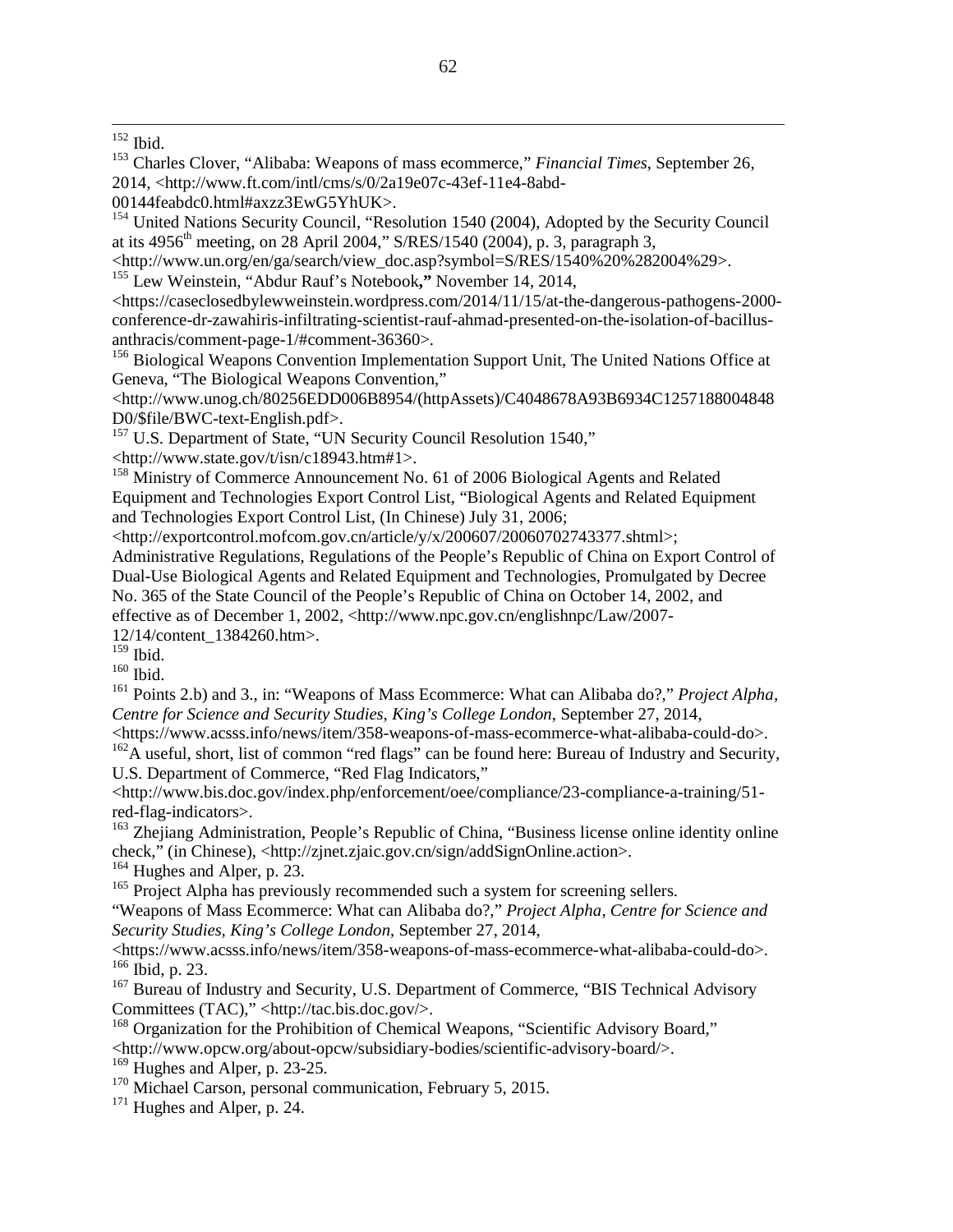[152] Ibid.

[153] Charles Clover, "Alibaba: Weapons of mass ecommerce," *Financial Times*, September 26, 2014, <http://www.ft.com/intl/cms/s/0/2a19e07c-43ef-11e4-8abd-00144feabdc0.html#axzz3EwG5YhUK>.

[154] United Nations Security Council, "Resolution 1540 (2004), Adopted by the Security Council at its 4956th meeting, on 28 April 2004," S/RES/1540 (2004), p. 3, paragraph 3, <http://www.un.org/en/ga/search/view_doc.asp?symbol=S/RES/1540%20%282004%29>.

[155] Lew Weinstein, "Abdur Rauf's Notebook**,"** November 14, 2014, <https://caseclosedbylewweinstein.wordpress.com/2014/11/15/at-the-dangerous-pathogens-2000-conference-dr-zawahiris-infiltrating-scientist-rauf-ahmad-presented-on-the-isolation-of-bacillus-anthracis/comment-page-1/#comment-36360>.

[156] Biological Weapons Convention Implementation Support Unit, The United Nations Office at Geneva, "The Biological Weapons Convention," <http://www.unog.ch/80256EDD006B8954/(httpAssets)/C4048678A93B6934C1257188004848D0/$file/BWC-text-English.pdf>.

[157] U.S. Department of State, "UN Security Council Resolution 1540," <http://www.state.gov/t/isn/c18943.htm#1>.

[158] Ministry of Commerce Announcement No. 61 of 2006 Biological Agents and Related Equipment and Technologies Export Control List, "Biological Agents and Related Equipment and Technologies Export Control List, (In Chinese) July 31, 2006; <http://exportcontrol.mofcom.gov.cn/article/y/x/200607/20060702743377.shtml>; Administrative Regulations, Regulations of the People's Republic of China on Export Control of Dual-Use Biological Agents and Related Equipment and Technologies, Promulgated by Decree No. 365 of the State Council of the People's Republic of China on October 14, 2002, and effective as of December 1, 2002, <http://www.npc.gov.cn/englishnpc/Law/2007-12/14/content_1384260.htm>.

[159] Ibid.

[160] Ibid.

[161] Points 2.b) and 3., in: "Weapons of Mass Ecommerce: What can Alibaba do?," *Project Alpha, Centre for Science and Security Studies, King's College London*, September 27, 2014, <https://www.acsss.info/news/item/358-weapons-of-mass-ecommerce-what-alibaba-could-do>.

[162] A useful, short, list of common "red flags" can be found here: Bureau of Industry and Security, U.S. Department of Commerce, "Red Flag Indicators," <http://www.bis.doc.gov/index.php/enforcement/oee/compliance/23-compliance-a-training/51-red-flag-indicators>.

[163] Zhejiang Administration, People's Republic of China, "Business license online identity online check," (in Chinese), <http://zjnet.zjaic.gov.cn/sign/addSignOnline.action>.

[164] Hughes and Alper, p. 23.

[165] Project Alpha has previously recommended such a system for screening sellers. "Weapons of Mass Ecommerce: What can Alibaba do?," *Project Alpha, Centre for Science and Security Studies, King's College London*, September 27, 2014, <https://www.acsss.info/news/item/358-weapons-of-mass-ecommerce-what-alibaba-could-do>.

[166] Ibid, p. 23.

[167] Bureau of Industry and Security, U.S. Department of Commerce, "BIS Technical Advisory Committees (TAC)," <http://tac.bis.doc.gov/>.

[168] Organization for the Prohibition of Chemical Weapons, "Scientific Advisory Board," <http://www.opcw.org/about-opcw/subsidiary-bodies/scientific-advisory-board/>.

[169] Hughes and Alper, p. 23-25.

[170] Michael Carson, personal communication, February 5, 2015.

[171] Hughes and Alper, p. 24.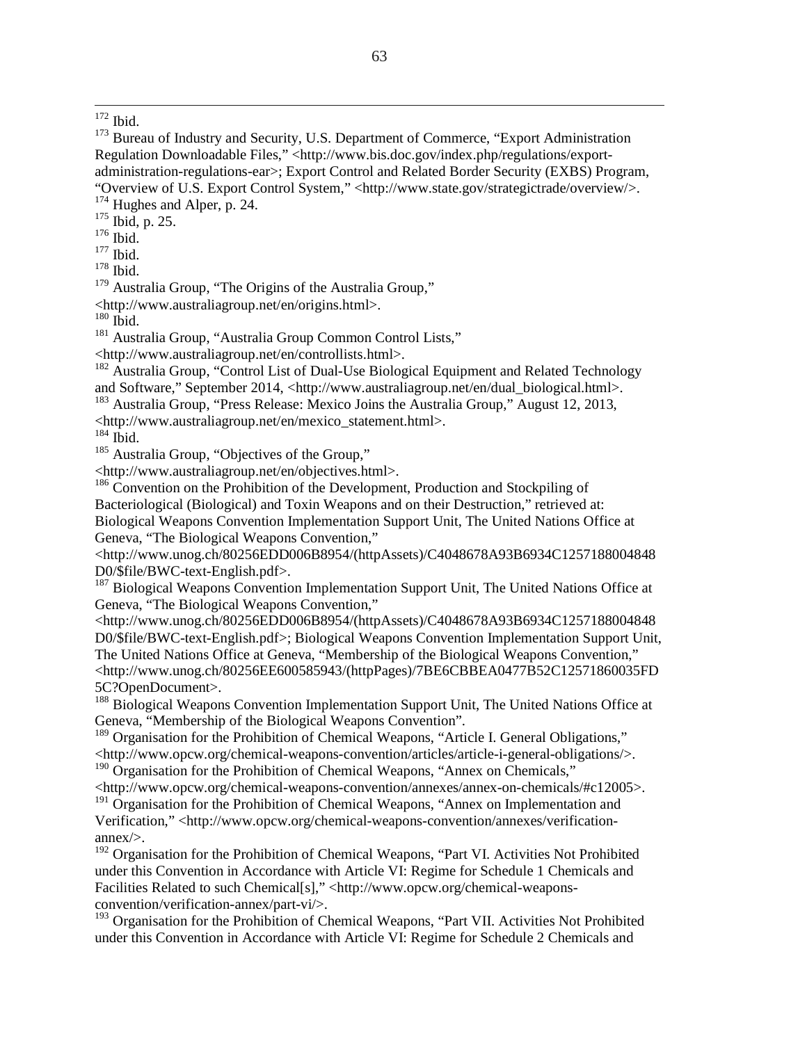[172] Ibid.

[173] Bureau of Industry and Security, U.S. Department of Commerce, "Export Administration Regulation Downloadable Files," <http://www.bis.doc.gov/index.php/regulations/export-administration-regulations-ear>; Export Control and Related Border Security (EXBS) Program, "Overview of U.S. Export Control System," <http://www.state.gov/strategictrade/overview/>.

[174] Hughes and Alper, p. 24.

[175] Ibid, p. 25.

[176] Ibid.

[177] Ibid.

[178] Ibid.

[179] Australia Group, "The Origins of the Australia Group," <http://www.australiagroup.net/en/origins.html>.

[180] Ibid.

[181] Australia Group, "Australia Group Common Control Lists," <http://www.australiagroup.net/en/controllists.html>.

[182] Australia Group, "Control List of Dual-Use Biological Equipment and Related Technology and Software," September 2014, <http://www.australiagroup.net/en/dual_biological.html>.

[183] Australia Group, "Press Release: Mexico Joins the Australia Group," August 12, 2013, <http://www.australiagroup.net/en/mexico_statement.html>.

[184] Ibid.

[185] Australia Group, "Objectives of the Group," <http://www.australiagroup.net/en/objectives.html>.

[186] Convention on the Prohibition of the Development, Production and Stockpiling of Bacteriological (Biological) and Toxin Weapons and on their Destruction," retrieved at: Biological Weapons Convention Implementation Support Unit, The United Nations Office at Geneva, "The Biological Weapons Convention," <http://www.unog.ch/80256EDD006B8954/(httpAssets)/C4048678A93B6934C1257188004848D0/$file/BWC-text-English.pdf>.

[187] Biological Weapons Convention Implementation Support Unit, The United Nations Office at Geneva, "The Biological Weapons Convention," <http://www.unog.ch/80256EDD006B8954/(httpAssets)/C4048678A93B6934C1257188004848D0/$file/BWC-text-English.pdf>; Biological Weapons Convention Implementation Support Unit, The United Nations Office at Geneva, "Membership of the Biological Weapons Convention," <http://www.unog.ch/80256EE600585943/(httpPages)/7BE6CBBEA0477B52C12571860035FD5C?OpenDocument>.

[188] Biological Weapons Convention Implementation Support Unit, The United Nations Office at Geneva, "Membership of the Biological Weapons Convention".

[189] Organisation for the Prohibition of Chemical Weapons, "Article I. General Obligations," <http://www.opcw.org/chemical-weapons-convention/articles/article-i-general-obligations/>.

[190] Organisation for the Prohibition of Chemical Weapons, "Annex on Chemicals," <http://www.opcw.org/chemical-weapons-convention/annexes/annex-on-chemicals/#c12005>.

[191] Organisation for the Prohibition of Chemical Weapons, "Annex on Implementation and Verification," <http://www.opcw.org/chemical-weapons-convention/annexes/verification-annex/>.

[192] Organisation for the Prohibition of Chemical Weapons, "Part VI. Activities Not Prohibited under this Convention in Accordance with Article VI: Regime for Schedule 1 Chemicals and Facilities Related to such Chemical[s]," <http://www.opcw.org/chemical-weapons-convention/verification-annex/part-vi/>.

[193] Organisation for the Prohibition of Chemical Weapons, "Part VII. Activities Not Prohibited under this Convention in Accordance with Article VI: Regime for Schedule 2 Chemicals and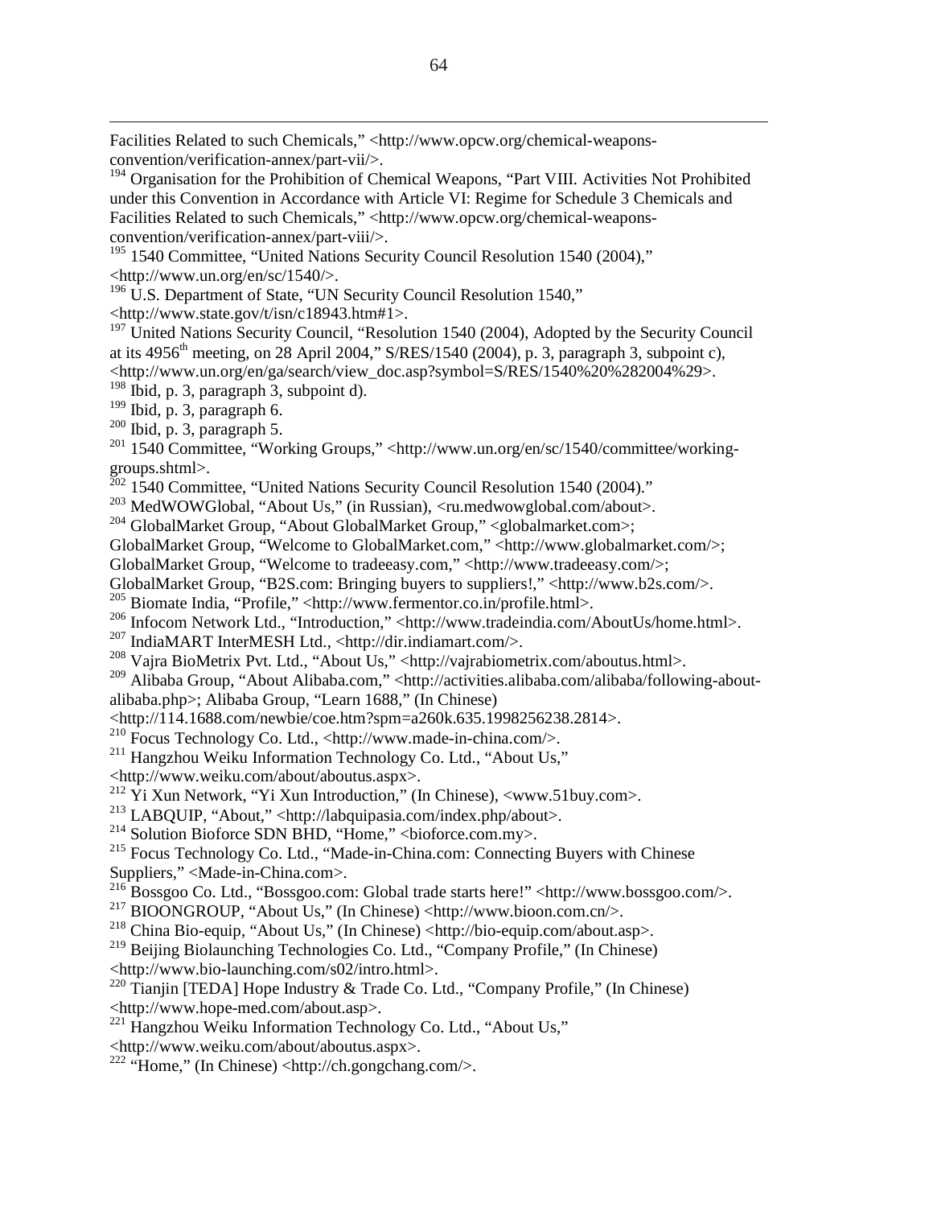Facilities Related to such Chemicals," <http://www.opcw.org/chemical-weapons-convention/verification-annex/part-vii/>.

[194] Organisation for the Prohibition of Chemical Weapons, "Part VIII. Activities Not Prohibited under this Convention in Accordance with Article VI: Regime for Schedule 3 Chemicals and Facilities Related to such Chemicals," <http://www.opcw.org/chemical-weapons-convention/verification-annex/part-viii/>.

[195] 1540 Committee, "United Nations Security Council Resolution 1540 (2004)," <http://www.un.org/en/sc/1540/>.

[196] U.S. Department of State, "UN Security Council Resolution 1540," <http://www.state.gov/t/isn/c18943.htm#1>.

[197] United Nations Security Council, "Resolution 1540 (2004), Adopted by the Security Council at its 4956th meeting, on 28 April 2004," S/RES/1540 (2004), p. 3, paragraph 3, subpoint c), <http://www.un.org/en/ga/search/view_doc.asp?symbol=S/RES/1540%20%282004%29>.

[198] Ibid, p. 3, paragraph 3, subpoint d).

[199] Ibid, p. 3, paragraph 6.

[200] Ibid, p. 3, paragraph 5.

[201] 1540 Committee, "Working Groups," <http://www.un.org/en/sc/1540/committee/working-groups.shtml>.

[202] 1540 Committee, "United Nations Security Council Resolution 1540 (2004)."

[203] MedWOWGlobal, "About Us," (in Russian), <ru.medwowglobal.com/about>.

[204] GlobalMarket Group, "About GlobalMarket Group," <globalmarket.com>; GlobalMarket Group, "Welcome to GlobalMarket.com," <http://www.globalmarket.com/>; GlobalMarket Group, "Welcome to tradeeasy.com," <http://www.tradeeasy.com/>; GlobalMarket Group, "B2S.com: Bringing buyers to suppliers!," <http://www.b2s.com/>.

[205] Biomate India, "Profile," <http://www.fermentor.co.in/profile.html>.

[206] Infocom Network Ltd., "Introduction," <http://www.tradeindia.com/AboutUs/home.html>.

[207] IndiaMART InterMESH Ltd., <http://dir.indiamart.com/>.

[208] Vajra BioMetrix Pvt. Ltd., "About Us," <http://vajrabiometrix.com/aboutus.html>.

[209] Alibaba Group, "About Alibaba.com," <http://activities.alibaba.com/alibaba/following-about-alibaba.php>; Alibaba Group, "Learn 1688," (In Chinese) <http://114.1688.com/newbie/coe.htm?spm=a260k.635.1998256238.2814>.

[210] Focus Technology Co. Ltd., <http://www.made-in-china.com/>.

[211] Hangzhou Weiku Information Technology Co. Ltd., "About Us," <http://www.weiku.com/about/aboutus.aspx>.

[212] Yi Xun Network, "Yi Xun Introduction," (In Chinese), <www.51buy.com>.

[213] LABQUIP, "About," <http://labquipasia.com/index.php/about>.

[214] Solution Bioforce SDN BHD, "Home," <bioforce.com.my>.

[215] Focus Technology Co. Ltd., "Made-in-China.com: Connecting Buyers with Chinese Suppliers," <Made-in-China.com>.

[216] Bossgoo Co. Ltd., "Bossgoo.com: Global trade starts here!" <http://www.bossgoo.com/>.

[217] BIOONGROUP, "About Us," (In Chinese) <http://www.bioon.com.cn/>.

[218] China Bio-equip, "About Us," (In Chinese) <http://bio-equip.com/about.asp>.

[219] Beijing Biolaunching Technologies Co. Ltd., "Company Profile," (In Chinese) <http://www.bio-launching.com/s02/intro.html>.

[220] Tianjin [TEDA] Hope Industry & Trade Co. Ltd., "Company Profile," (In Chinese) <http://www.hope-med.com/about.asp>.

[221] Hangzhou Weiku Information Technology Co. Ltd., "About Us," <http://www.weiku.com/about/aboutus.aspx>.

[222] "Home," (In Chinese) <http://ch.gongchang.com/>.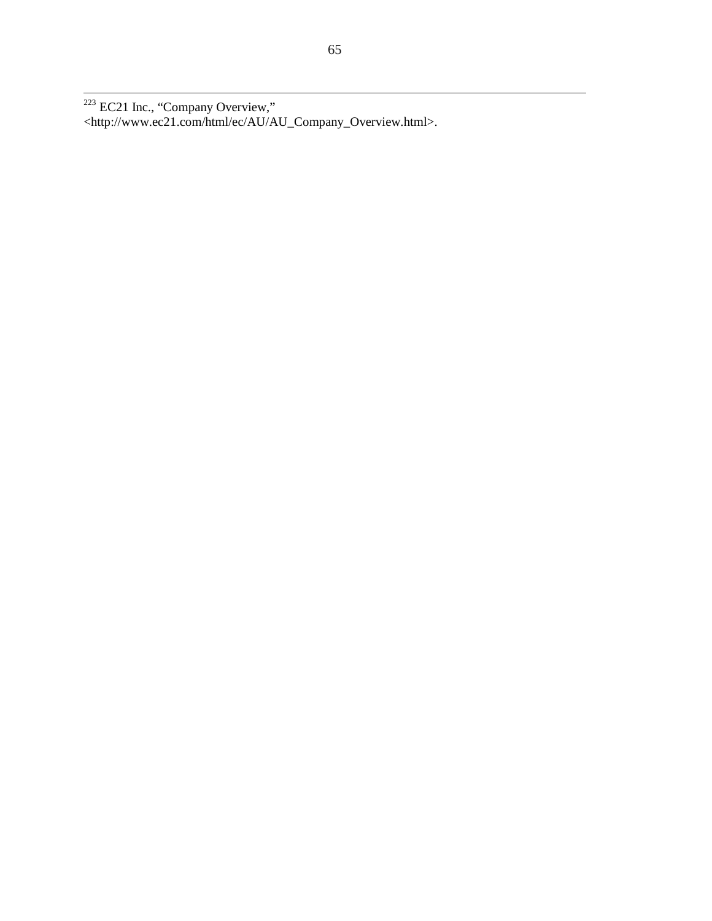[223] EC21 Inc., "Company Overview,"
<http://www.ec21.com/html/ec/AU/AU_Company_Overview.html>.